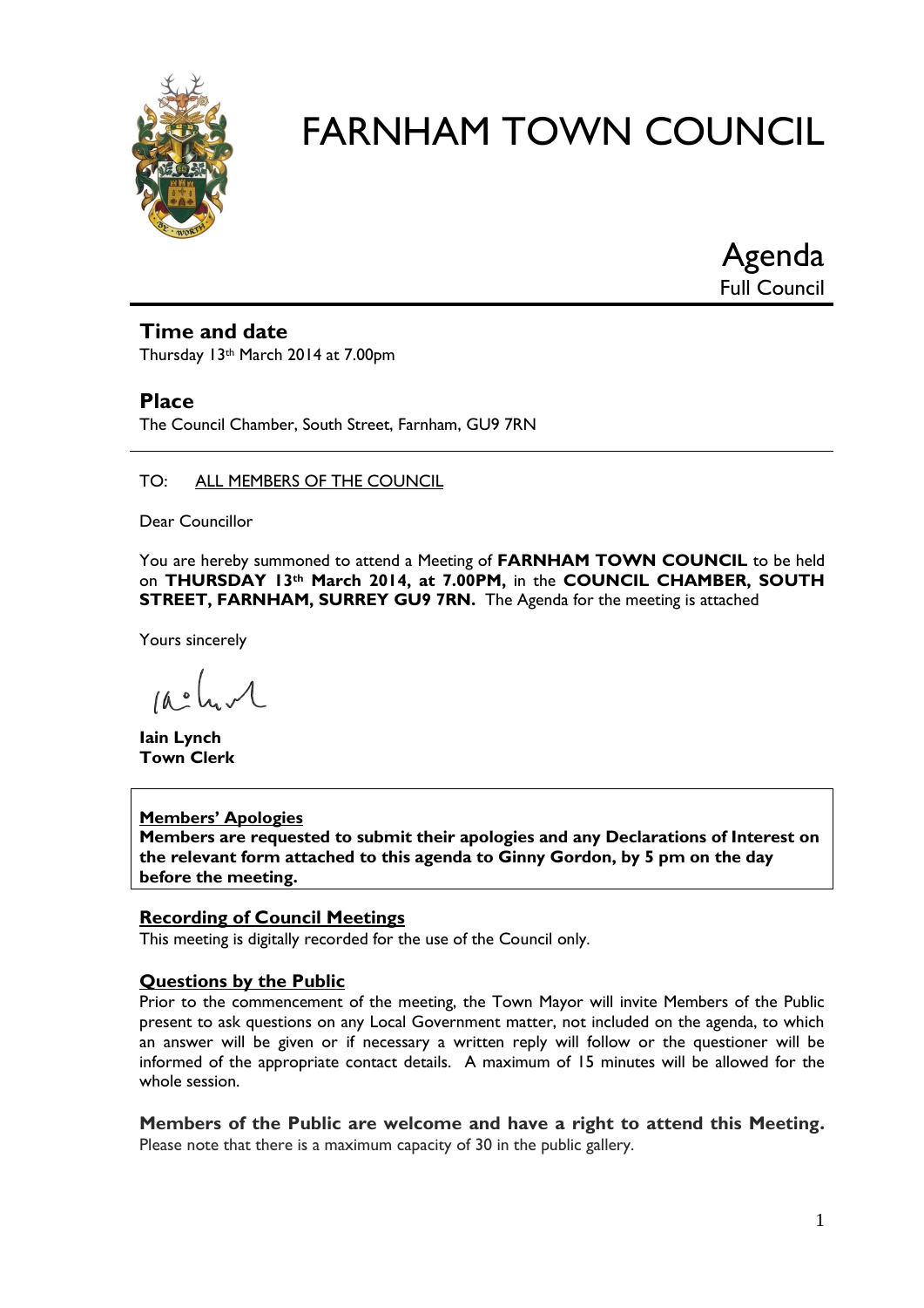# FARNHAM TOWN COUNCIL

## Agenda
Full Council

## Time and date
Thursday 13th March 2014 at 7.00pm

## Place
The Council Chamber, South Street, Farnham, GU9 7RN

---

TO: ALL MEMBERS OF THE COUNCIL

Dear Councillor

You are hereby summoned to attend a Meeting of **FARNHAM TOWN COUNCIL** to be held on **THURSDAY 13th March 2014, at 7.00PM,** in the **COUNCIL CHAMBER, SOUTH STREET, FARNHAM, SURREY GU9 7RN.** The Agenda for the meeting is attached

Yours sincerely

**Iain Lynch**
**Town Clerk**

**Members' Apologies**
**Members are requested to submit their apologies and any Declarations of Interest on the relevant form attached to this agenda to Ginny Gordon, by 5 pm on the day before the meeting.**

**Recording of Council Meetings**
This meeting is digitally recorded for the use of the Council only.

**Questions by the Public**
Prior to the commencement of the meeting, the Town Mayor will invite Members of the Public present to ask questions on any Local Government matter, not included on the agenda, to which an answer will be given or if necessary a written reply will follow or the questioner will be informed of the appropriate contact details. A maximum of 15 minutes will be allowed for the whole session.

**Members of the Public are welcome and have a right to attend this Meeting.**
Please note that there is a maximum capacity of 30 in the public gallery.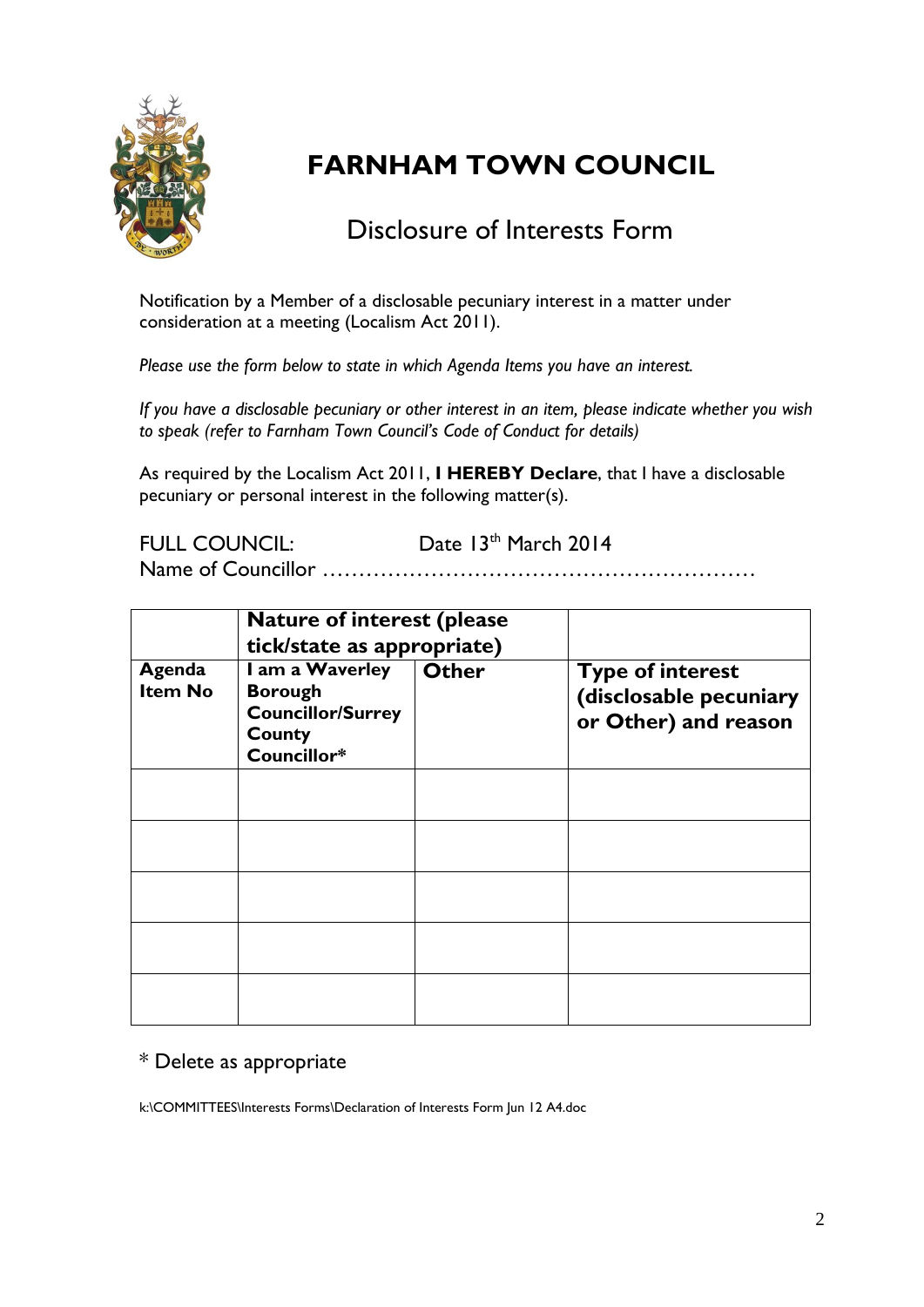# FARNHAM TOWN COUNCIL

## Disclosure of Interests Form

Notification by a Member of a disclosable pecuniary interest in a matter under consideration at a meeting (Localism Act 2011).

*Please use the form below to state in which Agenda Items you have an interest.*

*If you have a disclosable pecuniary or other interest in an item, please indicate whether you wish to speak (refer to Farnham Town Council's Code of Conduct for details)*

As required by the Localism Act 2011, **I HEREBY Declare**, that I have a disclosable pecuniary or personal interest in the following matter(s).

FULL COUNCIL: Date 13th March 2014

Name of Councillor ……………………………………………………

| | **Nature of interest (please tick/state as appropriate)** | | |
|---|---|---|---|
| **Agenda Item No** | **I am a Waverley Borough Councillor/Surrey County Councillor*** | **Other** | **Type of interest (disclosable pecuniary or Other) and reason** |
| | | | |
| | | | |
| | | | |
| | | | |
| | | | |

\* Delete as appropriate

k:\COMMITTEES\Interests Forms\Declaration of Interests Form Jun 12 A4.doc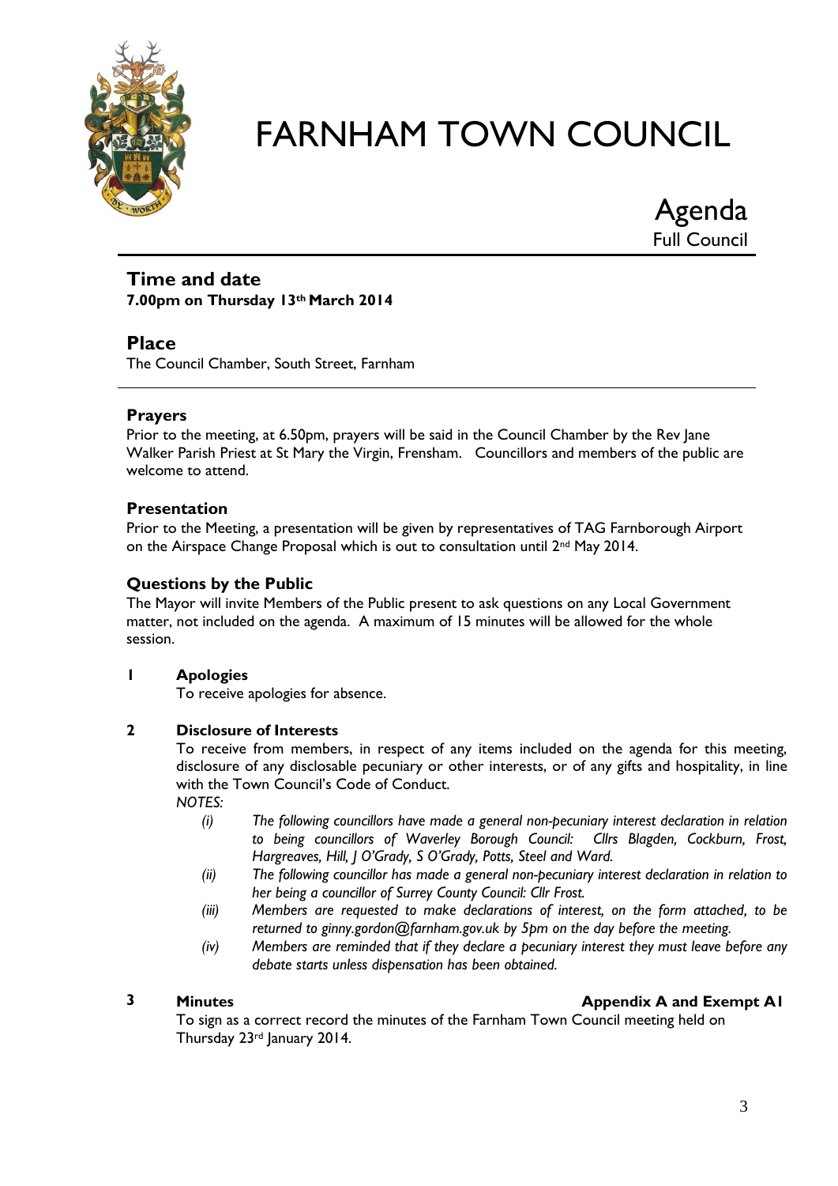# FARNHAM TOWN COUNCIL

## Agenda
Full Council

## Time and date
**7.00pm on Thursday 13th March 2014**

## Place
The Council Chamber, South Street, Farnham

### Prayers
Prior to the meeting, at 6.50pm, prayers will be said in the Council Chamber by the Rev Jane Walker Parish Priest at St Mary the Virgin, Frensham. Councillors and members of the public are welcome to attend.

### Presentation
Prior to the Meeting, a presentation will be given by representatives of TAG Farnborough Airport on the Airspace Change Proposal which is out to consultation until 2nd May 2014.

### Questions by the Public
The Mayor will invite Members of the Public present to ask questions on any Local Government matter, not included on the agenda. A maximum of 15 minutes will be allowed for the whole session.

**1 Apologies**

To receive apologies for absence.

**2 Disclosure of Interests**

To receive from members, in respect of any items included on the agenda for this meeting, disclosure of any disclosable pecuniary or other interests, or of any gifts and hospitality, in line with the Town Council's Code of Conduct.

*NOTES:*

*(i) The following councillors have made a general non-pecuniary interest declaration in relation to being councillors of Waverley Borough Council: Cllrs Blagden, Cockburn, Frost, Hargreaves, Hill, J O'Grady, S O'Grady, Potts, Steel and Ward.*

*(ii) The following councillor has made a general non-pecuniary interest declaration in relation to her being a councillor of Surrey County Council: Cllr Frost.*

*(iii) Members are requested to make declarations of interest, on the form attached, to be returned to ginny.gordon@farnham.gov.uk by 5pm on the day before the meeting.*

*(iv) Members are reminded that if they declare a pecuniary interest they must leave before any debate starts unless dispensation has been obtained.*

**3 Minutes** **Appendix A and Exempt A1**

To sign as a correct record the minutes of the Farnham Town Council meeting held on Thursday 23rd January 2014.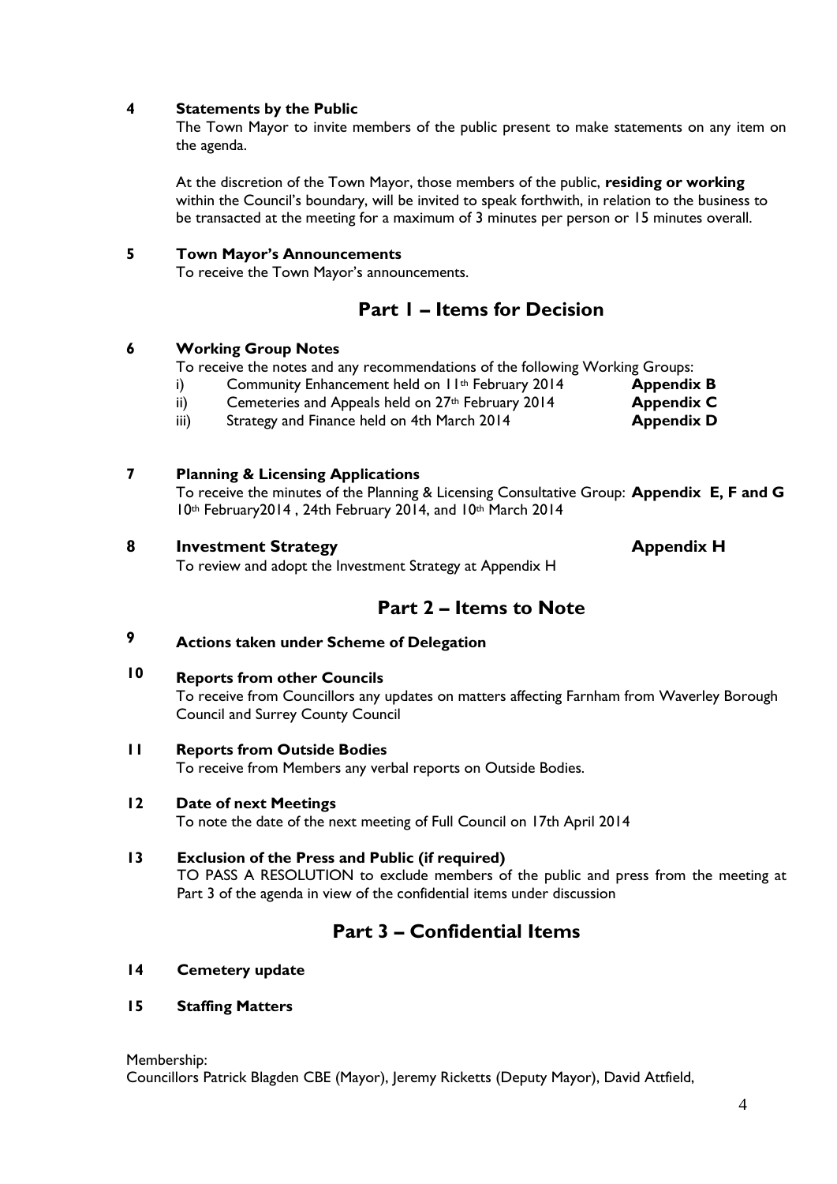**4 Statements by the Public**

The Town Mayor to invite members of the public present to make statements on any item on the agenda.

At the discretion of the Town Mayor, those members of the public, **residing or working** within the Council's boundary, will be invited to speak forthwith, in relation to the business to be transacted at the meeting for a maximum of 3 minutes per person or 15 minutes overall.

**5 Town Mayor's Announcements**

To receive the Town Mayor's announcements.

## Part 1 – Items for Decision

**6 Working Group Notes**

To receive the notes and any recommendations of the following Working Groups:

i) Community Enhancement held on 11th February 2014 — **Appendix B**

ii) Cemeteries and Appeals held on 27th February 2014 — **Appendix C**

iii) Strategy and Finance held on 4th March 2014 — **Appendix D**

**7 Planning & Licensing Applications**

To receive the minutes of the Planning & Licensing Consultative Group: **Appendix E, F and G**
10th February2014 , 24th February 2014, and 10th March 2014

**8 Investment Strategy** — **Appendix H**

To review and adopt the Investment Strategy at Appendix H

## Part 2 – Items to Note

**9 Actions taken under Scheme of Delegation**

**10 Reports from other Councils**

To receive from Councillors any updates on matters affecting Farnham from Waverley Borough Council and Surrey County Council

**11 Reports from Outside Bodies**

To receive from Members any verbal reports on Outside Bodies.

**12 Date of next Meetings**

To note the date of the next meeting of Full Council on 17th April 2014

**13 Exclusion of the Press and Public (if required)**

TO PASS A RESOLUTION to exclude members of the public and press from the meeting at Part 3 of the agenda in view of the confidential items under discussion

## Part 3 – Confidential Items

**14 Cemetery update**

**15 Staffing Matters**

Membership:
Councillors Patrick Blagden CBE (Mayor), Jeremy Ricketts (Deputy Mayor), David Attfield,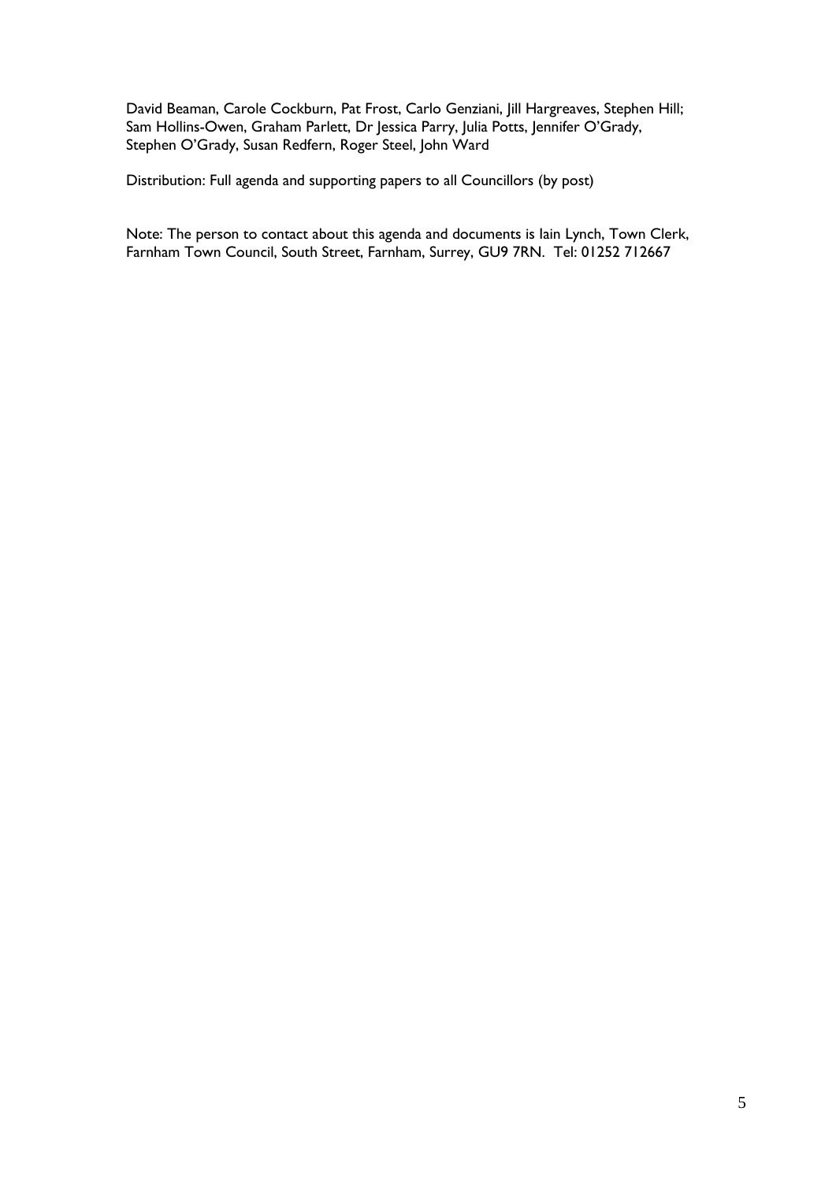David Beaman, Carole Cockburn, Pat Frost, Carlo Genziani, Jill Hargreaves, Stephen Hill; Sam Hollins-Owen, Graham Parlett, Dr Jessica Parry, Julia Potts, Jennifer O'Grady, Stephen O'Grady, Susan Redfern, Roger Steel, John Ward

Distribution: Full agenda and supporting papers to all Councillors (by post)

Note: The person to contact about this agenda and documents is Iain Lynch, Town Clerk, Farnham Town Council, South Street, Farnham, Surrey, GU9 7RN. Tel: 01252 712667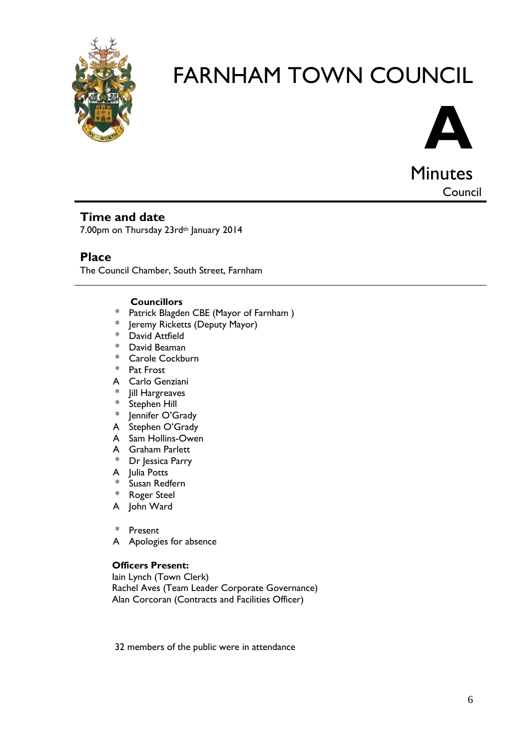# FARNHAM TOWN COUNCIL

**A**

Minutes

Council

## Time and date

7.00pm on Thursday 23rd[th] January 2014

## Place

The Council Chamber, South Street, Farnham

**Councillors**

- \* Patrick Blagden CBE (Mayor of Farnham )
- \* Jeremy Ricketts (Deputy Mayor)
- \* David Attfield
- \* David Beaman
- \* Carole Cockburn
- \* Pat Frost
- A Carlo Genziani
- \* Jill Hargreaves
- \* Stephen Hill
- \* Jennifer O'Grady
- A Stephen O'Grady
- A Sam Hollins-Owen
- A Graham Parlett
- \* Dr Jessica Parry
- A Julia Potts
- \* Susan Redfern
- \* Roger Steel
- A John Ward

\* Present
A Apologies for absence

**Officers Present:**

Iain Lynch (Town Clerk)
Rachel Aves (Team Leader Corporate Governance)
Alan Corcoran (Contracts and Facilities Officer)

32 members of the public were in attendance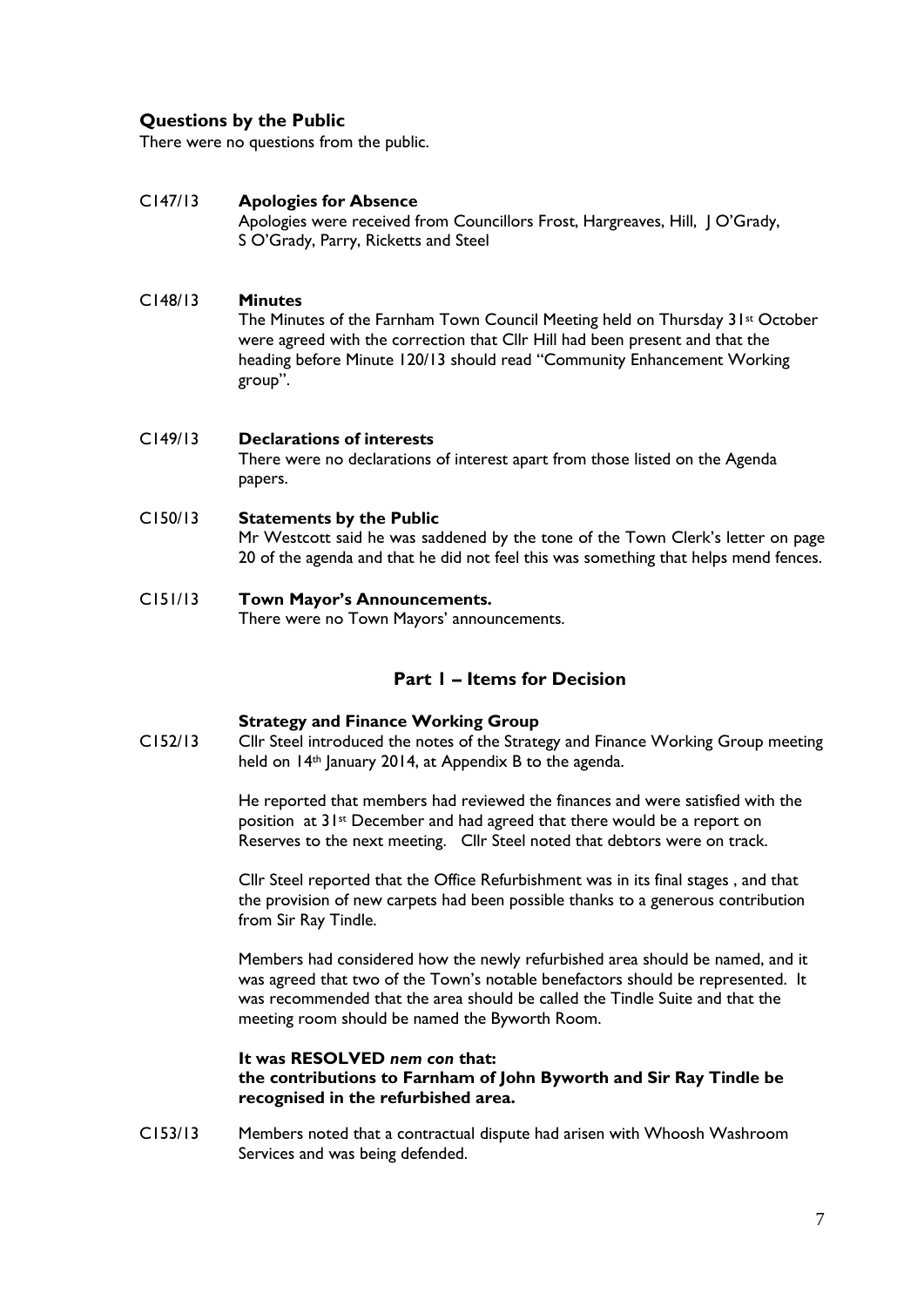## Questions by the Public

There were no questions from the public.

**C147/13 Apologies for Absence**

Apologies were received from Councillors Frost, Hargreaves, Hill, J O'Grady, S O'Grady, Parry, Ricketts and Steel

**C148/13 Minutes**

The Minutes of the Farnham Town Council Meeting held on Thursday 31st October were agreed with the correction that Cllr Hill had been present and that the heading before Minute 120/13 should read "Community Enhancement Working group".

**C149/13 Declarations of interests**

There were no declarations of interest apart from those listed on the Agenda papers.

**C150/13 Statements by the Public**

Mr Westcott said he was saddened by the tone of the Town Clerk's letter on page 20 of the agenda and that he did not feel this was something that helps mend fences.

**C151/13 Town Mayor's Announcements.**

There were no Town Mayors' announcements.

## Part 1 – Items for Decision

### Strategy and Finance Working Group

C152/13 Cllr Steel introduced the notes of the Strategy and Finance Working Group meeting held on 14th January 2014, at Appendix B to the agenda.

He reported that members had reviewed the finances and were satisfied with the position at 31st December and had agreed that there would be a report on Reserves to the next meeting. Cllr Steel noted that debtors were on track.

Cllr Steel reported that the Office Refurbishment was in its final stages , and that the provision of new carpets had been possible thanks to a generous contribution from Sir Ray Tindle.

Members had considered how the newly refurbished area should be named, and it was agreed that two of the Town's notable benefactors should be represented. It was recommended that the area should be called the Tindle Suite and that the meeting room should be named the Byworth Room.

**It was RESOLVED *nem con* that:**
**the contributions to Farnham of John Byworth and Sir Ray Tindle be recognised in the refurbished area.**

C153/13 Members noted that a contractual dispute had arisen with Whoosh Washroom Services and was being defended.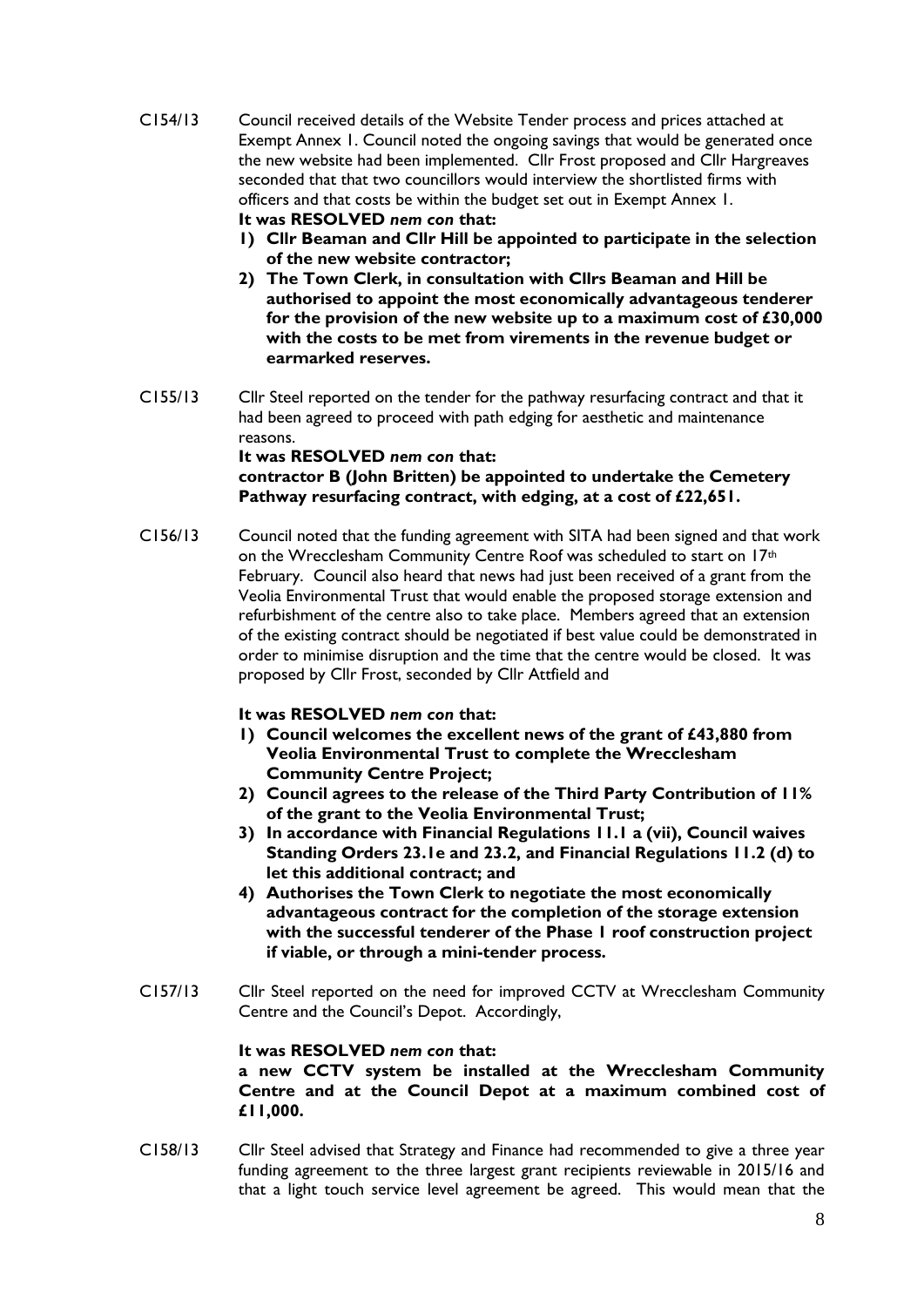C154/13 Council received details of the Website Tender process and prices attached at Exempt Annex 1. Council noted the ongoing savings that would be generated once the new website had been implemented. Cllr Frost proposed and Cllr Hargreaves seconded that that two councillors would interview the shortlisted firms with officers and that costs be within the budget set out in Exempt Annex 1.

**It was RESOLVED *nem con* that:**

1) **Cllr Beaman and Cllr Hill be appointed to participate in the selection of the new website contractor;**
2) **The Town Clerk, in consultation with Cllrs Beaman and Hill be authorised to appoint the most economically advantageous tenderer for the provision of the new website up to a maximum cost of £30,000 with the costs to be met from virements in the revenue budget or earmarked reserves.**

C155/13 Cllr Steel reported on the tender for the pathway resurfacing contract and that it had been agreed to proceed with path edging for aesthetic and maintenance reasons.

**It was RESOLVED *nem con* that:**
**contractor B (John Britten) be appointed to undertake the Cemetery Pathway resurfacing contract, with edging, at a cost of £22,651.**

C156/13 Council noted that the funding agreement with SITA had been signed and that work on the Wrecclesham Community Centre Roof was scheduled to start on 17th February. Council also heard that news had just been received of a grant from the Veolia Environmental Trust that would enable the proposed storage extension and refurbishment of the centre also to take place. Members agreed that an extension of the existing contract should be negotiated if best value could be demonstrated in order to minimise disruption and the time that the centre would be closed. It was proposed by Cllr Frost, seconded by Cllr Attfield and

**It was RESOLVED *nem con* that:**

1) **Council welcomes the excellent news of the grant of £43,880 from Veolia Environmental Trust to complete the Wrecclesham Community Centre Project;**
2) **Council agrees to the release of the Third Party Contribution of 11% of the grant to the Veolia Environmental Trust;**
3) **In accordance with Financial Regulations 11.1 a (vii), Council waives Standing Orders 23.1e and 23.2, and Financial Regulations 11.2 (d) to let this additional contract; and**
4) **Authorises the Town Clerk to negotiate the most economically advantageous contract for the completion of the storage extension with the successful tenderer of the Phase 1 roof construction project if viable, or through a mini-tender process.**

C157/13 Cllr Steel reported on the need for improved CCTV at Wrecclesham Community Centre and the Council's Depot. Accordingly,

**It was RESOLVED *nem con* that:**
**a new CCTV system be installed at the Wrecclesham Community Centre and at the Council Depot at a maximum combined cost of £11,000.**

C158/13 Cllr Steel advised that Strategy and Finance had recommended to give a three year funding agreement to the three largest grant recipients reviewable in 2015/16 and that a light touch service level agreement be agreed. This would mean that the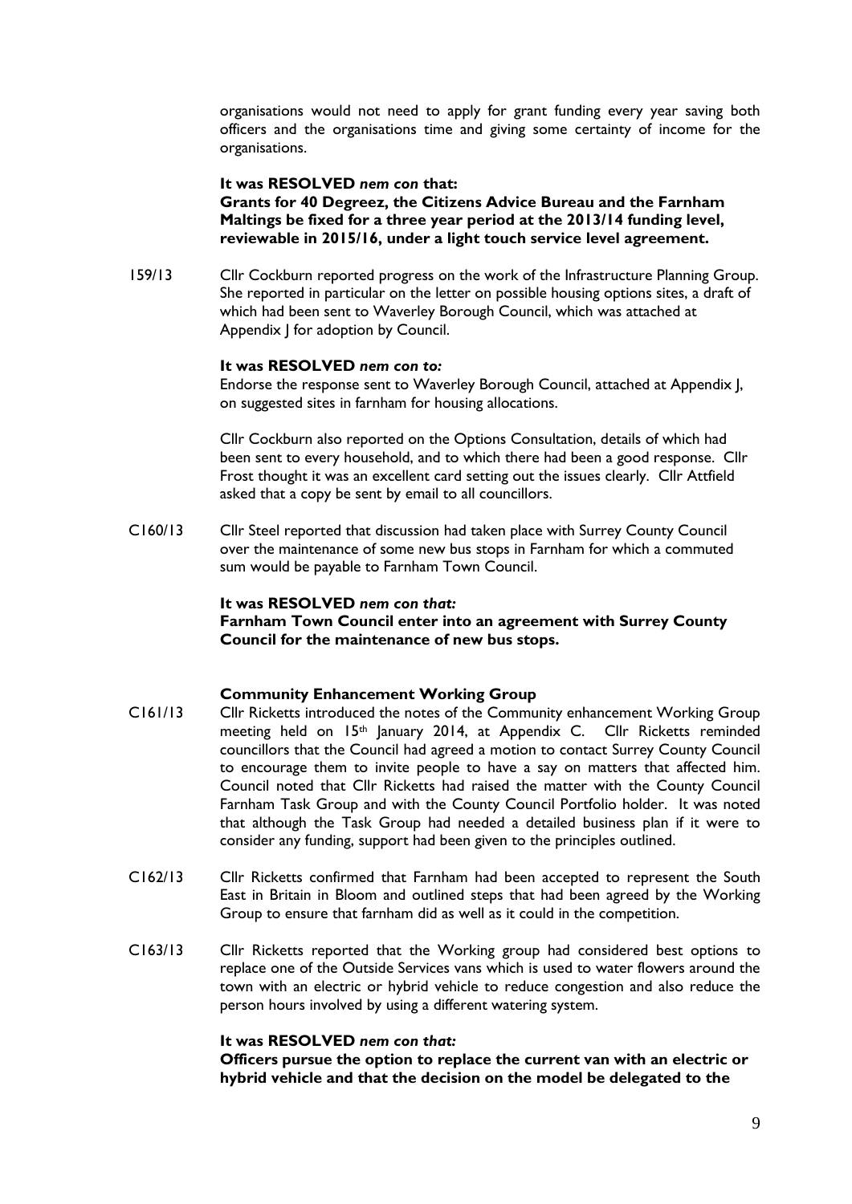organisations would not need to apply for grant funding every year saving both officers and the organisations time and giving some certainty of income for the organisations.

**It was RESOLVED *nem con* that:**
**Grants for 40 Degreez, the Citizens Advice Bureau and the Farnham Maltings be fixed for a three year period at the 2013/14 funding level, reviewable in 2015/16, under a light touch service level agreement.**

159/13 Cllr Cockburn reported progress on the work of the Infrastructure Planning Group. She reported in particular on the letter on possible housing options sites, a draft of which had been sent to Waverley Borough Council, which was attached at Appendix J for adoption by Council.

**It was RESOLVED *nem con to:***
Endorse the response sent to Waverley Borough Council, attached at Appendix J, on suggested sites in farnham for housing allocations.

Cllr Cockburn also reported on the Options Consultation, details of which had been sent to every household, and to which there had been a good response. Cllr Frost thought it was an excellent card setting out the issues clearly. Cllr Attfield asked that a copy be sent by email to all councillors.

C160/13 Cllr Steel reported that discussion had taken place with Surrey County Council over the maintenance of some new bus stops in Farnham for which a commuted sum would be payable to Farnham Town Council.

**It was RESOLVED *nem con that:***
**Farnham Town Council enter into an agreement with Surrey County Council for the maintenance of new bus stops.**

**Community Enhancement Working Group**

C161/13 Cllr Ricketts introduced the notes of the Community enhancement Working Group meeting held on 15th January 2014, at Appendix C. Cllr Ricketts reminded councillors that the Council had agreed a motion to contact Surrey County Council to encourage them to invite people to have a say on matters that affected him. Council noted that Cllr Ricketts had raised the matter with the County Council Farnham Task Group and with the County Council Portfolio holder. It was noted that although the Task Group had needed a detailed business plan if it were to consider any funding, support had been given to the principles outlined.

C162/13 Cllr Ricketts confirmed that Farnham had been accepted to represent the South East in Britain in Bloom and outlined steps that had been agreed by the Working Group to ensure that farnham did as well as it could in the competition.

C163/13 Cllr Ricketts reported that the Working group had considered best options to replace one of the Outside Services vans which is used to water flowers around the town with an electric or hybrid vehicle to reduce congestion and also reduce the person hours involved by using a different watering system.

**It was RESOLVED *nem con that:***
**Officers pursue the option to replace the current van with an electric or hybrid vehicle and that the decision on the model be delegated to the**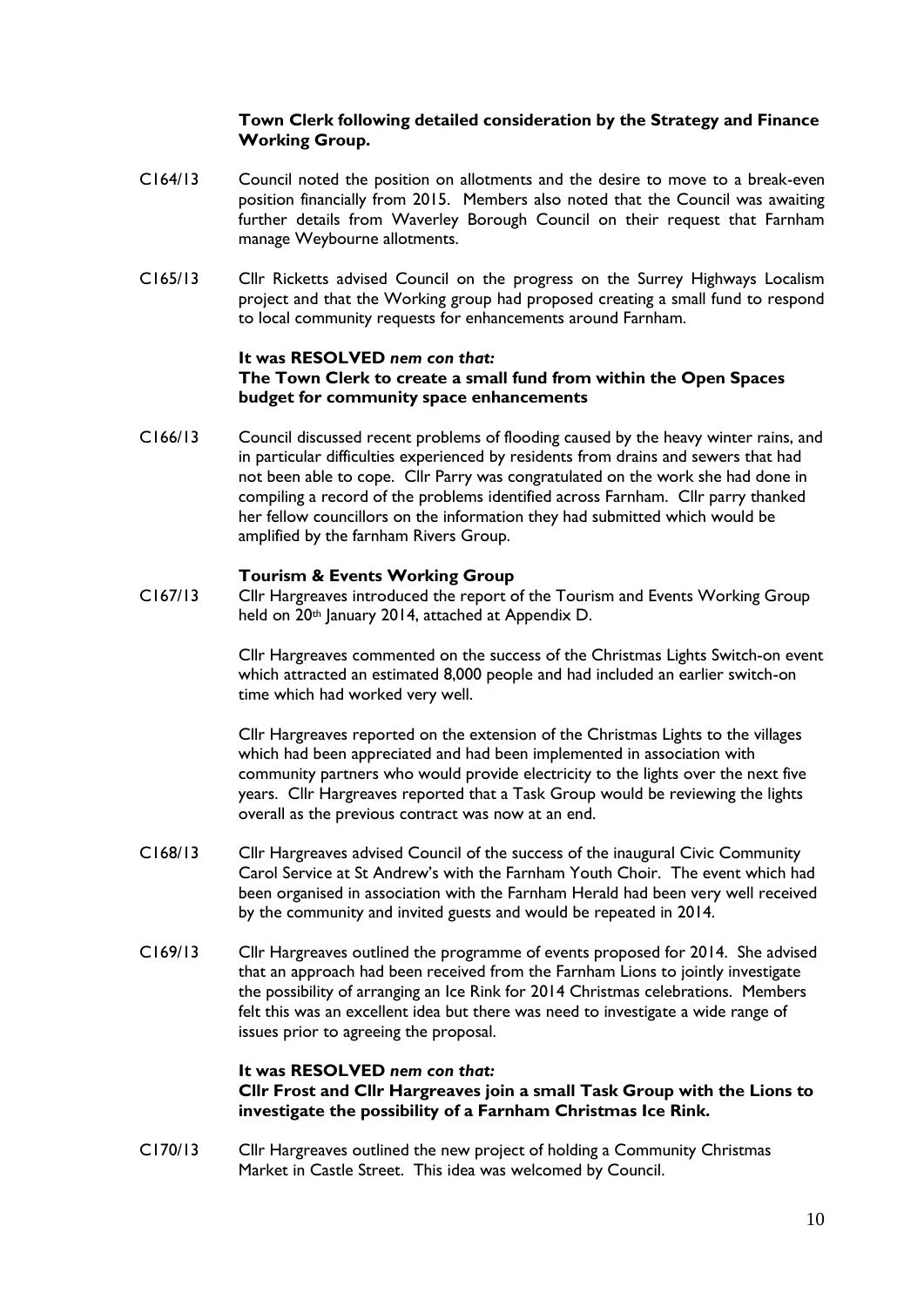**Town Clerk following detailed consideration by the Strategy and Finance Working Group.**

C164/13 Council noted the position on allotments and the desire to move to a break-even position financially from 2015. Members also noted that the Council was awaiting further details from Waverley Borough Council on their request that Farnham manage Weybourne allotments.

C165/13 Cllr Ricketts advised Council on the progress on the Surrey Highways Localism project and that the Working group had proposed creating a small fund to respond to local community requests for enhancements around Farnham.

**It was RESOLVED *nem con that:***
**The Town Clerk to create a small fund from within the Open Spaces budget for community space enhancements**

C166/13 Council discussed recent problems of flooding caused by the heavy winter rains, and in particular difficulties experienced by residents from drains and sewers that had not been able to cope. Cllr Parry was congratulated on the work she had done in compiling a record of the problems identified across Farnham. Cllr parry thanked her fellow councillors on the information they had submitted which would be amplified by the farnham Rivers Group.

**Tourism & Events Working Group**

C167/13 Cllr Hargreaves introduced the report of the Tourism and Events Working Group held on 20th January 2014, attached at Appendix D.

Cllr Hargreaves commented on the success of the Christmas Lights Switch-on event which attracted an estimated 8,000 people and had included an earlier switch-on time which had worked very well.

Cllr Hargreaves reported on the extension of the Christmas Lights to the villages which had been appreciated and had been implemented in association with community partners who would provide electricity to the lights over the next five years. Cllr Hargreaves reported that a Task Group would be reviewing the lights overall as the previous contract was now at an end.

C168/13 Cllr Hargreaves advised Council of the success of the inaugural Civic Community Carol Service at St Andrew's with the Farnham Youth Choir. The event which had been organised in association with the Farnham Herald had been very well received by the community and invited guests and would be repeated in 2014.

C169/13 Cllr Hargreaves outlined the programme of events proposed for 2014. She advised that an approach had been received from the Farnham Lions to jointly investigate the possibility of arranging an Ice Rink for 2014 Christmas celebrations. Members felt this was an excellent idea but there was need to investigate a wide range of issues prior to agreeing the proposal.

**It was RESOLVED *nem con that:***
**Cllr Frost and Cllr Hargreaves join a small Task Group with the Lions to investigate the possibility of a Farnham Christmas Ice Rink.**

C170/13 Cllr Hargreaves outlined the new project of holding a Community Christmas Market in Castle Street. This idea was welcomed by Council.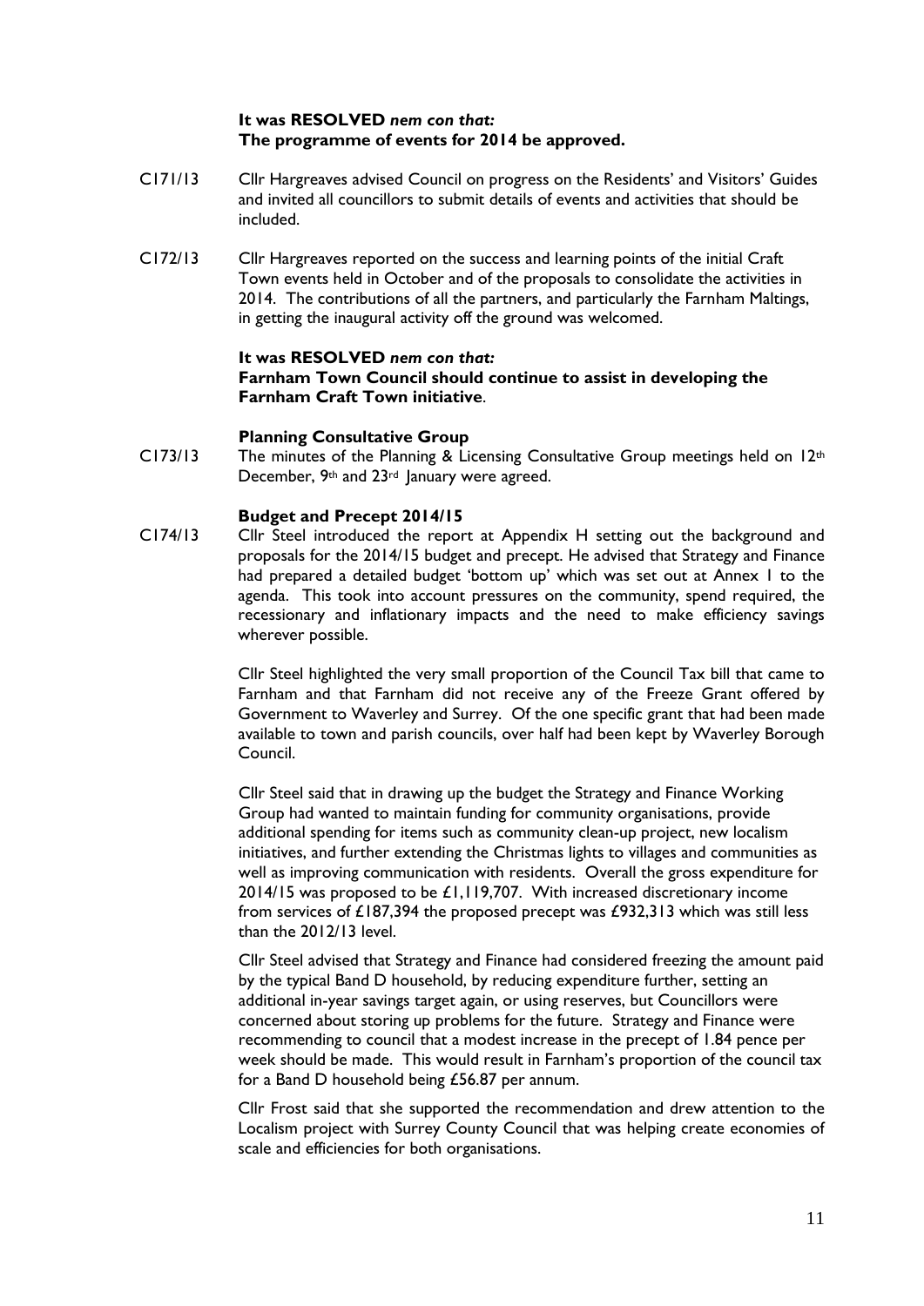**It was RESOLVED** ***nem con that:***
**The programme of events for 2014 be approved.**

C171/13 Cllr Hargreaves advised Council on progress on the Residents' and Visitors' Guides and invited all councillors to submit details of events and activities that should be included.

C172/13 Cllr Hargreaves reported on the success and learning points of the initial Craft Town events held in October and of the proposals to consolidate the activities in 2014. The contributions of all the partners, and particularly the Farnham Maltings, in getting the inaugural activity off the ground was welcomed.

**It was RESOLVED** ***nem con that:***
**Farnham Town Council should continue to assist in developing the Farnham Craft Town initiative**.

**Planning Consultative Group**

C173/13 The minutes of the Planning & Licensing Consultative Group meetings held on 12th December, 9th and 23rd January were agreed.

**Budget and Precept 2014/15**

C174/13 Cllr Steel introduced the report at Appendix H setting out the background and proposals for the 2014/15 budget and precept. He advised that Strategy and Finance had prepared a detailed budget 'bottom up' which was set out at Annex 1 to the agenda. This took into account pressures on the community, spend required, the recessionary and inflationary impacts and the need to make efficiency savings wherever possible.

Cllr Steel highlighted the very small proportion of the Council Tax bill that came to Farnham and that Farnham did not receive any of the Freeze Grant offered by Government to Waverley and Surrey. Of the one specific grant that had been made available to town and parish councils, over half had been kept by Waverley Borough Council.

Cllr Steel said that in drawing up the budget the Strategy and Finance Working Group had wanted to maintain funding for community organisations, provide additional spending for items such as community clean-up project, new localism initiatives, and further extending the Christmas lights to villages and communities as well as improving communication with residents. Overall the gross expenditure for 2014/15 was proposed to be £1,119,707. With increased discretionary income from services of £187,394 the proposed precept was £932,313 which was still less than the 2012/13 level.

Cllr Steel advised that Strategy and Finance had considered freezing the amount paid by the typical Band D household, by reducing expenditure further, setting an additional in-year savings target again, or using reserves, but Councillors were concerned about storing up problems for the future. Strategy and Finance were recommending to council that a modest increase in the precept of 1.84 pence per week should be made. This would result in Farnham's proportion of the council tax for a Band D household being £56.87 per annum.

Cllr Frost said that she supported the recommendation and drew attention to the Localism project with Surrey County Council that was helping create economies of scale and efficiencies for both organisations.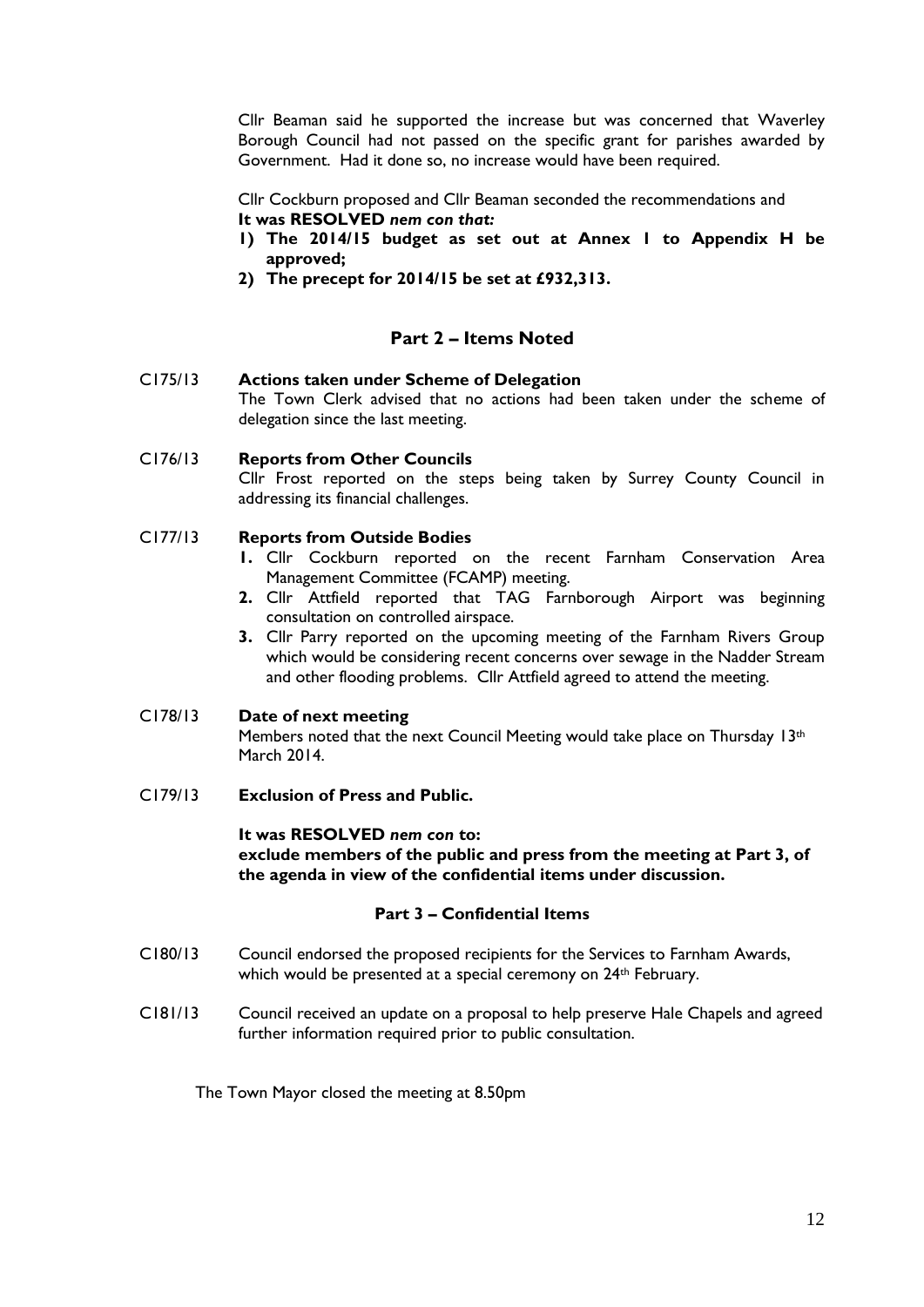Cllr Beaman said he supported the increase but was concerned that Waverley Borough Council had not passed on the specific grant for parishes awarded by Government. Had it done so, no increase would have been required.

Cllr Cockburn proposed and Cllr Beaman seconded the recommendations and
**It was RESOLVED *nem con that:***

1) **The 2014/15 budget as set out at Annex 1 to Appendix H be approved;**
2) **The precept for 2014/15 be set at £932,313.**

## Part 2 – Items Noted

C175/13 **Actions taken under Scheme of Delegation**
The Town Clerk advised that no actions had been taken under the scheme of delegation since the last meeting.

C176/13 **Reports from Other Councils**
Cllr Frost reported on the steps being taken by Surrey County Council in addressing its financial challenges.

C177/13 **Reports from Outside Bodies**

1. Cllr Cockburn reported on the recent Farnham Conservation Area Management Committee (FCAMP) meeting.
2. Cllr Attfield reported that TAG Farnborough Airport was beginning consultation on controlled airspace.
3. Cllr Parry reported on the upcoming meeting of the Farnham Rivers Group which would be considering recent concerns over sewage in the Nadder Stream and other flooding problems. Cllr Attfield agreed to attend the meeting.

C178/13 **Date of next meeting**
Members noted that the next Council Meeting would take place on Thursday 13th March 2014.

C179/13 **Exclusion of Press and Public.**

**It was RESOLVED *nem con* to:**
**exclude members of the public and press from the meeting at Part 3, of the agenda in view of the confidential items under discussion.**

### Part 3 – Confidential Items

C180/13 Council endorsed the proposed recipients for the Services to Farnham Awards, which would be presented at a special ceremony on 24th February.

C181/13 Council received an update on a proposal to help preserve Hale Chapels and agreed further information required prior to public consultation.

The Town Mayor closed the meeting at 8.50pm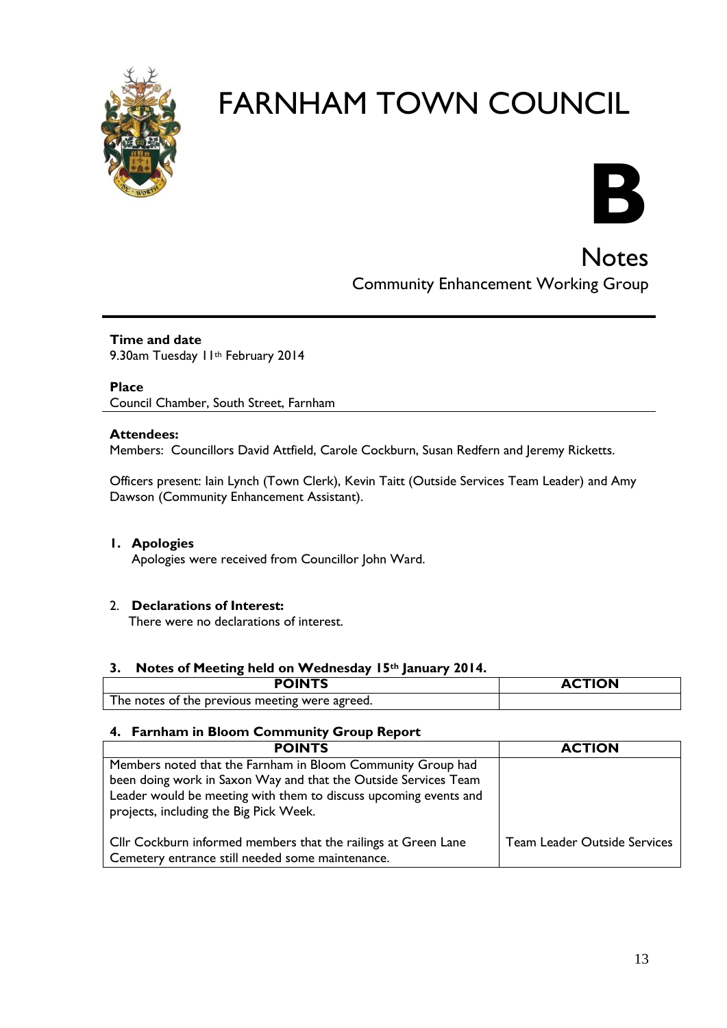# FARNHAM TOWN COUNCIL

# B

## Notes

Community Enhancement Working Group

**Time and date**
9.30am Tuesday 11th February 2014

**Place**
Council Chamber, South Street, Farnham

**Attendees:**
Members: Councillors David Attfield, Carole Cockburn, Susan Redfern and Jeremy Ricketts.

Officers present: Iain Lynch (Town Clerk), Kevin Taitt (Outside Services Team Leader) and Amy Dawson (Community Enhancement Assistant).

1. **Apologies**
   Apologies were received from Councillor John Ward.

2. **Declarations of Interest:**
   There were no declarations of interest.

### 3. Notes of Meeting held on Wednesday 15th January 2014.

| POINTS | ACTION |
|---|---|
| The notes of the previous meeting were agreed. | |

### 4. Farnham in Bloom Community Group Report

| POINTS | ACTION |
|---|---|
| Members noted that the Farnham in Bloom Community Group had been doing work in Saxon Way and that the Outside Services Team Leader would be meeting with them to discuss upcoming events and projects, including the Big Pick Week. | |
| Cllr Cockburn informed members that the railings at Green Lane Cemetery entrance still needed some maintenance. | Team Leader Outside Services |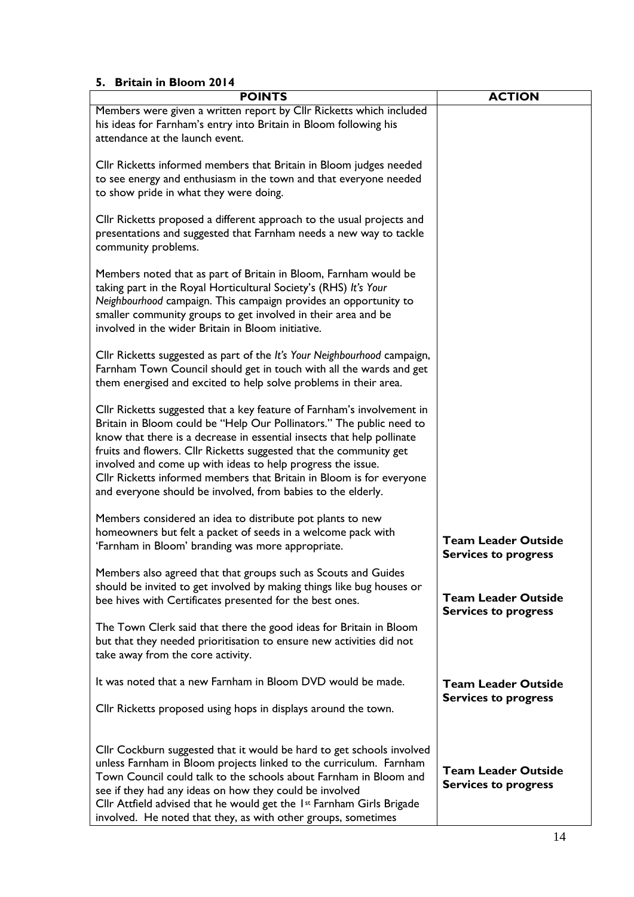## 5. Britain in Bloom 2014

| POINTS | ACTION |
|---|---|
| Members were given a written report by Cllr Ricketts which included his ideas for Farnham's entry into Britain in Bloom following his attendance at the launch event. | |
| Cllr Ricketts informed members that Britain in Bloom judges needed to see energy and enthusiasm in the town and that everyone needed to show pride in what they were doing. | |
| Cllr Ricketts proposed a different approach to the usual projects and presentations and suggested that Farnham needs a new way to tackle community problems. | |
| Members noted that as part of Britain in Bloom, Farnham would be taking part in the Royal Horticultural Society's (RHS) *It's Your Neighbourhood* campaign. This campaign provides an opportunity to smaller community groups to get involved in their area and be involved in the wider Britain in Bloom initiative. | |
| Cllr Ricketts suggested as part of the *It's Your Neighbourhood* campaign, Farnham Town Council should get in touch with all the wards and get them energised and excited to help solve problems in their area. | |
| Cllr Ricketts suggested that a key feature of Farnham's involvement in Britain in Bloom could be "Help Our Pollinators." The public need to know that there is a decrease in essential insects that help pollinate fruits and flowers. Cllr Ricketts suggested that the community get involved and come up with ideas to help progress the issue. Cllr Ricketts informed members that Britain in Bloom is for everyone and everyone should be involved, from babies to the elderly. | |
| Members considered an idea to distribute pot plants to new homeowners but felt a packet of seeds in a welcome pack with 'Farnham in Bloom' branding was more appropriate. | **Team Leader Outside Services to progress** |
| Members also agreed that that groups such as Scouts and Guides should be invited to get involved by making things like bug houses or bee hives with Certificates presented for the best ones. | **Team Leader Outside Services to progress** |
| The Town Clerk said that there the good ideas for Britain in Bloom but that they needed prioritisation to ensure new activities did not take away from the core activity. | |
| It was noted that a new Farnham in Bloom DVD would be made. | **Team Leader Outside Services to progress** |
| Cllr Ricketts proposed using hops in displays around the town. | |
| Cllr Cockburn suggested that it would be hard to get schools involved unless Farnham in Bloom projects linked to the curriculum. Farnham Town Council could talk to the schools about Farnham in Bloom and see if they had any ideas on how they could be involved<br>Cllr Attfield advised that he would get the 1st Farnham Girls Brigade involved. He noted that they, as with other groups, sometimes | **Team Leader Outside Services to progress** |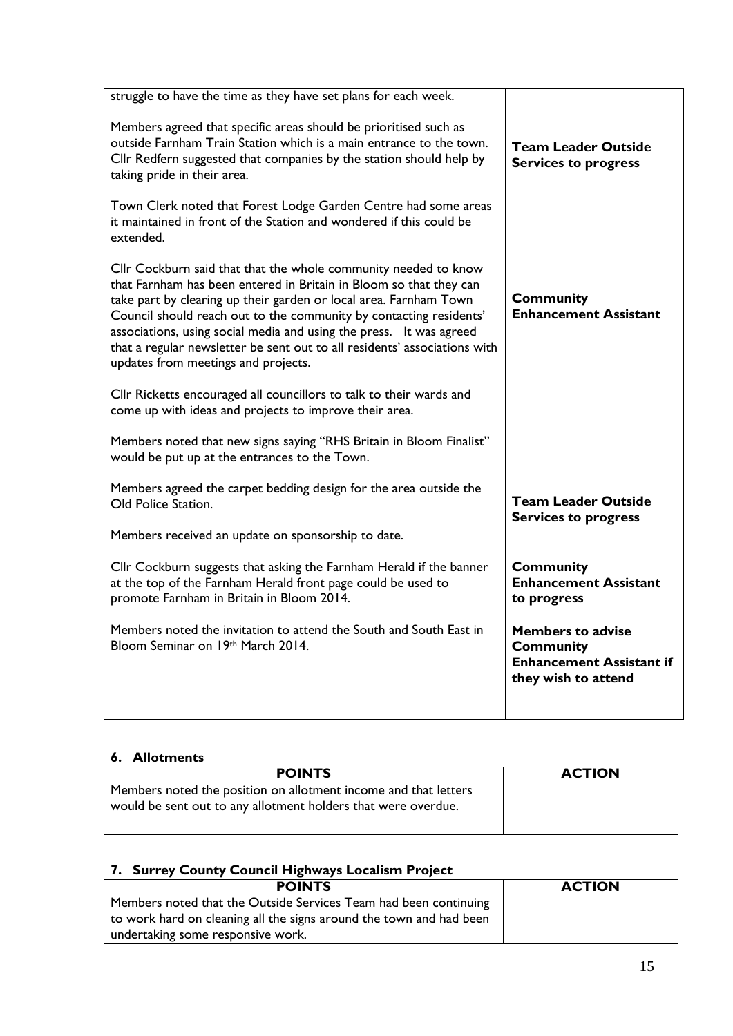| | |
|---|---|
| struggle to have the time as they have set plans for each week. | |
| Members agreed that specific areas should be prioritised such as outside Farnham Train Station which is a main entrance to the town. Cllr Redfern suggested that companies by the station should help by taking pride in their area. | **Team Leader Outside Services to progress** |
| Town Clerk noted that Forest Lodge Garden Centre had some areas it maintained in front of the Station and wondered if this could be extended. | |
| Cllr Cockburn said that that the whole community needed to know that Farnham has been entered in Britain in Bloom so that they can take part by clearing up their garden or local area. Farnham Town Council should reach out to the community by contacting residents' associations, using social media and using the press. It was agreed that a regular newsletter be sent out to all residents' associations with updates from meetings and projects. | **Community Enhancement Assistant** |
| Cllr Ricketts encouraged all councillors to talk to their wards and come up with ideas and projects to improve their area. | |
| Members noted that new signs saying "RHS Britain in Bloom Finalist" would be put up at the entrances to the Town. | |
| Members agreed the carpet bedding design for the area outside the Old Police Station. | **Team Leader Outside Services to progress** |
| Members received an update on sponsorship to date. | |
| Cllr Cockburn suggests that asking the Farnham Herald if the banner at the top of the Farnham Herald front page could be used to promote Farnham in Britain in Bloom 2014. | **Community Enhancement Assistant to progress** |
| Members noted the invitation to attend the South and South East in Bloom Seminar on 19th March 2014. | **Members to advise Community Enhancement Assistant if they wish to attend** |

### 6. Allotments

| POINTS | ACTION |
|---|---|
| Members noted the position on allotment income and that letters would be sent out to any allotment holders that were overdue. | |

### 7. Surrey County Council Highways Localism Project

| POINTS | ACTION |
|---|---|
| Members noted that the Outside Services Team had been continuing to work hard on cleaning all the signs around the town and had been undertaking some responsive work. | |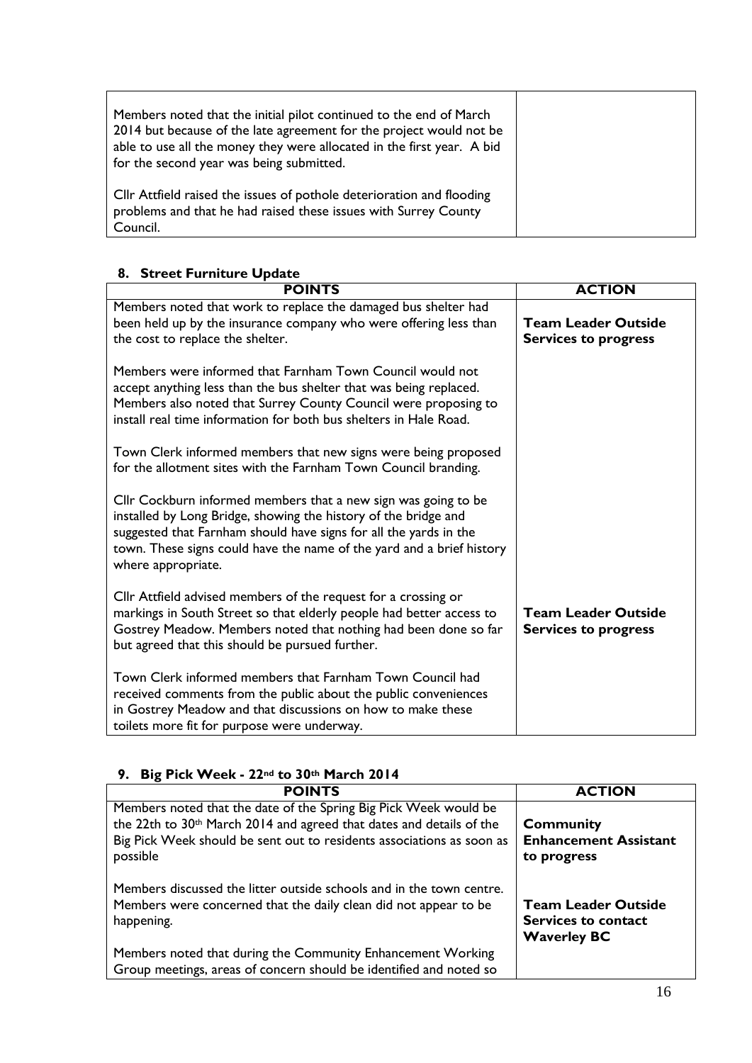| | |
|---|---|
| Members noted that the initial pilot continued to the end of March 2014 but because of the late agreement for the project would not be able to use all the money they were allocated in the first year. A bid for the second year was being submitted.<br><br>Cllr Attfield raised the issues of pothole deterioration and flooding problems and that he had raised these issues with Surrey County Council. | |

## 8. Street Furniture Update

| POINTS | ACTION |
|---|---|
| Members noted that work to replace the damaged bus shelter had been held up by the insurance company who were offering less than the cost to replace the shelter.<br><br>Members were informed that Farnham Town Council would not accept anything less than the bus shelter that was being replaced. Members also noted that Surrey County Council were proposing to install real time information for both bus shelters in Hale Road.<br><br>Town Clerk informed members that new signs were being proposed for the allotment sites with the Farnham Town Council branding.<br><br>Cllr Cockburn informed members that a new sign was going to be installed by Long Bridge, showing the history of the bridge and suggested that Farnham should have signs for all the yards in the town. These signs could have the name of the yard and a brief history where appropriate. | **Team Leader Outside Services to progress** |
| Cllr Attfield advised members of the request for a crossing or markings in South Street so that elderly people had better access to Gostrey Meadow. Members noted that nothing had been done so far but agreed that this should be pursued further.<br><br>Town Clerk informed members that Farnham Town Council had received comments from the public about the public conveniences in Gostrey Meadow and that discussions on how to make these toilets more fit for purpose were underway. | **Team Leader Outside Services to progress** |

## 9. Big Pick Week - 22nd to 30th March 2014

| POINTS | ACTION |
|---|---|
| Members noted that the date of the Spring Big Pick Week would be the 22th to 30th March 2014 and agreed that dates and details of the Big Pick Week should be sent out to residents associations as soon as possible | **Community Enhancement Assistant to progress** |
| Members discussed the litter outside schools and in the town centre. Members were concerned that the daily clean did not appear to be happening.<br><br>Members noted that during the Community Enhancement Working Group meetings, areas of concern should be identified and noted so | **Team Leader Outside Services to contact Waverley BC** |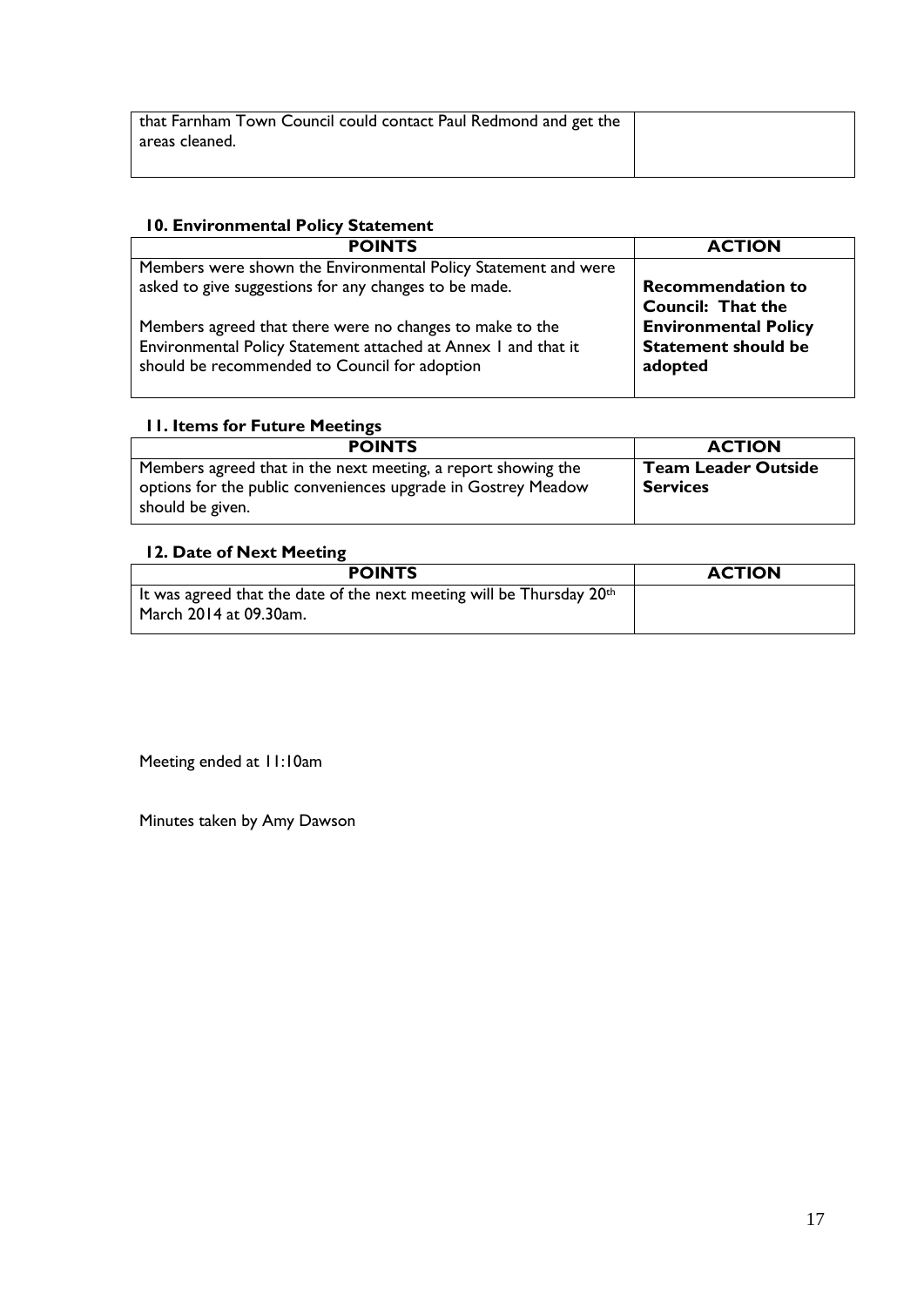| | |
|---|---|
| that Farnham Town Council could contact Paul Redmond and get the areas cleaned. | |

**10. Environmental Policy Statement**

| POINTS | ACTION |
|---|---|
| Members were shown the Environmental Policy Statement and were asked to give suggestions for any changes to be made.<br><br>Members agreed that there were no changes to make to the Environmental Policy Statement attached at Annex 1 and that it should be recommended to Council for adoption | **Recommendation to Council: That the Environmental Policy Statement should be adopted** |

**11. Items for Future Meetings**

| POINTS | ACTION |
|---|---|
| Members agreed that in the next meeting, a report showing the options for the public conveniences upgrade in Gostrey Meadow should be given. | **Team Leader Outside Services** |

**12. Date of Next Meeting**

| POINTS | ACTION |
|---|---|
| It was agreed that the date of the next meeting will be Thursday 20th March 2014 at 09.30am. | |

Meeting ended at 11:10am

Minutes taken by Amy Dawson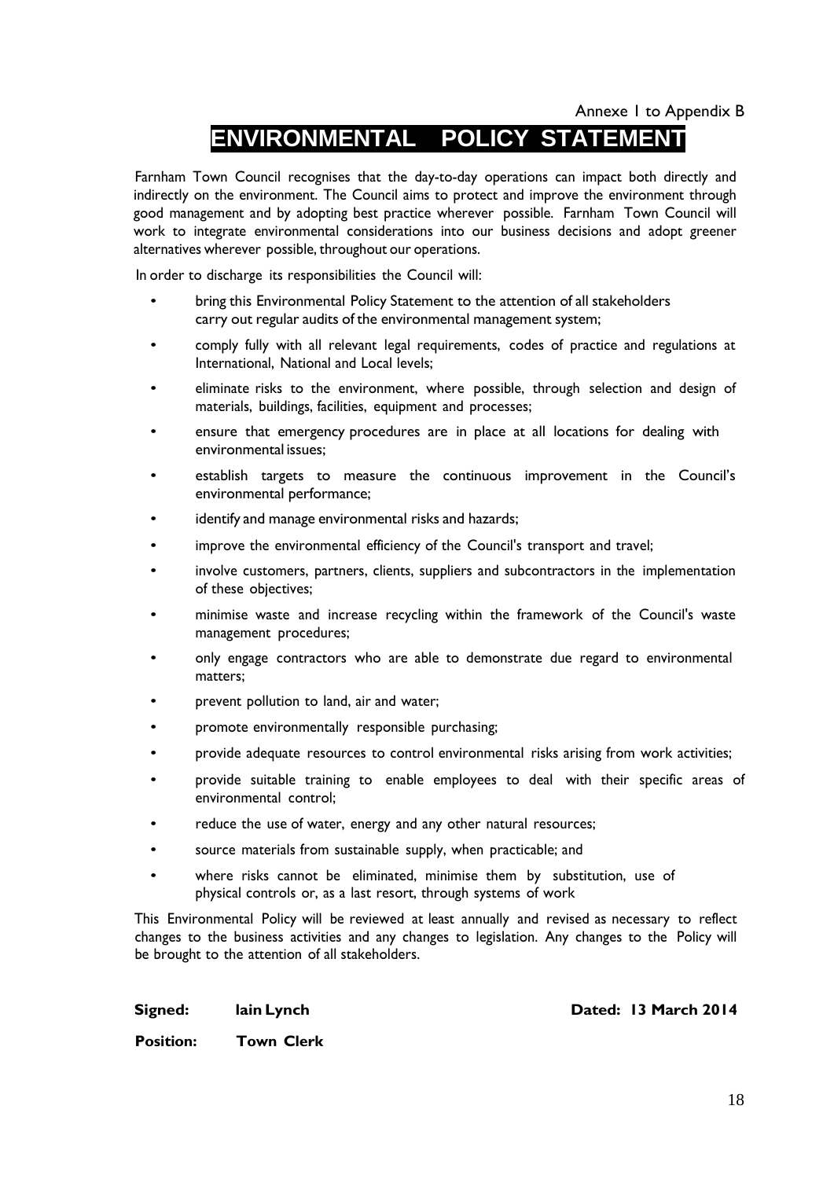Annexe 1 to Appendix B

# ENVIRONMENTAL POLICY STATEMENT

Farnham Town Council recognises that the day-to-day operations can impact both directly and indirectly on the environment. The Council aims to protect and improve the environment through good management and by adopting best practice wherever possible. Farnham Town Council will work to integrate environmental considerations into our business decisions and adopt greener alternatives wherever possible, throughout our operations.

In order to discharge its responsibilities the Council will:

- bring this Environmental Policy Statement to the attention of all stakeholders carry out regular audits of the environmental management system;
- comply fully with all relevant legal requirements, codes of practice and regulations at International, National and Local levels;
- eliminate risks to the environment, where possible, through selection and design of materials, buildings, facilities, equipment and processes;
- ensure that emergency procedures are in place at all locations for dealing with environmental issues;
- establish targets to measure the continuous improvement in the Council's environmental performance;
- identify and manage environmental risks and hazards;
- improve the environmental efficiency of the Council's transport and travel;
- involve customers, partners, clients, suppliers and subcontractors in the implementation of these objectives;
- minimise waste and increase recycling within the framework of the Council's waste management procedures;
- only engage contractors who are able to demonstrate due regard to environmental matters;
- prevent pollution to land, air and water;
- promote environmentally responsible purchasing;
- provide adequate resources to control environmental risks arising from work activities;
- provide suitable training to enable employees to deal with their specific areas of environmental control;
- reduce the use of water, energy and any other natural resources;
- source materials from sustainable supply, when practicable; and
- where risks cannot be eliminated, minimise them by substitution, use of physical controls or, as a last resort, through systems of work

This Environmental Policy will be reviewed at least annually and revised as necessary to reflect changes to the business activities and any changes to legislation. Any changes to the Policy will be brought to the attention of all stakeholders.

**Signed:** **Iain Lynch** **Dated: 13 March 2014**

**Position:** **Town Clerk**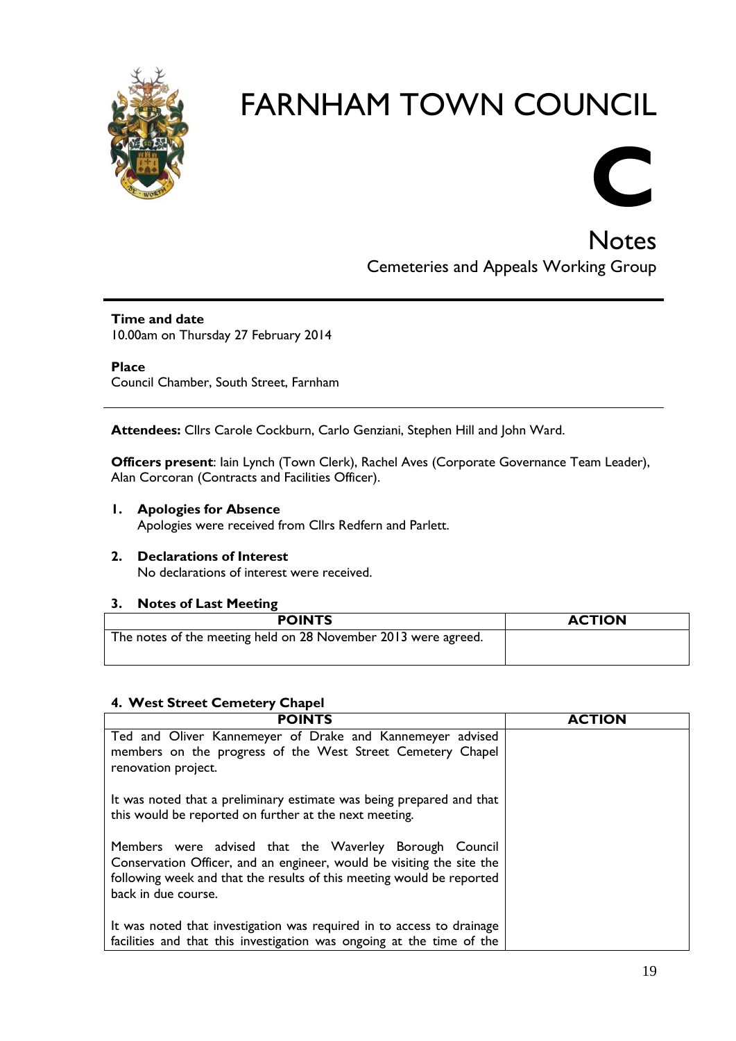# FARNHAM TOWN COUNCIL

**C**

## Notes

Cemeteries and Appeals Working Group

---

**Time and date**
10.00am on Thursday 27 February 2014

**Place**
Council Chamber, South Street, Farnham

---

**Attendees:** Cllrs Carole Cockburn, Carlo Genziani, Stephen Hill and John Ward.

**Officers present**: Iain Lynch (Town Clerk), Rachel Aves (Corporate Governance Team Leader), Alan Corcoran (Contracts and Facilities Officer).

1. **Apologies for Absence**
   Apologies were received from Cllrs Redfern and Parlett.

2. **Declarations of Interest**
   No declarations of interest were received.

### 3. Notes of Last Meeting

| POINTS | ACTION |
|---|---|
| The notes of the meeting held on 28 November 2013 were agreed. | |

### 4. West Street Cemetery Chapel

| POINTS | ACTION |
|---|---|
| Ted and Oliver Kannemeyer of Drake and Kannemeyer advised members on the progress of the West Street Cemetery Chapel renovation project.<br><br>It was noted that a preliminary estimate was being prepared and that this would be reported on further at the next meeting.<br><br>Members were advised that the Waverley Borough Council Conservation Officer, and an engineer, would be visiting the site the following week and that the results of this meeting would be reported back in due course.<br><br>It was noted that investigation was required in to access to drainage facilities and that this investigation was ongoing at the time of the | |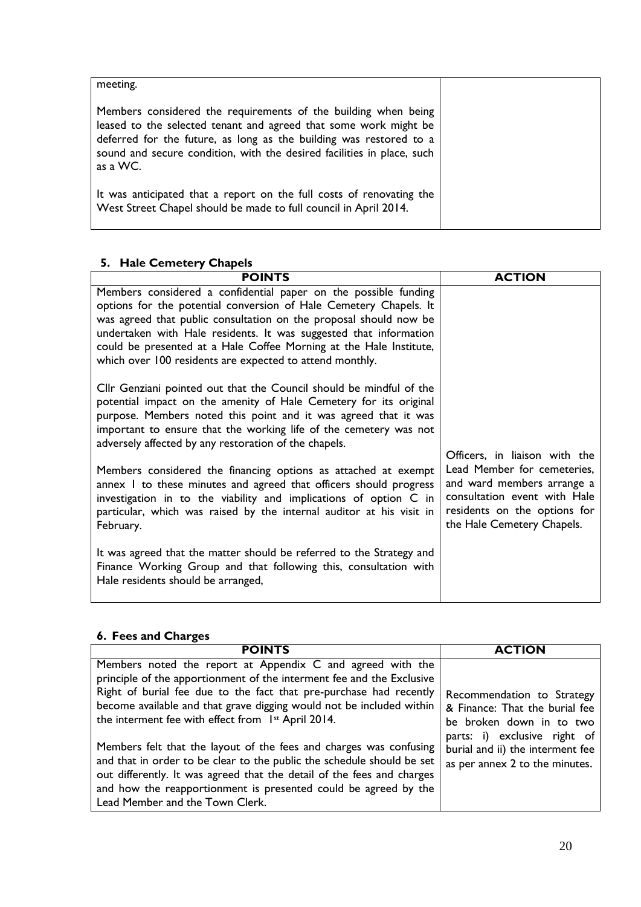| | |
|---|---|
| meeting.<br><br>Members considered the requirements of the building when being leased to the selected tenant and agreed that some work might be deferred for the future, as long as the building was restored to a sound and secure condition, with the desired facilities in place, such as a WC.<br><br>It was anticipated that a report on the full costs of renovating the West Street Chapel should be made to full council in April 2014. | |

## 5. Hale Cemetery Chapels

| POINTS | ACTION |
|---|---|
| Members considered a confidential paper on the possible funding options for the potential conversion of Hale Cemetery Chapels. It was agreed that public consultation on the proposal should now be undertaken with Hale residents. It was suggested that information could be presented at a Hale Coffee Morning at the Hale Institute, which over 100 residents are expected to attend monthly.<br><br>Cllr Genziani pointed out that the Council should be mindful of the potential impact on the amenity of Hale Cemetery for its original purpose. Members noted this point and it was agreed that it was important to ensure that the working life of the cemetery was not adversely affected by any restoration of the chapels.<br><br>Members considered the financing options as attached at exempt annex 1 to these minutes and agreed that officers should progress investigation in to the viability and implications of option C in particular, which was raised by the internal auditor at his visit in February.<br><br>It was agreed that the matter should be referred to the Strategy and Finance Working Group and that following this, consultation with Hale residents should be arranged, | Officers, in liaison with the Lead Member for cemeteries, and ward members arrange a consultation event with Hale residents on the options for the Hale Cemetery Chapels. |

## 6. Fees and Charges

| POINTS | ACTION |
|---|---|
| Members noted the report at Appendix C and agreed with the principle of the apportionment of the interment fee and the Exclusive Right of burial fee due to the fact that pre-purchase had recently become available and that grave digging would not be included within the interment fee with effect from 1st April 2014.<br><br>Members felt that the layout of the fees and charges was confusing and that in order to be clear to the public the schedule should be set out differently. It was agreed that the detail of the fees and charges and how the reapportionment is presented could be agreed by the Lead Member and the Town Clerk. | Recommendation to Strategy & Finance: That the burial fee be broken down in to two parts: i) exclusive right of burial and ii) the interment fee as per annex 2 to the minutes. |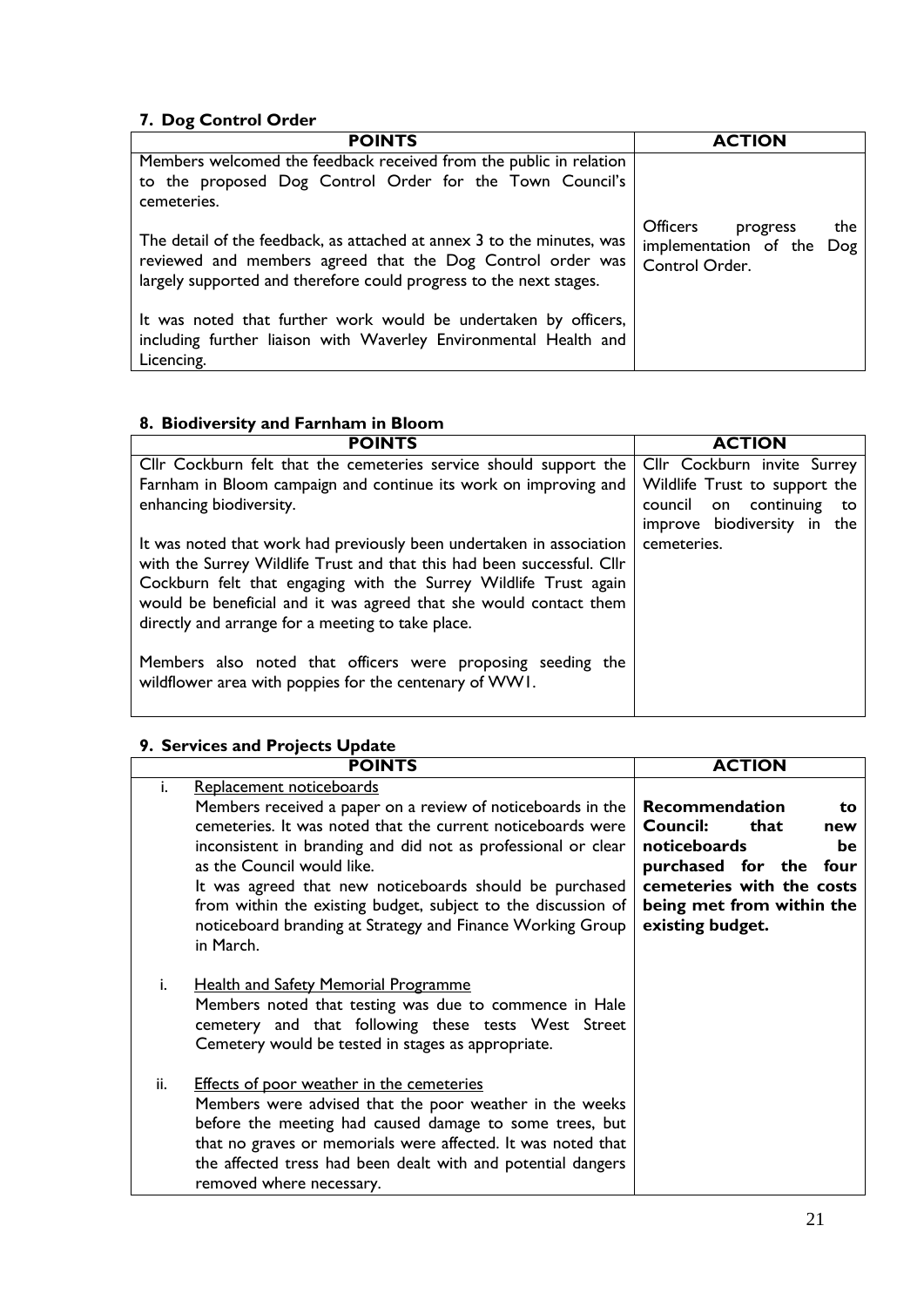### 7. Dog Control Order

| POINTS | ACTION |
|---|---|
| Members welcomed the feedback received from the public in relation to the proposed Dog Control Order for the Town Council's cemeteries.<br><br>The detail of the feedback, as attached at annex 3 to the minutes, was reviewed and members agreed that the Dog Control order was largely supported and therefore could progress to the next stages.<br><br>It was noted that further work would be undertaken by officers, including further liaison with Waverley Environmental Health and Licencing. | Officers progress the implementation of the Dog Control Order. |

### 8. Biodiversity and Farnham in Bloom

| POINTS | ACTION |
|---|---|
| Cllr Cockburn felt that the cemeteries service should support the Farnham in Bloom campaign and continue its work on improving and enhancing biodiversity.<br><br>It was noted that work had previously been undertaken in association with the Surrey Wildlife Trust and that this had been successful. Cllr Cockburn felt that engaging with the Surrey Wildlife Trust again would be beneficial and it was agreed that she would contact them directly and arrange for a meeting to take place.<br><br>Members also noted that officers were proposing seeding the wildflower area with poppies for the centenary of WW1. | Cllr Cockburn invite Surrey Wildlife Trust to support the council on continuing to improve biodiversity in the cemeteries. |

### 9. Services and Projects Update

| POINTS | ACTION |
|---|---|
| i. <u>Replacement noticeboards</u><br>Members received a paper on a review of noticeboards in the cemeteries. It was noted that the current noticeboards were inconsistent in branding and did not as professional or clear as the Council would like.<br>It was agreed that new noticeboards should be purchased from within the existing budget, subject to the discussion of noticeboard branding at Strategy and Finance Working Group in March.<br><br>i. <u>Health and Safety Memorial Programme</u><br>Members noted that testing was due to commence in Hale cemetery and that following these tests West Street Cemetery would be tested in stages as appropriate.<br><br>ii. <u>Effects of poor weather in the cemeteries</u><br>Members were advised that the poor weather in the weeks before the meeting had caused damage to some trees, but that no graves or memorials were affected. It was noted that the affected tress had been dealt with and potential dangers removed where necessary. | **Recommendation to Council: that new noticeboards be purchased for the four cemeteries with the costs being met from within the existing budget.** |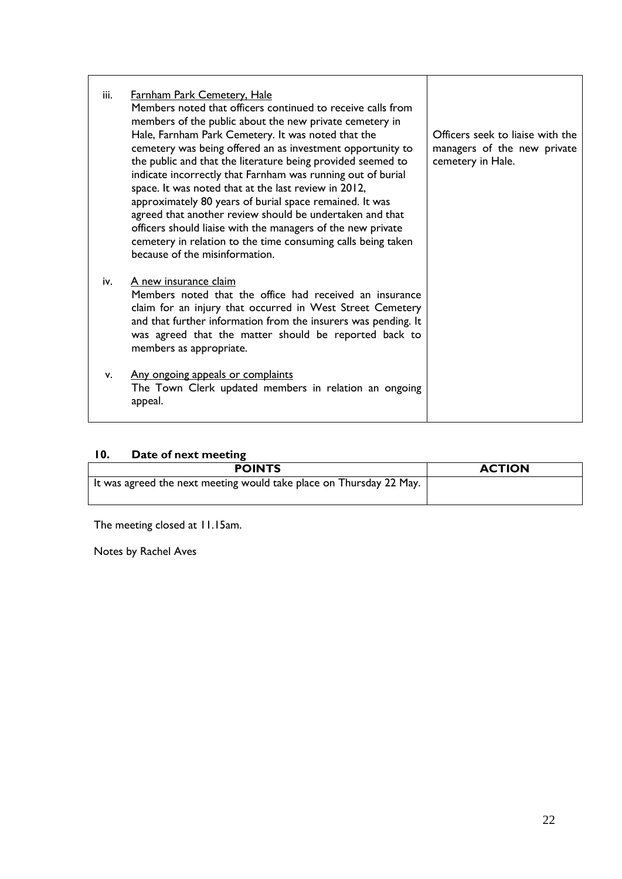| | |
|---|---|
| iii. <u>Farnham Park Cemetery, Hale</u><br>Members noted that officers continued to receive calls from members of the public about the new private cemetery in Hale, Farnham Park Cemetery. It was noted that the cemetery was being offered an as investment opportunity to the public and that the literature being provided seemed to indicate incorrectly that Farnham was running out of burial space. It was noted that at the last review in 2012, approximately 80 years of burial space remained. It was agreed that another review should be undertaken and that officers should liaise with the managers of the new private cemetery in relation to the time consuming calls being taken because of the misinformation.<br><br>iv. <u>A new insurance claim</u><br>Members noted that the office had received an insurance claim for an injury that occurred in West Street Cemetery and that further information from the insurers was pending. It was agreed that the matter should be reported back to members as appropriate.<br><br>v. <u>Any ongoing appeals or complaints</u><br>The Town Clerk updated members in relation an ongoing appeal. | Officers seek to liaise with the managers of the new private cemetery in Hale. |

### 10. Date of next meeting

| POINTS | ACTION |
|---|---|
| It was agreed the next meeting would take place on Thursday 22 May. | |

The meeting closed at 11.15am.

Notes by Rachel Aves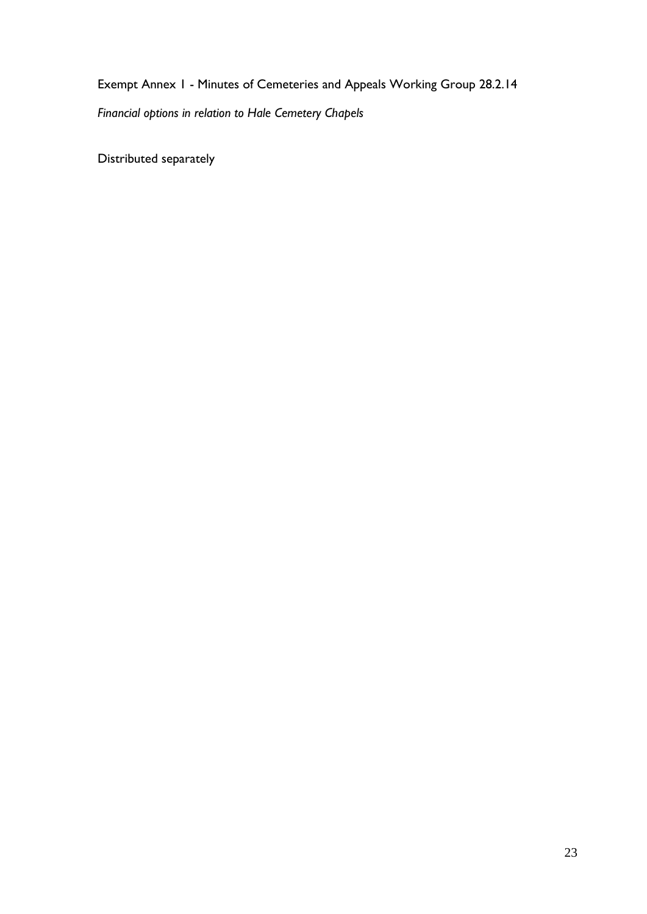Exempt Annex 1 - Minutes of Cemeteries and Appeals Working Group 28.2.14

*Financial options in relation to Hale Cemetery Chapels*

Distributed separately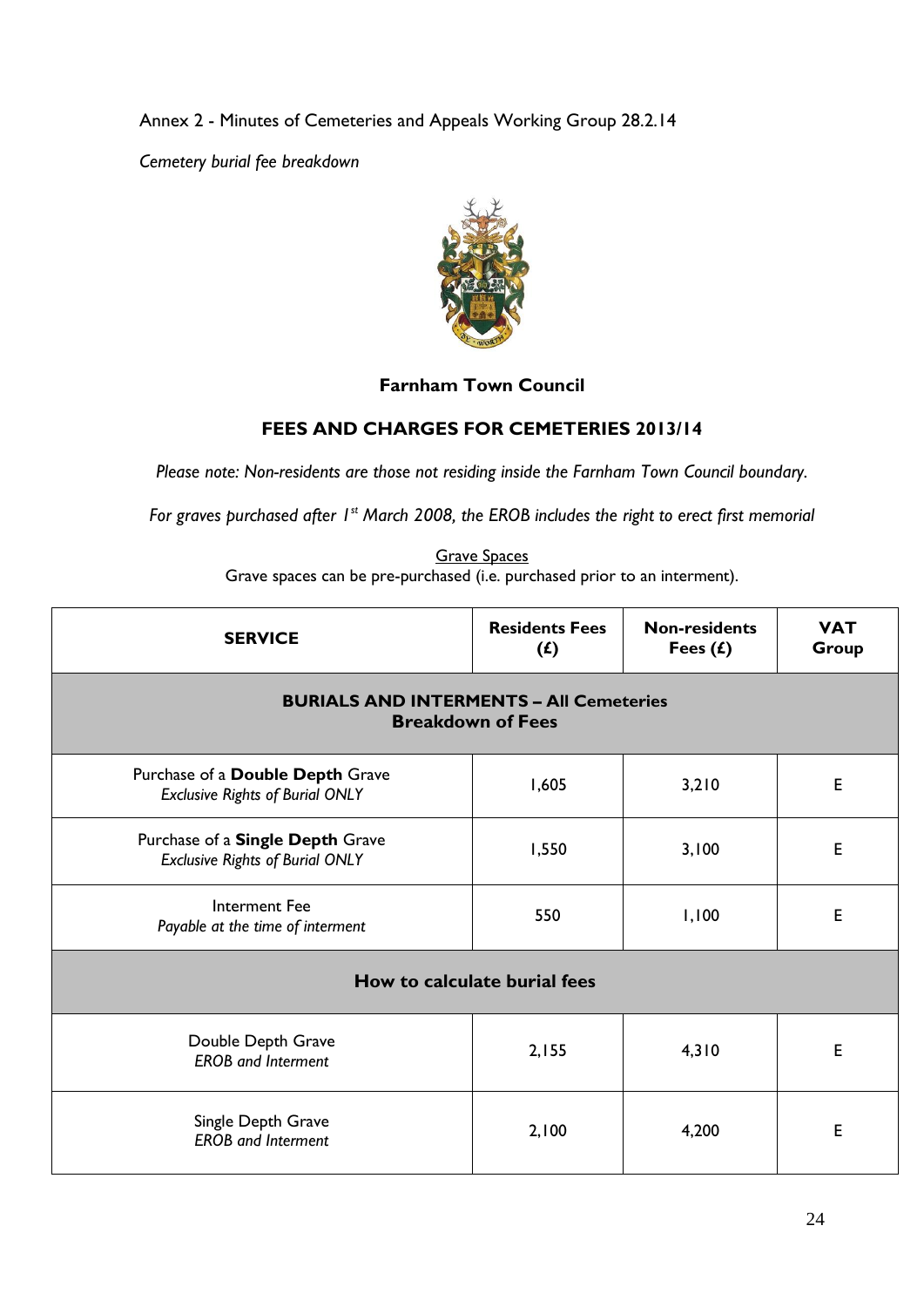Annex 2 - Minutes of Cemeteries and Appeals Working Group 28.2.14

*Cemetery burial fee breakdown*

**Farnham Town Council**

## FEES AND CHARGES FOR CEMETERIES 2013/14

*Please note: Non-residents are those not residing inside the Farnham Town Council boundary.*

*For graves purchased after 1st March 2008, the EROB includes the right to erect first memorial*

Grave Spaces
Grave spaces can be pre-purchased (i.e. purchased prior to an interment).

| SERVICE | Residents Fees (£) | Non-residents Fees (£) | VAT Group |
|---|---|---|---|
| **BURIALS AND INTERMENTS – All Cemeteries Breakdown of Fees** | | | |
| Purchase of a **Double Depth** Grave *Exclusive Rights of Burial ONLY* | 1,605 | 3,210 | E |
| Purchase of a **Single Depth** Grave *Exclusive Rights of Burial ONLY* | 1,550 | 3,100 | E |
| Interment Fee *Payable at the time of interment* | 550 | 1,100 | E |
| **How to calculate burial fees** | | | |
| Double Depth Grave *EROB and Interment* | 2,155 | 4,310 | E |
| Single Depth Grave *EROB and Interment* | 2,100 | 4,200 | E |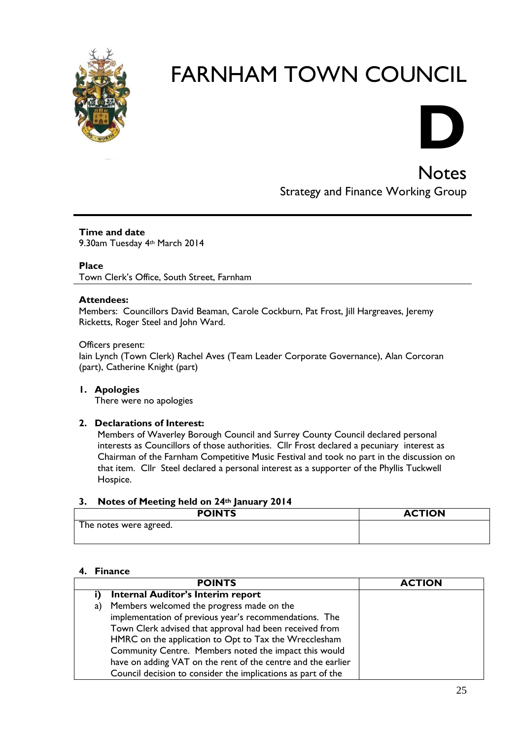# FARNHAM TOWN COUNCIL

# D

## Notes

### Strategy and Finance Working Group

**Time and date**
9.30am Tuesday 4th March 2014

**Place**
Town Clerk's Office, South Street, Farnham

**Attendees:**
Members: Councillors David Beaman, Carole Cockburn, Pat Frost, Jill Hargreaves, Jeremy Ricketts, Roger Steel and John Ward.

Officers present:
Iain Lynch (Town Clerk) Rachel Aves (Team Leader Corporate Governance), Alan Corcoran (part), Catherine Knight (part)

1. **Apologies**
   There were no apologies

2. **Declarations of Interest:**
   Members of Waverley Borough Council and Surrey County Council declared personal interests as Councillors of those authorities. Cllr Frost declared a pecuniary interest as Chairman of the Farnham Competitive Music Festival and took no part in the discussion on that item. Cllr Steel declared a personal interest as a supporter of the Phyllis Tuckwell Hospice.

3. **Notes of Meeting held on 24th January 2014**

| POINTS | ACTION |
|---|---|
| The notes were agreed. | |

4. **Finance**

| POINTS | ACTION |
|---|---|
| **i) Internal Auditor's Interim report** | |
| a) Members welcomed the progress made on the implementation of previous year's recommendations. The Town Clerk advised that approval had been received from HMRC on the application to Opt to Tax the Wrecclesham Community Centre. Members noted the impact this would have on adding VAT on the rent of the centre and the earlier Council decision to consider the implications as part of the | |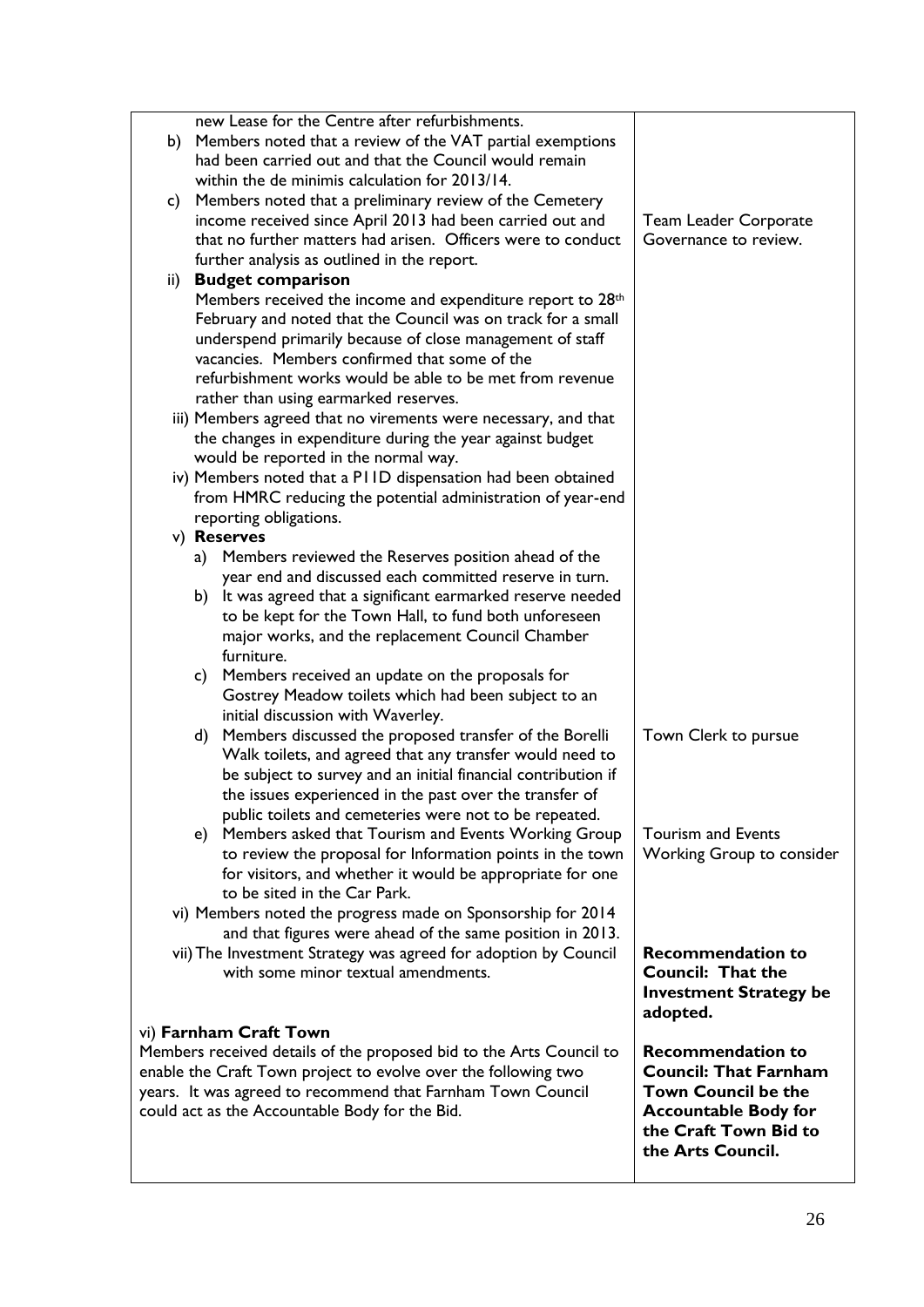| | |
|---|---|
| new Lease for the Centre after refurbishments.<br>b) Members noted that a review of the VAT partial exemptions had been carried out and that the Council would remain within the de minimis calculation for 2013/14.<br>c) Members noted that a preliminary review of the Cemetery income received since April 2013 had been carried out and that no further matters had arisen. Officers were to conduct further analysis as outlined in the report. | Team Leader Corporate Governance to review. |
| ii) **Budget comparison**<br>Members received the income and expenditure report to 28th February and noted that the Council was on track for a small underspend primarily because of close management of staff vacancies. Members confirmed that some of the refurbishment works would be able to be met from revenue rather than using earmarked reserves.<br>iii) Members agreed that no virements were necessary, and that the changes in expenditure during the year against budget would be reported in the normal way.<br>iv) Members noted that a P11D dispensation had been obtained from HMRC reducing the potential administration of year-end reporting obligations.<br>v) **Reserves**<br>a) Members reviewed the Reserves position ahead of the year end and discussed each committed reserve in turn.<br>b) It was agreed that a significant earmarked reserve needed to be kept for the Town Hall, to fund both unforeseen major works, and the replacement Council Chamber furniture.<br>c) Members received an update on the proposals for Gostrey Meadow toilets which had been subject to an initial discussion with Waverley. | |
| d) Members discussed the proposed transfer of the Borelli Walk toilets, and agreed that any transfer would need to be subject to survey and an initial financial contribution if the issues experienced in the past over the transfer of public toilets and cemeteries were not to be repeated. | Town Clerk to pursue |
| e) Members asked that Tourism and Events Working Group to review the proposal for Information points in the town for visitors, and whether it would be appropriate for one to be sited in the Car Park.<br>vi) Members noted the progress made on Sponsorship for 2014 and that figures were ahead of the same position in 2013. | Tourism and Events Working Group to consider |
| vii) The Investment Strategy was agreed for adoption by Council with some minor textual amendments. | **Recommendation to Council: That the Investment Strategy be adopted.** |
| vi) **Farnham Craft Town**<br>Members received details of the proposed bid to the Arts Council to enable the Craft Town project to evolve over the following two years. It was agreed to recommend that Farnham Town Council could act as the Accountable Body for the Bid. | **Recommendation to Council: That Farnham Town Council be the Accountable Body for the Craft Town Bid to the Arts Council.** |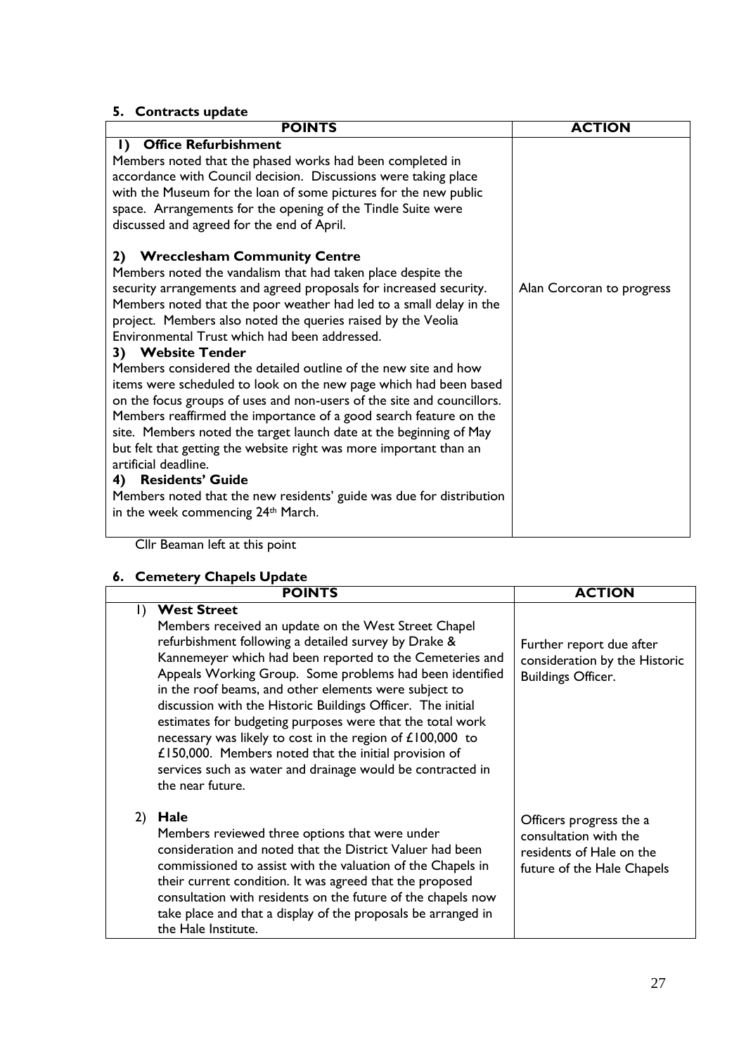## 5. Contracts update

| POINTS | ACTION |
|---|---|
| **1) Office Refurbishment**<br>Members noted that the phased works had been completed in accordance with Council decision. Discussions were taking place with the Museum for the loan of some pictures for the new public space. Arrangements for the opening of the Tindle Suite were discussed and agreed for the end of April.<br><br>**2) Wrecclesham Community Centre**<br>Members noted the vandalism that had taken place despite the security arrangements and agreed proposals for increased security. Members noted that the poor weather had led to a small delay in the project. Members also noted the queries raised by the Veolia Environmental Trust which had been addressed.<br>**3) Website Tender**<br>Members considered the detailed outline of the new site and how items were scheduled to look on the new page which had been based on the focus groups of uses and non-users of the site and councillors. Members reaffirmed the importance of a good search feature on the site. Members noted the target launch date at the beginning of May but felt that getting the website right was more important than an artificial deadline.<br>**4) Residents' Guide**<br>Members noted that the new residents' guide was due for distribution in the week commencing 24th March. | Alan Corcoran to progress |

Cllr Beaman left at this point

## 6. Cemetery Chapels Update

| POINTS | ACTION |
|---|---|
| 1) **West Street**<br>Members received an update on the West Street Chapel refurbishment following a detailed survey by Drake & Kannemeyer which had been reported to the Cemeteries and Appeals Working Group. Some problems had been identified in the roof beams, and other elements were subject to discussion with the Historic Buildings Officer. The initial estimates for budgeting purposes were that the total work necessary was likely to cost in the region of £100,000 to £150,000. Members noted that the initial provision of services such as water and drainage would be contracted in the near future. | Further report due after consideration by the Historic Buildings Officer. |
| 2) **Hale**<br>Members reviewed three options that were under consideration and noted that the District Valuer had been commissioned to assist with the valuation of the Chapels in their current condition. It was agreed that the proposed consultation with residents on the future of the chapels now take place and that a display of the proposals be arranged in the Hale Institute. | Officers progress the a consultation with the residents of Hale on the future of the Hale Chapels |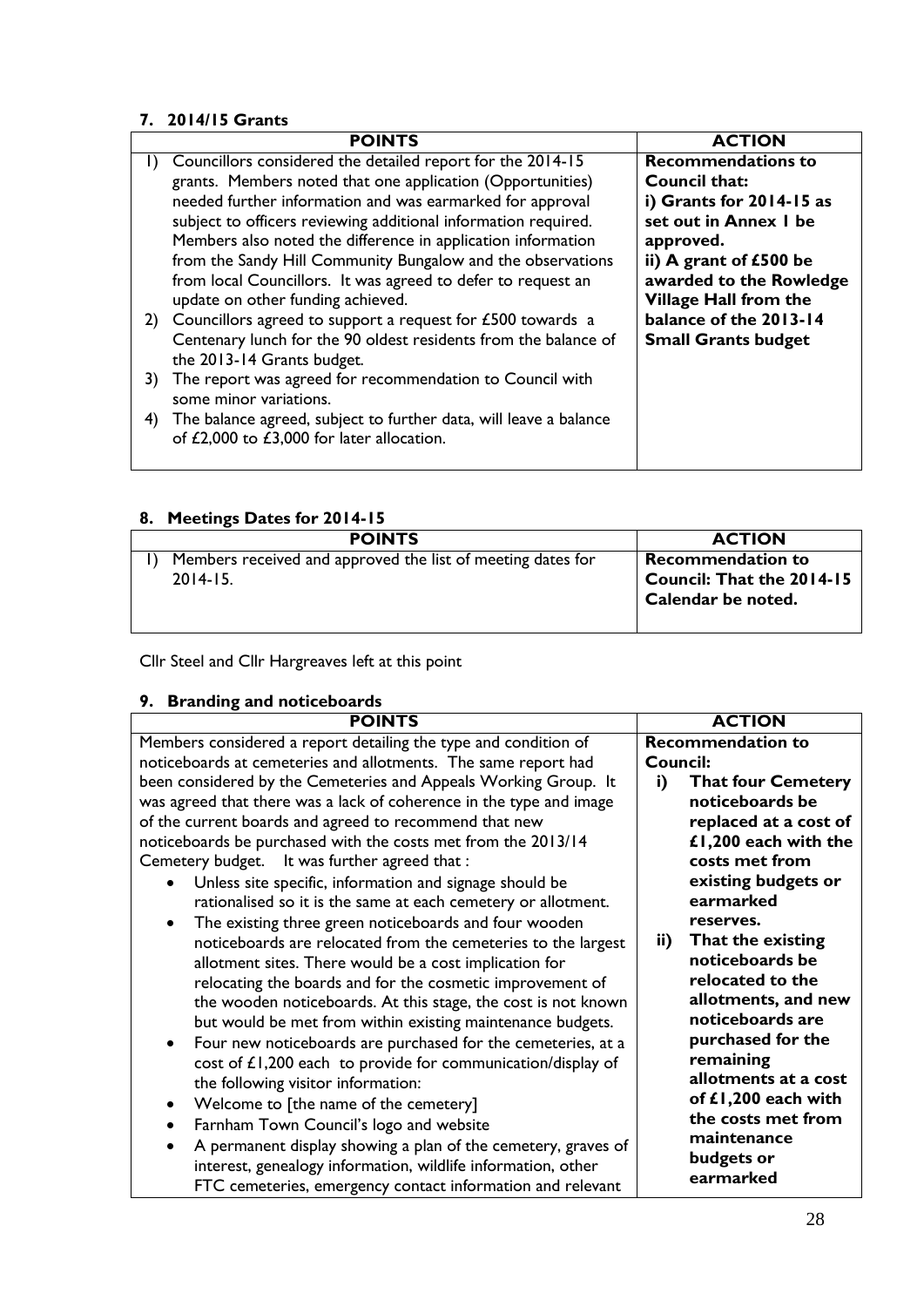## 7. 2014/15 Grants

| POINTS | ACTION |
|---|---|
| 1) Councillors considered the detailed report for the 2014-15 grants. Members noted that one application (Opportunities) needed further information and was earmarked for approval subject to officers reviewing additional information required. Members also noted the difference in application information from the Sandy Hill Community Bungalow and the observations from local Councillors. It was agreed to defer to request an update on other funding achieved.<br>2) Councillors agreed to support a request for £500 towards a Centenary lunch for the 90 oldest residents from the balance of the 2013-14 Grants budget.<br>3) The report was agreed for recommendation to Council with some minor variations.<br>4) The balance agreed, subject to further data, will leave a balance of £2,000 to £3,000 for later allocation. | **Recommendations to Council that:**<br>**i) Grants for 2014-15 as set out in Annex 1 be approved.**<br>**ii) A grant of £500 be awarded to the Rowledge Village Hall from the balance of the 2013-14 Small Grants budget** |

## 8. Meetings Dates for 2014-15

| POINTS | ACTION |
|---|---|
| 1) Members received and approved the list of meeting dates for 2014-15. | **Recommendation to Council: That the 2014-15 Calendar be noted.** |

Cllr Steel and Cllr Hargreaves left at this point

## 9. Branding and noticeboards

| POINTS | ACTION |
|---|---|
| Members considered a report detailing the type and condition of noticeboards at cemeteries and allotments. The same report had been considered by the Cemeteries and Appeals Working Group. It was agreed that there was a lack of coherence in the type and image of the current boards and agreed to recommend that new noticeboards be purchased with the costs met from the 2013/14 Cemetery budget. It was further agreed that :<br>• Unless site specific, information and signage should be rationalised so it is the same at each cemetery or allotment.<br>• The existing three green noticeboards and four wooden noticeboards are relocated from the cemeteries to the largest allotment sites. There would be a cost implication for relocating the boards and for the cosmetic improvement of the wooden noticeboards. At this stage, the cost is not known but would be met from within existing maintenance budgets.<br>• Four new noticeboards are purchased for the cemeteries, at a cost of £1,200 each to provide for communication/display of the following visitor information:<br>• Welcome to [the name of the cemetery]<br>• Farnham Town Council's logo and website<br>• A permanent display showing a plan of the cemetery, graves of interest, genealogy information, wildlife information, other FTC cemeteries, emergency contact information and relevant | **Recommendation to Council:**<br>**i) That four Cemetery noticeboards be replaced at a cost of £1,200 each with the costs met from existing budgets or earmarked reserves.**<br>**ii) That the existing noticeboards be relocated to the allotments, and new noticeboards are purchased for the remaining allotments at a cost of £1,200 each with the costs met from maintenance budgets or earmarked** |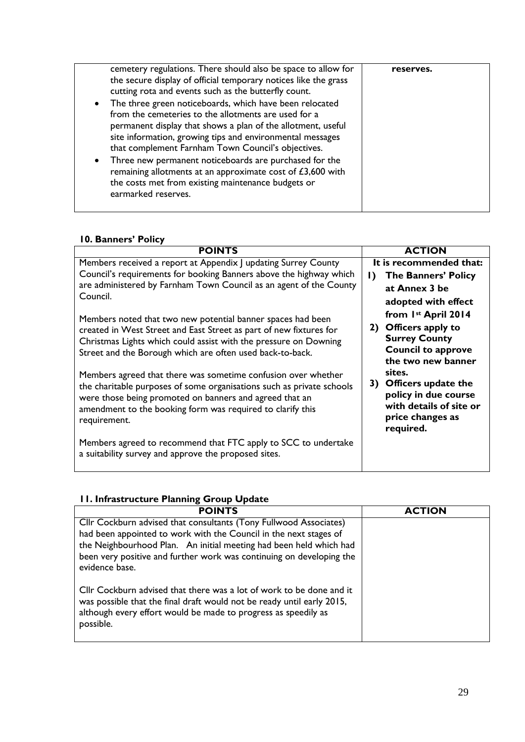| | |
|---|---|
| cemetery regulations. There should also be space to allow for the secure display of official temporary notices like the grass cutting rota and events such as the butterfly count.<br>• The three green noticeboards, which have been relocated from the cemeteries to the allotments are used for a permanent display that shows a plan of the allotment, useful site information, growing tips and environmental messages that complement Farnham Town Council's objectives.<br>• Three new permanent noticeboards are purchased for the remaining allotments at an approximate cost of £3,600 with the costs met from existing maintenance budgets or earmarked reserves. | **reserves.** |

**10. Banners' Policy**

| POINTS | ACTION |
|---|---|
| Members received a report at Appendix J updating Surrey County Council's requirements for booking Banners above the highway which are administered by Farnham Town Council as an agent of the County Council.<br><br>Members noted that two new potential banner spaces had been created in West Street and East Street as part of new fixtures for Christmas Lights which could assist with the pressure on Downing Street and the Borough which are often used back-to-back.<br><br>Members agreed that there was sometime confusion over whether the charitable purposes of some organisations such as private schools were those being promoted on banners and agreed that an amendment to the booking form was required to clarify this requirement.<br><br>Members agreed to recommend that FTC apply to SCC to undertake a suitability survey and approve the proposed sites. | **It is recommended that:**<br>**1) The Banners' Policy at Annex 3 be adopted with effect from 1st April 2014**<br>**2) Officers apply to Surrey County Council to approve the two new banner sites.**<br>**3) Officers update the policy in due course with details of site or price changes as required.** |

**11. Infrastructure Planning Group Update**

| POINTS | ACTION |
|---|---|
| Cllr Cockburn advised that consultants (Tony Fullwood Associates) had been appointed to work with the Council in the next stages of the Neighbourhood Plan. An initial meeting had been held which had been very positive and further work was continuing on developing the evidence base.<br><br>Cllr Cockburn advised that there was a lot of work to be done and it was possible that the final draft would not be ready until early 2015, although every effort would be made to progress as speedily as possible. | |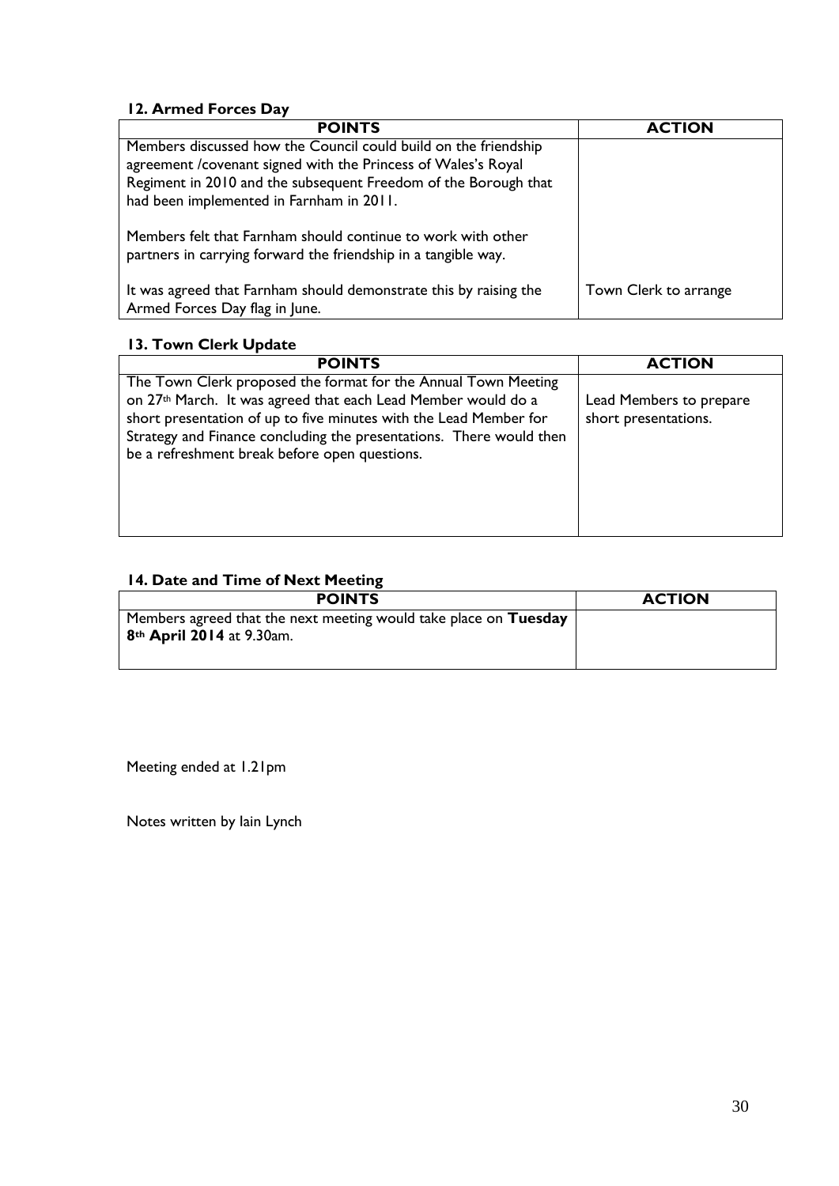### 12. Armed Forces Day

| POINTS | ACTION |
|---|---|
| Members discussed how the Council could build on the friendship agreement /covenant signed with the Princess of Wales's Royal Regiment in 2010 and the subsequent Freedom of the Borough that had been implemented in Farnham in 2011.<br><br>Members felt that Farnham should continue to work with other partners in carrying forward the friendship in a tangible way.<br><br>It was agreed that Farnham should demonstrate this by raising the Armed Forces Day flag in June. | Town Clerk to arrange |

### 13. Town Clerk Update

| POINTS | ACTION |
|---|---|
| The Town Clerk proposed the format for the Annual Town Meeting on 27th March. It was agreed that each Lead Member would do a short presentation of up to five minutes with the Lead Member for Strategy and Finance concluding the presentations. There would then be a refreshment break before open questions. | Lead Members to prepare short presentations. |

### 14. Date and Time of Next Meeting

| POINTS | ACTION |
|---|---|
| Members agreed that the next meeting would take place on **Tuesday 8th April 2014** at 9.30am. | |

Meeting ended at 1.21pm

Notes written by Iain Lynch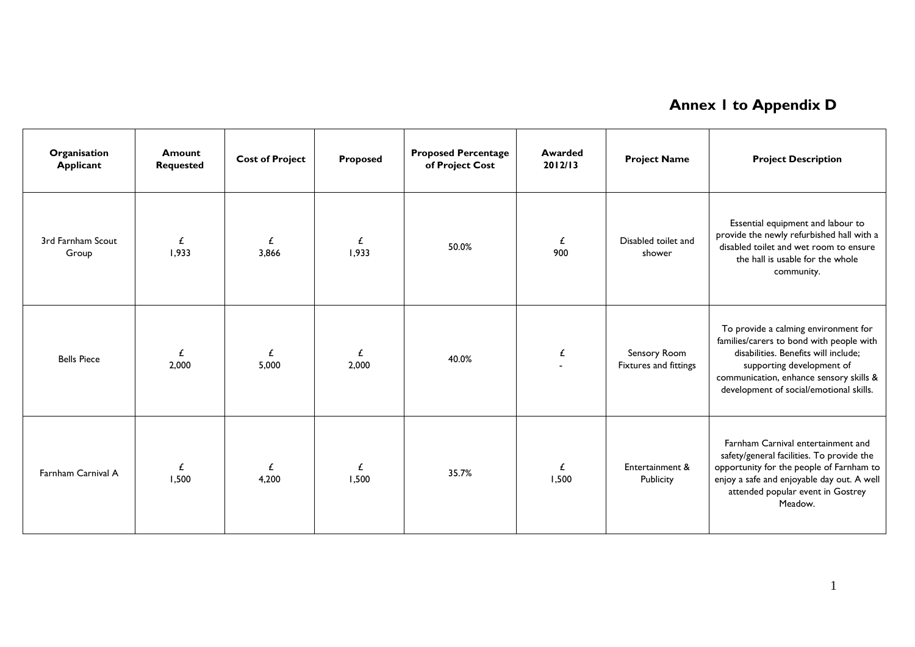## Annex 1 to Appendix D

| Organisation Applicant | Amount Requested | Cost of Project | Proposed | Proposed Percentage of Project Cost | Awarded 2012/13 | Project Name | Project Description |
|---|---|---|---|---|---|---|---|
| 3rd Farnham Scout Group | £ 1,933 | £ 3,866 | £ 1,933 | 50.0% | £ 900 | Disabled toilet and shower | Essential equipment and labour to provide the newly refurbished hall with a disabled toilet and wet room to ensure the hall is usable for the whole community. |
| Bells Piece | £ 2,000 | £ 5,000 | £ 2,000 | 40.0% | £ - | Sensory Room Fixtures and fittings | To provide a calming environment for families/carers to bond with people with disabilities. Benefits will include; supporting development of communication, enhance sensory skills & development of social/emotional skills. |
| Farnham Carnival A | £ 1,500 | £ 4,200 | £ 1,500 | 35.7% | £ 1,500 | Entertainment & Publicity | Farnham Carnival entertainment and safety/general facilities. To provide the opportunity for the people of Farnham to enjoy a safe and enjoyable day out. A well attended popular event in Gostrey Meadow. |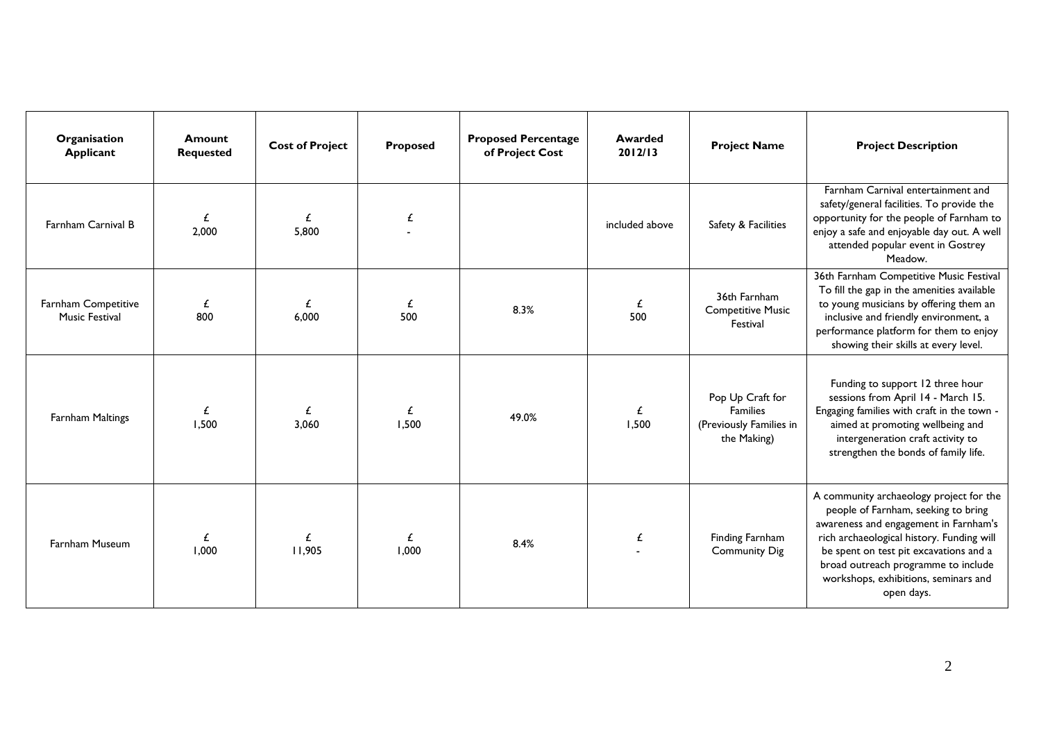| Organisation Applicant | Amount Requested | Cost of Project | Proposed | Proposed Percentage of Project Cost | Awarded 2012/13 | Project Name | Project Description |
|---|---|---|---|---|---|---|---|
| Farnham Carnival B | £ 2,000 | £ 5,800 | £ - | | included above | Safety & Facilities | Farnham Carnival entertainment and safety/general facilities. To provide the opportunity for the people of Farnham to enjoy a safe and enjoyable day out. A well attended popular event in Gostrey Meadow. |
| Farnham Competitive Music Festival | £ 800 | £ 6,000 | £ 500 | 8.3% | £ 500 | 36th Farnham Competitive Music Festival | 36th Farnham Competitive Music Festival To fill the gap in the amenities available to young musicians by offering them an inclusive and friendly environment, a performance platform for them to enjoy showing their skills at every level. |
| Farnham Maltings | £ 1,500 | £ 3,060 | £ 1,500 | 49.0% | £ 1,500 | Pop Up Craft for Families (Previously Families in the Making) | Funding to support 12 three hour sessions from April 14 - March 15. Engaging families with craft in the town - aimed at promoting wellbeing and intergeneration craft activity to strengthen the bonds of family life. |
| Farnham Museum | £ 1,000 | £ 11,905 | £ 1,000 | 8.4% | £ - | Finding Farnham Community Dig | A community archaeology project for the people of Farnham, seeking to bring awareness and engagement in Farnham's rich archaeological history. Funding will be spent on test pit excavations and a broad outreach programme to include workshops, exhibitions, seminars and open days. |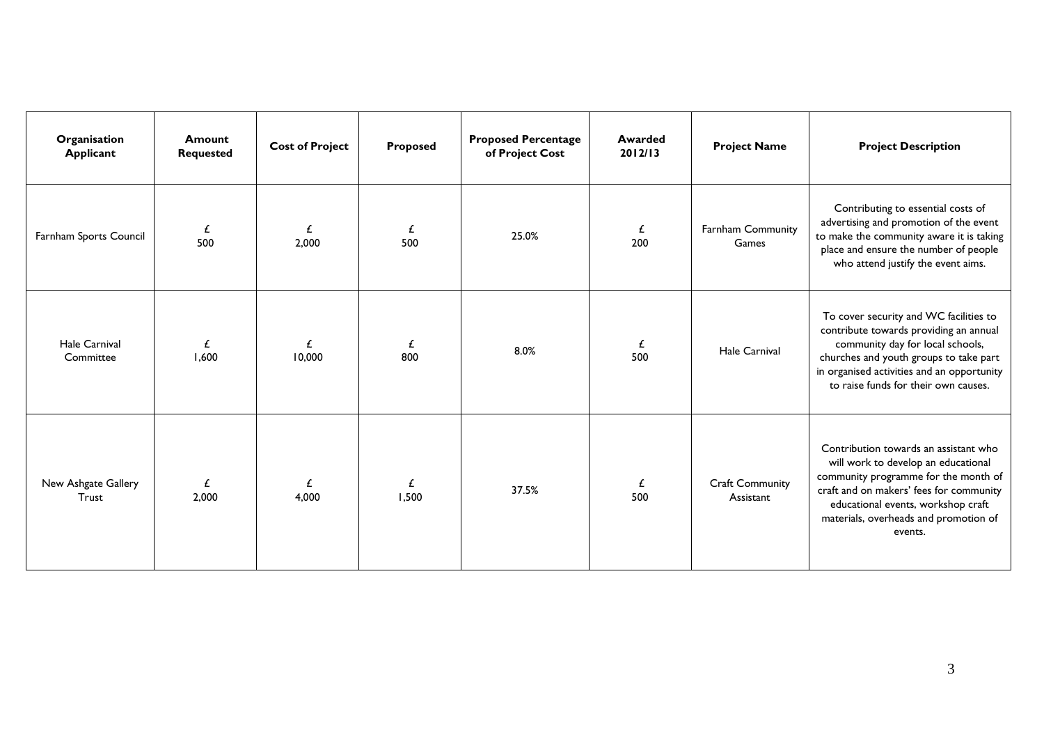| Organisation Applicant | Amount Requested | Cost of Project | Proposed | Proposed Percentage of Project Cost | Awarded 2012/13 | Project Name | Project Description |
|---|---|---|---|---|---|---|---|
| Farnham Sports Council | £ 500 | £ 2,000 | £ 500 | 25.0% | £ 200 | Farnham Community Games | Contributing to essential costs of advertising and promotion of the event to make the community aware it is taking place and ensure the number of people who attend justify the event aims. |
| Hale Carnival Committee | £ 1,600 | £ 10,000 | £ 800 | 8.0% | £ 500 | Hale Carnival | To cover security and WC facilities to contribute towards providing an annual community day for local schools, churches and youth groups to take part in organised activities and an opportunity to raise funds for their own causes. |
| New Ashgate Gallery Trust | £ 2,000 | £ 4,000 | £ 1,500 | 37.5% | £ 500 | Craft Community Assistant | Contribution towards an assistant who will work to develop an educational community programme for the month of craft and on makers' fees for community educational events, workshop craft materials, overheads and promotion of events. |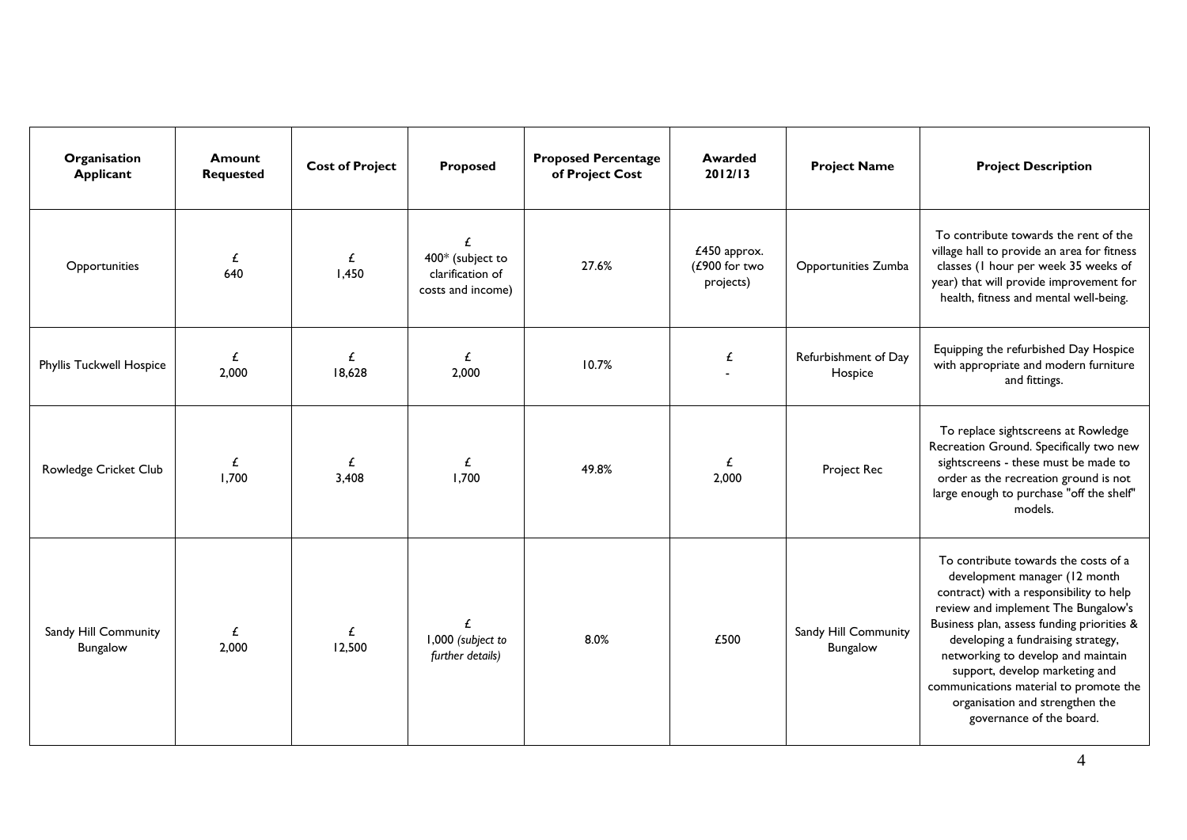| Organisation Applicant | Amount Requested | Cost of Project | Proposed | Proposed Percentage of Project Cost | Awarded 2012/13 | Project Name | Project Description |
|---|---|---|---|---|---|---|---|
| Opportunities | £ 640 | £ 1,450 | £ 400* (subject to clarification of costs and income) | 27.6% | £450 approx. (£900 for two projects) | Opportunities Zumba | To contribute towards the rent of the village hall to provide an area for fitness classes (1 hour per week 35 weeks of year) that will provide improvement for health, fitness and mental well-being. |
| Phyllis Tuckwell Hospice | £ 2,000 | £ 18,628 | £ 2,000 | 10.7% | £ - | Refurbishment of Day Hospice | Equipping the refurbished Day Hospice with appropriate and modern furniture and fittings. |
| Rowledge Cricket Club | £ 1,700 | £ 3,408 | £ 1,700 | 49.8% | £ 2,000 | Project Rec | To replace sightscreens at Rowledge Recreation Ground. Specifically two new sightscreens - these must be made to order as the recreation ground is not large enough to purchase "off the shelf" models. |
| Sandy Hill Community Bungalow | £ 2,000 | £ 12,500 | £ 1,000 *(subject to further details)* | 8.0% | £500 | Sandy Hill Community Bungalow | To contribute towards the costs of a development manager (12 month contract) with a responsibility to help review and implement The Bungalow's Business plan, assess funding priorities & developing a fundraising strategy, networking to develop and maintain support, develop marketing and communications material to promote the organisation and strengthen the governance of the board. |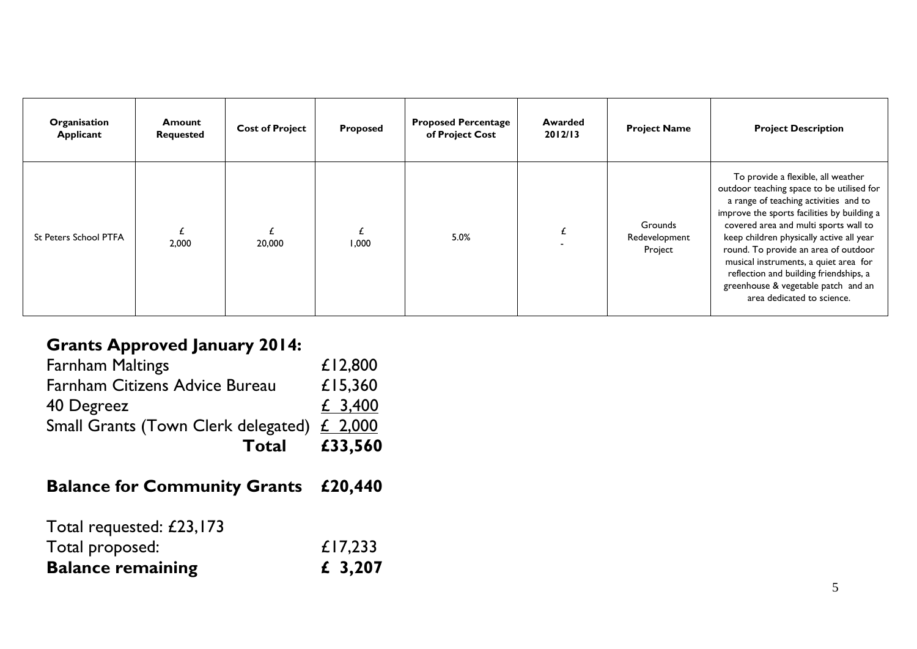| Organisation Applicant | Amount Requested | Cost of Project | Proposed | Proposed Percentage of Project Cost | Awarded 2012/13 | Project Name | Project Description |
|---|---|---|---|---|---|---|---|
| St Peters School PTFA | £ 2,000 | £ 20,000 | £ 1,000 | 5.0% | £ - | Grounds Redevelopment Project | To provide a flexible, all weather outdoor teaching space to be utilised for a range of teaching activities and to improve the sports facilities by building a covered area and multi sports wall to keep children physically active all year round. To provide an area of outdoor musical instruments, a quiet area for reflection and building friendships, a greenhouse & vegetable patch and an area dedicated to science. |

## Grants Approved January 2014:

| | |
|---|---|
| Farnham Maltings | £12,800 |
| Farnham Citizens Advice Bureau | £15,360 |
| 40 Degreez | £ 3,400 |
| Small Grants (Town Clerk delegated) | £ 2,000 |
| **Total** | **£33,560** |

## Balance for Community Grants £20,440

Total requested: £23,173

Total proposed: £17,233

**Balance remaining £ 3,207**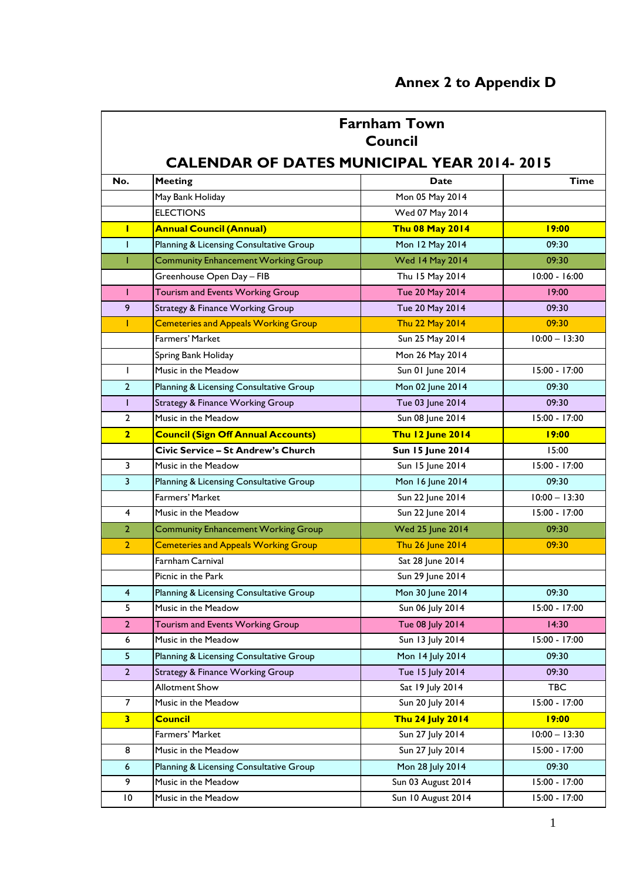# Annex 2 to Appendix D

| Farnham Town Council<br>CALENDAR OF DATES MUNICIPAL YEAR 2014- 2015 | | | |
|---|---|---|---|
| **No.** | **Meeting** | **Date** | **Time** |
| | May Bank Holiday | Mon 05 May 2014 | |
| | ELECTIONS | Wed 07 May 2014 | |
| **1** | **Annual Council (Annual)** | **Thu 08 May 2014** | **19:00** |
| 1 | Planning & Licensing Consultative Group | Mon 12 May 2014 | 09:30 |
| 1 | Community Enhancement Working Group | Wed 14 May 2014 | 09:30 |
| | Greenhouse Open Day – FIB | Thu 15 May 2014 | 10:00 - 16:00 |
| 1 | Tourism and Events Working Group | Tue 20 May 2014 | 19:00 |
| 9 | Strategy & Finance Working Group | Tue 20 May 2014 | 09:30 |
| 1 | Cemeteries and Appeals Working Group | Thu 22 May 2014 | 09:30 |
| | Farmers' Market | Sun 25 May 2014 | 10:00 – 13:30 |
| | Spring Bank Holiday | Mon 26 May 2014 | |
| 1 | Music in the Meadow | Sun 01 June 2014 | 15:00 - 17:00 |
| 2 | Planning & Licensing Consultative Group | Mon 02 June 2014 | 09:30 |
| 1 | Strategy & Finance Working Group | Tue 03 June 2014 | 09:30 |
| 2 | Music in the Meadow | Sun 08 June 2014 | 15:00 - 17:00 |
| **2** | **Council (Sign Off Annual Accounts)** | **Thu 12 June 2014** | **19:00** |
| | **Civic Service – St Andrew's Church** | **Sun 15 June 2014** | 15:00 |
| 3 | Music in the Meadow | Sun 15 June 2014 | 15:00 - 17:00 |
| 3 | Planning & Licensing Consultative Group | Mon 16 June 2014 | 09:30 |
| | Farmers' Market | Sun 22 June 2014 | 10:00 – 13:30 |
| 4 | Music in the Meadow | Sun 22 June 2014 | 15:00 - 17:00 |
| 2 | Community Enhancement Working Group | Wed 25 June 2014 | 09:30 |
| 2 | Cemeteries and Appeals Working Group | Thu 26 June 2014 | 09:30 |
| | Farnham Carnival | Sat 28 June 2014 | |
| | Picnic in the Park | Sun 29 June 2014 | |
| 4 | Planning & Licensing Consultative Group | Mon 30 June 2014 | 09:30 |
| 5 | Music in the Meadow | Sun 06 July 2014 | 15:00 - 17:00 |
| 2 | Tourism and Events Working Group | Tue 08 July 2014 | 14:30 |
| 6 | Music in the Meadow | Sun 13 July 2014 | 15:00 - 17:00 |
| 5 | Planning & Licensing Consultative Group | Mon 14 July 2014 | 09:30 |
| 2 | Strategy & Finance Working Group | Tue 15 July 2014 | 09:30 |
| | Allotment Show | Sat 19 July 2014 | TBC |
| 7 | Music in the Meadow | Sun 20 July 2014 | 15:00 - 17:00 |
| **3** | **Council** | **Thu 24 July 2014** | **19:00** |
| | Farmers' Market | Sun 27 July 2014 | 10:00 – 13:30 |
| 8 | Music in the Meadow | Sun 27 July 2014 | 15:00 - 17:00 |
| 6 | Planning & Licensing Consultative Group | Mon 28 July 2014 | 09:30 |
| 9 | Music in the Meadow | Sun 03 August 2014 | 15:00 - 17:00 |
| 10 | Music in the Meadow | Sun 10 August 2014 | 15:00 - 17:00 |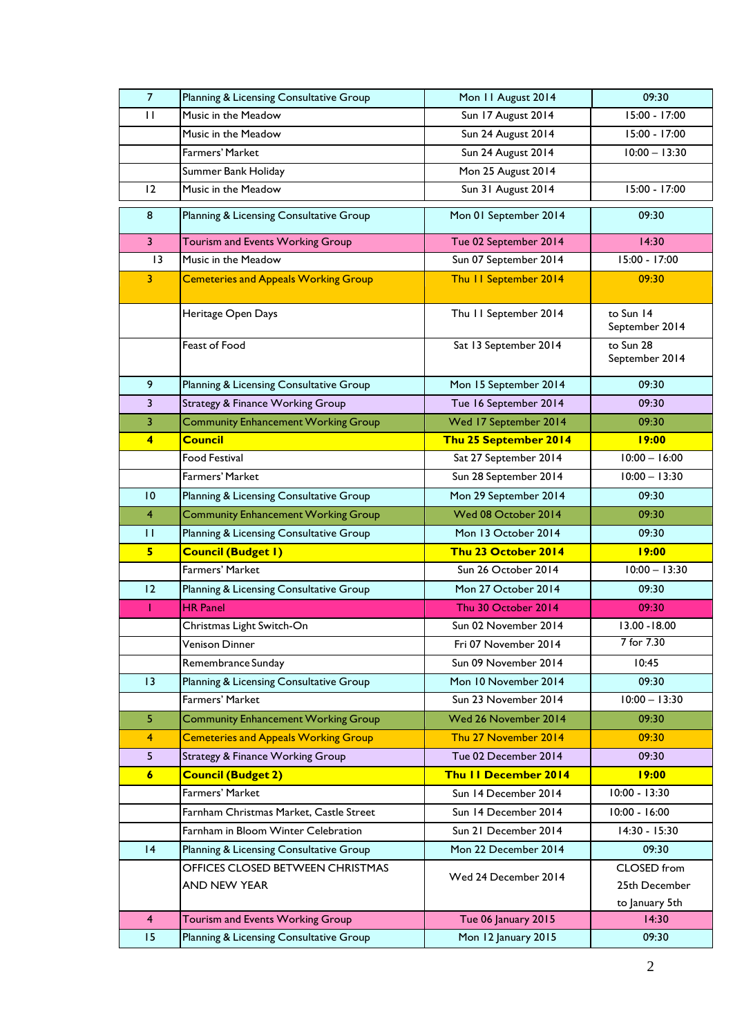| | | | |
|---|---|---|---|
| 7 | Planning & Licensing Consultative Group | Mon 11 August 2014 | 09:30 |
| 11 | Music in the Meadow | Sun 17 August 2014 | 15:00 - 17:00 |
| | Music in the Meadow | Sun 24 August 2014 | 15:00 - 17:00 |
| | Farmers' Market | Sun 24 August 2014 | 10:00 – 13:30 |
| | Summer Bank Holiday | Mon 25 August 2014 | |
| 12 | Music in the Meadow | Sun 31 August 2014 | 15:00 - 17:00 |
| 8 | Planning & Licensing Consultative Group | Mon 01 September 2014 | 09:30 |
| 3 | Tourism and Events Working Group | Tue 02 September 2014 | 14:30 |
| 13 | Music in the Meadow | Sun 07 September 2014 | 15:00 - 17:00 |
| 3 | Cemeteries and Appeals Working Group | Thu 11 September 2014 | 09:30 |
| | Heritage Open Days | Thu 11 September 2014 | to Sun 14 September 2014 |
| | Feast of Food | Sat 13 September 2014 | to Sun 28 September 2014 |
| 9 | Planning & Licensing Consultative Group | Mon 15 September 2014 | 09:30 |
| 3 | Strategy & Finance Working Group | Tue 16 September 2014 | 09:30 |
| 3 | Community Enhancement Working Group | Wed 17 September 2014 | 09:30 |
| **4** | **Council** | **Thu 25 September 2014** | **19:00** |
| | Food Festival | Sat 27 September 2014 | 10:00 – 16:00 |
| | Farmers' Market | Sun 28 September 2014 | 10:00 – 13:30 |
| 10 | Planning & Licensing Consultative Group | Mon 29 September 2014 | 09:30 |
| 4 | Community Enhancement Working Group | Wed 08 October 2014 | 09:30 |
| 11 | Planning & Licensing Consultative Group | Mon 13 October 2014 | 09:30 |
| **5** | **Council (Budget 1)** | **Thu 23 October 2014** | **19:00** |
| | Farmers' Market | Sun 26 October 2014 | 10:00 – 13:30 |
| 12 | Planning & Licensing Consultative Group | Mon 27 October 2014 | 09:30 |
| 1 | HR Panel | Thu 30 October 2014 | 09:30 |
| | Christmas Light Switch-On | Sun 02 November 2014 | 13.00 -18.00 |
| | Venison Dinner | Fri 07 November 2014 | 7 for 7.30 |
| | Remembrance Sunday | Sun 09 November 2014 | 10:45 |
| 13 | Planning & Licensing Consultative Group | Mon 10 November 2014 | 09:30 |
| | Farmers' Market | Sun 23 November 2014 | 10:00 – 13:30 |
| 5 | Community Enhancement Working Group | Wed 26 November 2014 | 09:30 |
| 4 | Cemeteries and Appeals Working Group | Thu 27 November 2014 | 09:30 |
| 5 | Strategy & Finance Working Group | Tue 02 December 2014 | 09:30 |
| **6** | **Council (Budget 2)** | **Thu 11 December 2014** | **19:00** |
| | Farmers' Market | Sun 14 December 2014 | 10:00 - 13:30 |
| | Farnham Christmas Market, Castle Street | Sun 14 December 2014 | 10:00 - 16:00 |
| | Farnham in Bloom Winter Celebration | Sun 21 December 2014 | 14:30 - 15:30 |
| 14 | Planning & Licensing Consultative Group | Mon 22 December 2014 | 09:30 |
| | OFFICES CLOSED BETWEEN CHRISTMAS AND NEW YEAR | Wed 24 December 2014 | CLOSED from 25th December to January 5th |
| 4 | Tourism and Events Working Group | Tue 06 January 2015 | 14:30 |
| 15 | Planning & Licensing Consultative Group | Mon 12 January 2015 | 09:30 |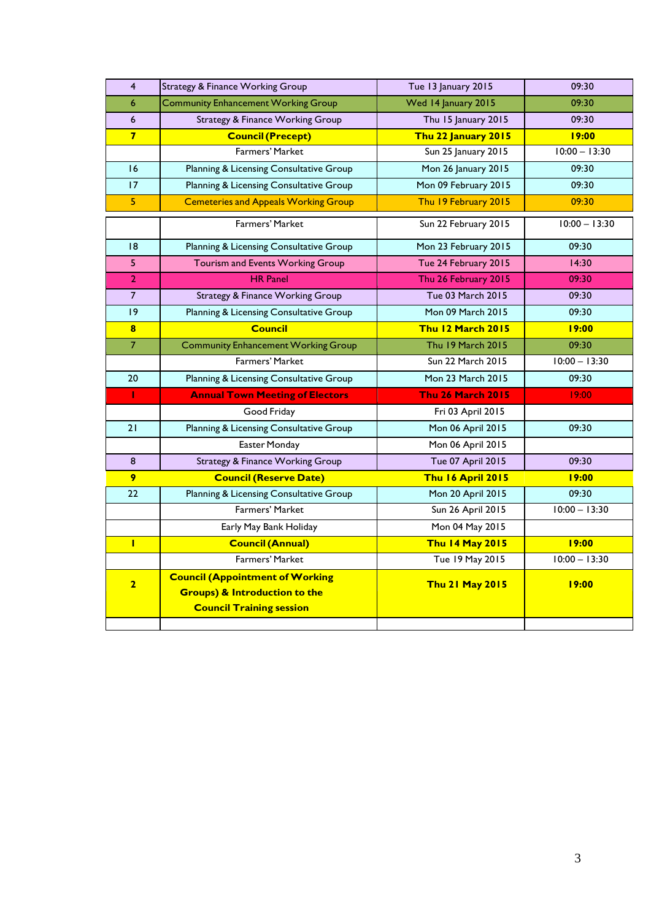| 4 | Strategy & Finance Working Group | Tue 13 January 2015 | 09:30 |
|---|---|---|---|
| 6 | Community Enhancement Working Group | Wed 14 January 2015 | 09:30 |
| 6 | Strategy & Finance Working Group | Thu 15 January 2015 | 09:30 |
| **7** | **Council (Precept)** | **Thu 22 January 2015** | **19:00** |
| | Farmers' Market | Sun 25 January 2015 | 10:00 – 13:30 |
| 16 | Planning & Licensing Consultative Group | Mon 26 January 2015 | 09:30 |
| 17 | Planning & Licensing Consultative Group | Mon 09 February 2015 | 09:30 |
| 5 | Cemeteries and Appeals Working Group | Thu 19 February 2015 | 09:30 |
| | Farmers' Market | Sun 22 February 2015 | 10:00 – 13:30 |
| 18 | Planning & Licensing Consultative Group | Mon 23 February 2015 | 09:30 |
| 5 | Tourism and Events Working Group | Tue 24 February 2015 | 14:30 |
| 2 | HR Panel | Thu 26 February 2015 | 09:30 |
| 7 | Strategy & Finance Working Group | Tue 03 March 2015 | 09:30 |
| 19 | Planning & Licensing Consultative Group | Mon 09 March 2015 | 09:30 |
| **8** | **Council** | **Thu 12 March 2015** | **19:00** |
| 7 | Community Enhancement Working Group | Thu 19 March 2015 | 09:30 |
| | Farmers' Market | Sun 22 March 2015 | 10:00 – 13:30 |
| 20 | Planning & Licensing Consultative Group | Mon 23 March 2015 | 09:30 |
| **1** | **Annual Town Meeting of Electors** | **Thu 26 March 2015** | 19:00 |
| | Good Friday | Fri 03 April 2015 | |
| 21 | Planning & Licensing Consultative Group | Mon 06 April 2015 | 09:30 |
| | Easter Monday | Mon 06 April 2015 | |
| 8 | Strategy & Finance Working Group | Tue 07 April 2015 | 09:30 |
| **9** | **Council (Reserve Date)** | **Thu 16 April 2015** | **19:00** |
| 22 | Planning & Licensing Consultative Group | Mon 20 April 2015 | 09:30 |
| | Farmers' Market | Sun 26 April 2015 | 10:00 – 13:30 |
| | Early May Bank Holiday | Mon 04 May 2015 | |
| **1** | **Council (Annual)** | **Thu 14 May 2015** | **19:00** |
| | Farmers' Market | Tue 19 May 2015 | 10:00 – 13:30 |
| **2** | **Council (Appointment of Working Groups) & Introduction to the Council Training session** | **Thu 21 May 2015** | **19:00** |
| | | | |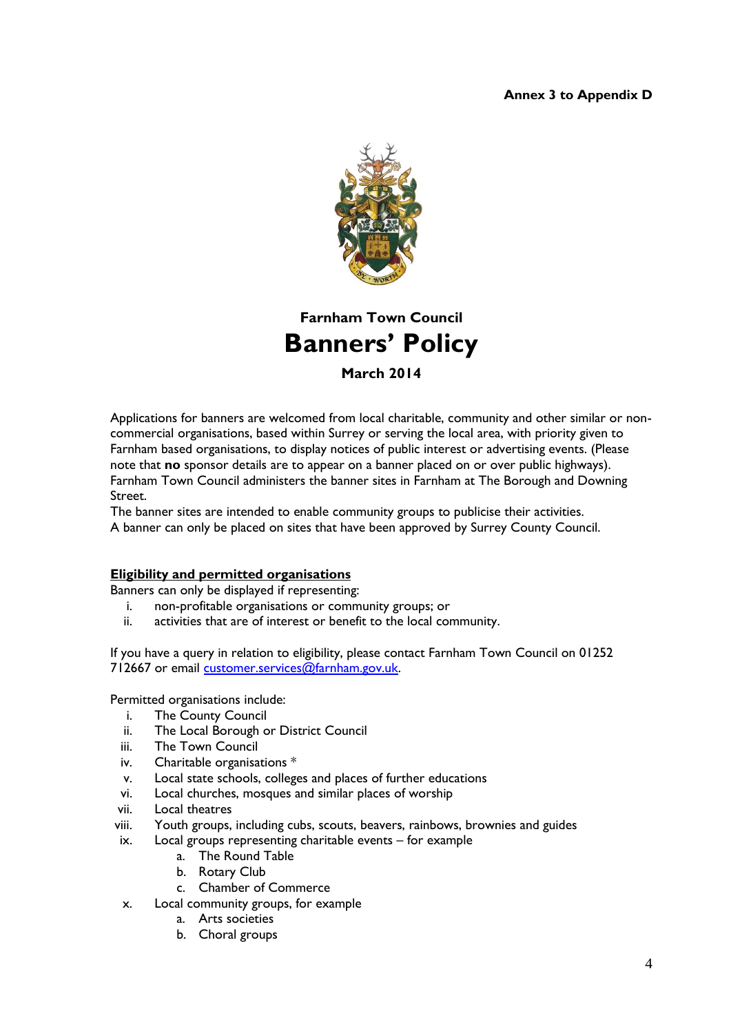**Annex 3 to Appendix D**

**Farnham Town Council**

# Banners' Policy

**March 2014**

Applications for banners are welcomed from local charitable, community and other similar or non-commercial organisations, based within Surrey or serving the local area, with priority given to Farnham based organisations, to display notices of public interest or advertising events. (Please note that **no** sponsor details are to appear on a banner placed on or over public highways). Farnham Town Council administers the banner sites in Farnham at The Borough and Downing Street.

The banner sites are intended to enable community groups to publicise their activities.

A banner can only be placed on sites that have been approved by Surrey County Council.

## Eligibility and permitted organisations

Banners can only be displayed if representing:

1. non-profitable organisations or community groups; or
2. activities that are of interest or benefit to the local community.

If you have a query in relation to eligibility, please contact Farnham Town Council on 01252 712667 or email customer.services@farnham.gov.uk.

Permitted organisations include:

- i. The County Council
- ii. The Local Borough or District Council
- iii. The Town Council
- iv. Charitable organisations *
- v. Local state schools, colleges and places of further educations
- vi. Local churches, mosques and similar places of worship
- vii. Local theatres
- viii. Youth groups, including cubs, scouts, beavers, rainbows, brownies and guides
- ix. Local groups representing charitable events – for example
  - a. The Round Table
  - b. Rotary Club
  - c. Chamber of Commerce
- x. Local community groups, for example
  - a. Arts societies
  - b. Choral groups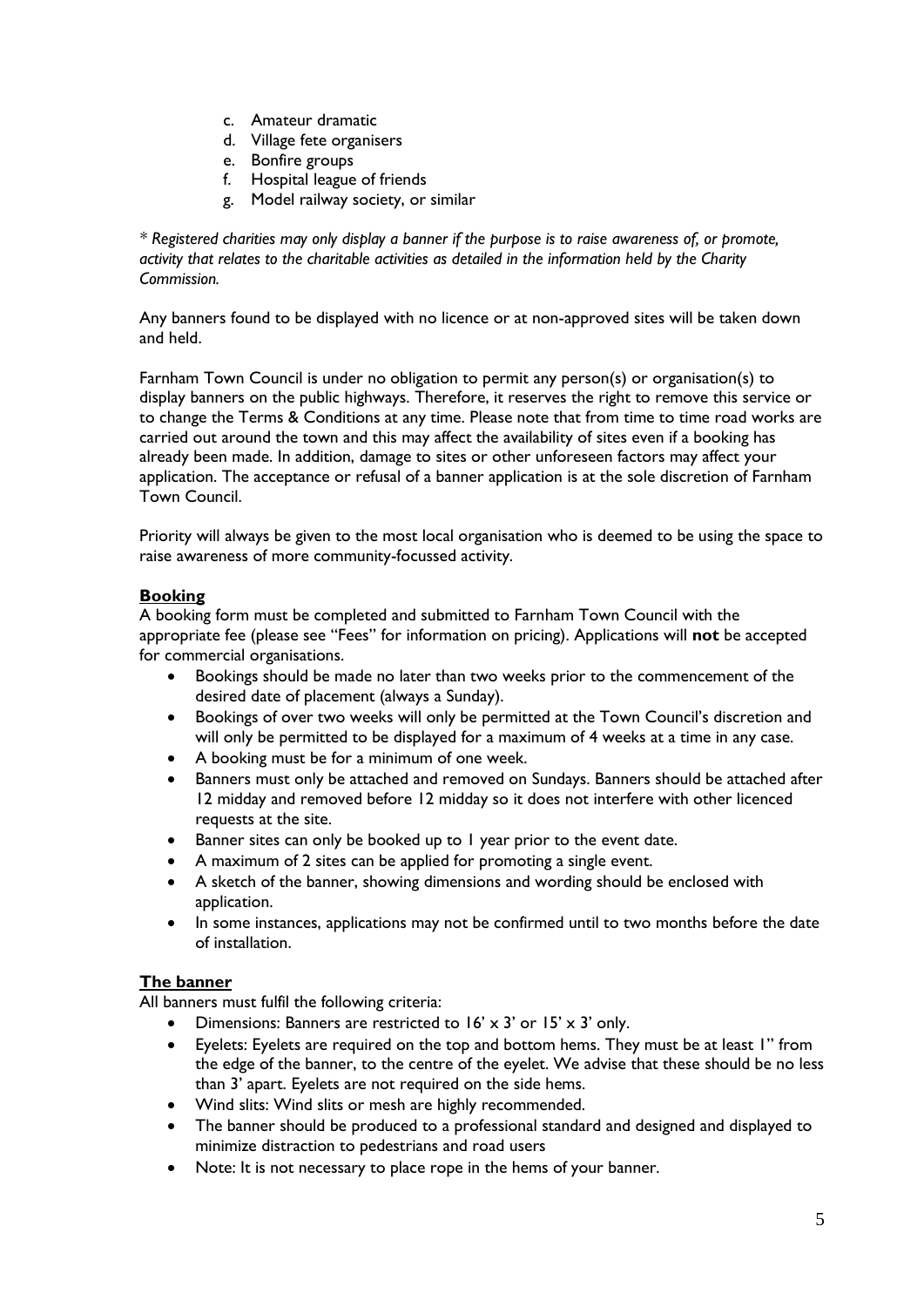c. Amateur dramatic
d. Village fete organisers
e. Bonfire groups
f. Hospital league of friends
g. Model railway society, or similar

*\* Registered charities may only display a banner if the purpose is to raise awareness of, or promote, activity that relates to the charitable activities as detailed in the information held by the Charity Commission.*

Any banners found to be displayed with no licence or at non-approved sites will be taken down and held.

Farnham Town Council is under no obligation to permit any person(s) or organisation(s) to display banners on the public highways. Therefore, it reserves the right to remove this service or to change the Terms & Conditions at any time. Please note that from time to time road works are carried out around the town and this may affect the availability of sites even if a booking has already been made. In addition, damage to sites or other unforeseen factors may affect your application. The acceptance or refusal of a banner application is at the sole discretion of Farnham Town Council.

Priority will always be given to the most local organisation who is deemed to be using the space to raise awareness of more community-focussed activity.

**Booking**

A booking form must be completed and submitted to Farnham Town Council with the appropriate fee (please see "Fees" for information on pricing). Applications will **not** be accepted for commercial organisations.

- Bookings should be made no later than two weeks prior to the commencement of the desired date of placement (always a Sunday).
- Bookings of over two weeks will only be permitted at the Town Council's discretion and will only be permitted to be displayed for a maximum of 4 weeks at a time in any case.
- A booking must be for a minimum of one week.
- Banners must only be attached and removed on Sundays. Banners should be attached after 12 midday and removed before 12 midday so it does not interfere with other licenced requests at the site.
- Banner sites can only be booked up to 1 year prior to the event date.
- A maximum of 2 sites can be applied for promoting a single event.
- A sketch of the banner, showing dimensions and wording should be enclosed with application.
- In some instances, applications may not be confirmed until to two months before the date of installation.

**The banner**

All banners must fulfil the following criteria:

- Dimensions: Banners are restricted to 16' x 3' or 15' x 3' only.
- Eyelets: Eyelets are required on the top and bottom hems. They must be at least 1" from the edge of the banner, to the centre of the eyelet. We advise that these should be no less than 3' apart. Eyelets are not required on the side hems.
- Wind slits: Wind slits or mesh are highly recommended.
- The banner should be produced to a professional standard and designed and displayed to minimize distraction to pedestrians and road users
- Note: It is not necessary to place rope in the hems of your banner.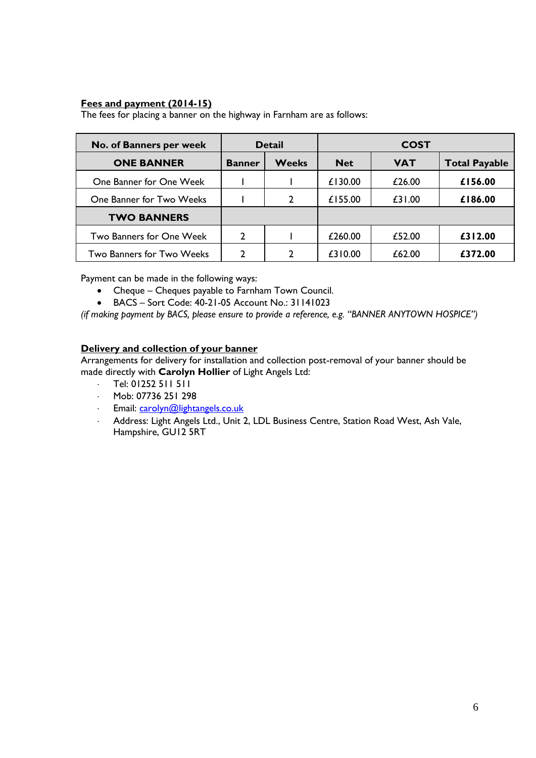**Fees and payment (2014-15)**

The fees for placing a banner on the highway in Farnham are as follows:

| No. of Banners per week | Detail | | COST | | |
|---|---|---|---|---|---|
| **ONE BANNER** | **Banner** | **Weeks** | **Net** | **VAT** | **Total Payable** |
| One Banner for One Week | 1 | 1 | £130.00 | £26.00 | **£156.00** |
| One Banner for Two Weeks | 1 | 2 | £155.00 | £31.00 | **£186.00** |
| **TWO BANNERS** | | | | | |
| Two Banners for One Week | 2 | 1 | £260.00 | £52.00 | **£312.00** |
| Two Banners for Two Weeks | 2 | 2 | £310.00 | £62.00 | **£372.00** |

Payment can be made in the following ways:

- Cheque – Cheques payable to Farnham Town Council.
- BACS – Sort Code: 40-21-05 Account No.: 31141023

*(if making payment by BACS, please ensure to provide a reference, e.g. "BANNER ANYTOWN HOSPICE")*

**Delivery and collection of your banner**

Arrangements for delivery for installation and collection post-removal of your banner should be made directly with **Carolyn Hollier** of Light Angels Ltd:

- Tel: 01252 511 511
- Mob: 07736 251 298
- Email: carolyn@lightangels.co.uk
- Address: Light Angels Ltd., Unit 2, LDL Business Centre, Station Road West, Ash Vale, Hampshire, GU12 5RT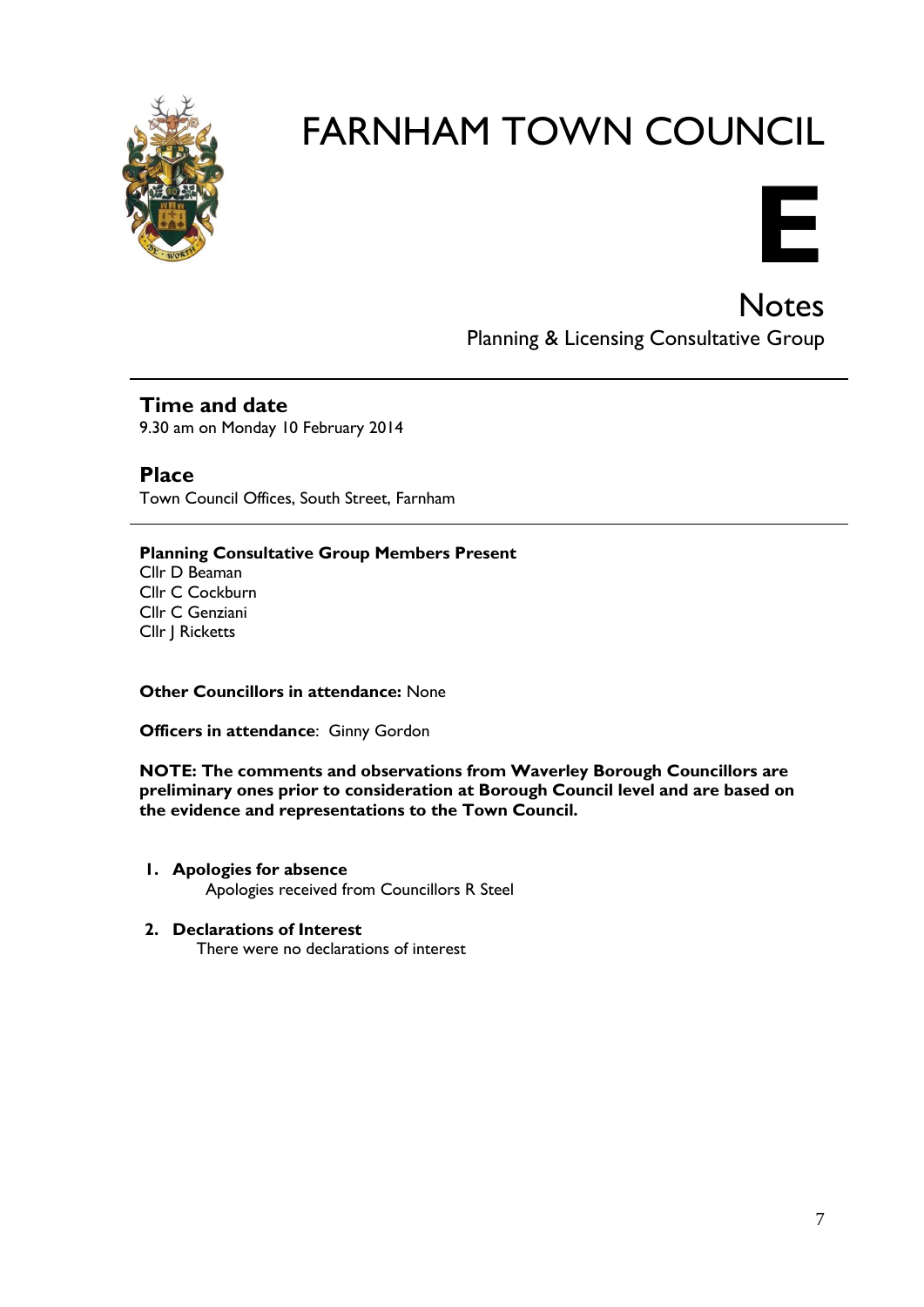# FARNHAM TOWN COUNCIL

# E

## Notes

Planning & Licensing Consultative Group

---

### Time and date

9.30 am on Monday 10 February 2014

### Place

Town Council Offices, South Street, Farnham

---

**Planning Consultative Group Members Present**
Cllr D Beaman
Cllr C Cockburn
Cllr C Genziani
Cllr J Ricketts

**Other Councillors in attendance:** None

**Officers in attendance**: Ginny Gordon

**NOTE: The comments and observations from Waverley Borough Councillors are preliminary ones prior to consideration at Borough Council level and are based on the evidence and representations to the Town Council.**

1. **Apologies for absence**
   Apologies received from Councillors R Steel

2. **Declarations of Interest**
   There were no declarations of interest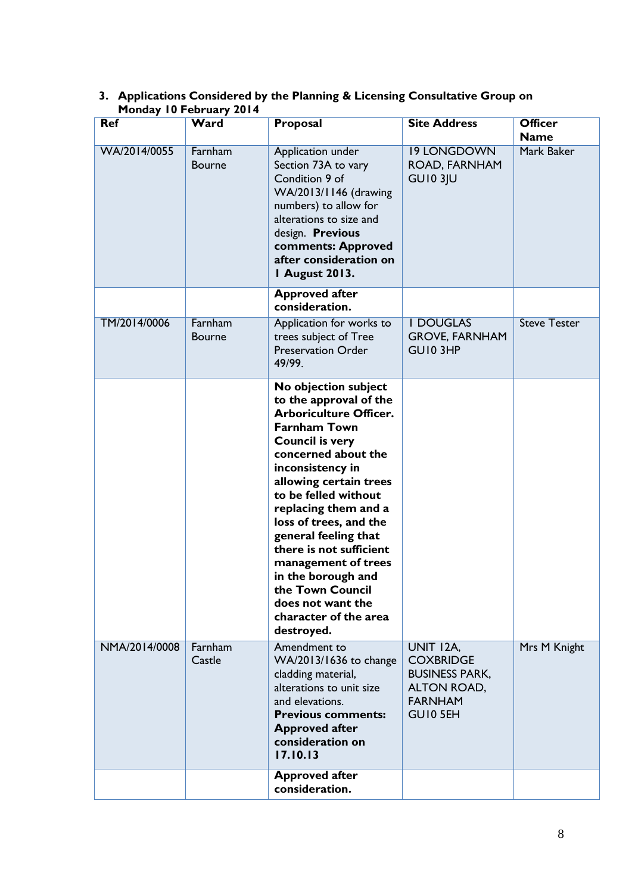3. **Applications Considered by the Planning & Licensing Consultative Group on Monday 10 February 2014**

| Ref | Ward | Proposal | Site Address | Officer Name |
|---|---|---|---|---|
| WA/2014/0055 | Farnham Bourne | Application under Section 73A to vary Condition 9 of WA/2013/1146 (drawing numbers) to allow for alterations to size and design. **Previous comments: Approved after consideration on 1 August 2013.** | 19 LONGDOWN ROAD, FARNHAM GU10 3JU | Mark Baker |
| | | **Approved after consideration.** | | |
| TM/2014/0006 | Farnham Bourne | Application for works to trees subject of Tree Preservation Order 49/99. | 1 DOUGLAS GROVE, FARNHAM GU10 3HP | Steve Tester |
| | | **No objection subject to the approval of the Arboriculture Officer. Farnham Town Council is very concerned about the inconsistency in allowing certain trees to be felled without replacing them and a loss of trees, and the general feeling that there is not sufficient management of trees in the borough and the Town Council does not want the character of the area destroyed.** | | |
| NMA/2014/0008 | Farnham Castle | Amendment to WA/2013/1636 to change cladding material, alterations to unit size and elevations. **Previous comments: Approved after consideration on 17.10.13** | UNIT 12A, COXBRIDGE BUSINESS PARK, ALTON ROAD, FARNHAM GU10 5EH | Mrs M Knight |
| | | **Approved after consideration.** | | |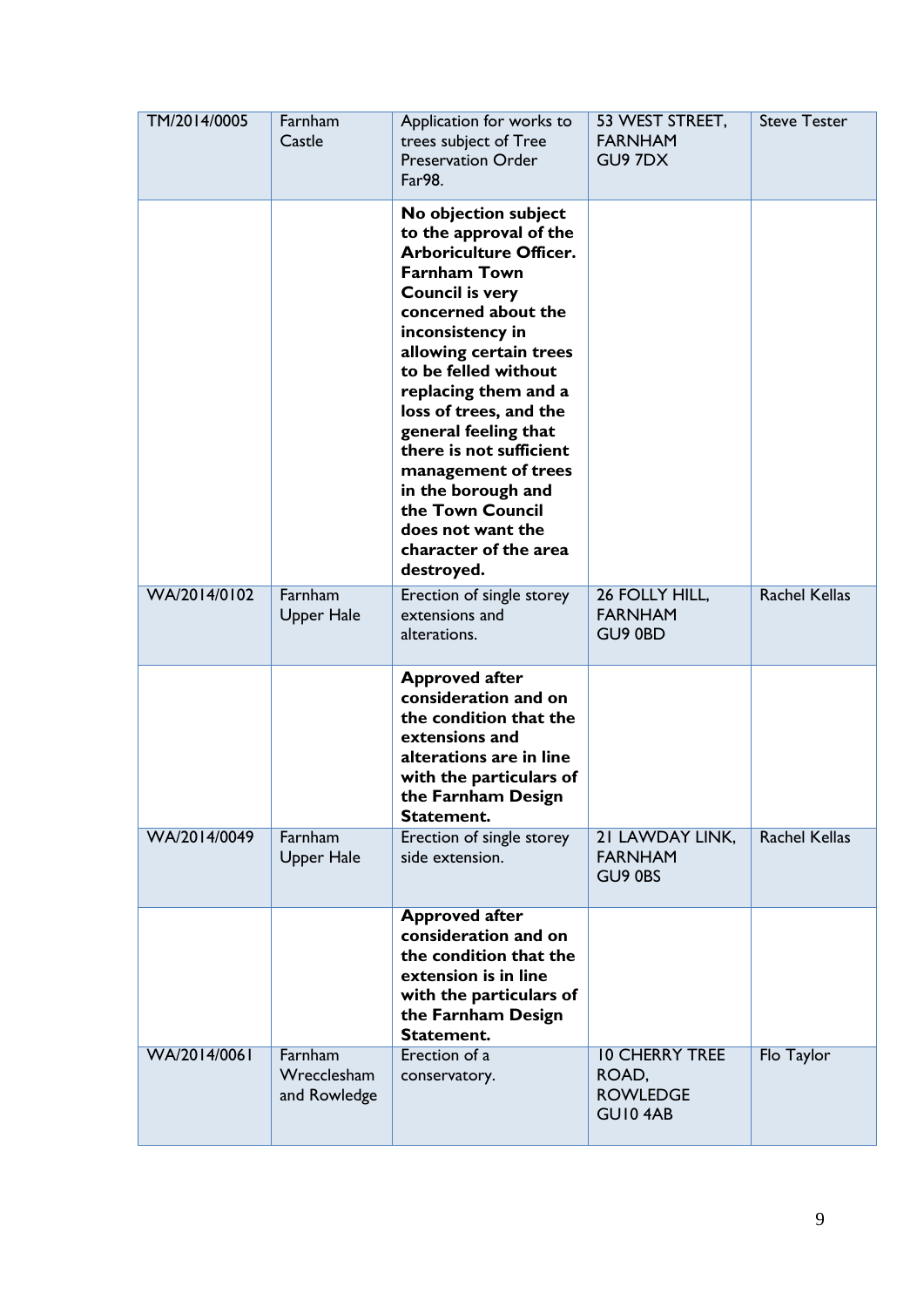| TM/2014/0005 | Farnham Castle | Application for works to trees subject of Tree Preservation Order Far98. | 53 WEST STREET, FARNHAM GU9 7DX | Steve Tester |
|---|---|---|---|---|
| | | **No objection subject to the approval of the Arboriculture Officer. Farnham Town Council is very concerned about the inconsistency in allowing certain trees to be felled without replacing them and a loss of trees, and the general feeling that there is not sufficient management of trees in the borough and the Town Council does not want the character of the area destroyed.** | | |
| WA/2014/0102 | Farnham Upper Hale | Erection of single storey extensions and alterations. | 26 FOLLY HILL, FARNHAM GU9 0BD | Rachel Kellas |
| | | **Approved after consideration and on the condition that the extensions and alterations are in line with the particulars of the Farnham Design Statement.** | | |
| WA/2014/0049 | Farnham Upper Hale | Erection of single storey side extension. | 21 LAWDAY LINK, FARNHAM GU9 0BS | Rachel Kellas |
| | | **Approved after consideration and on the condition that the extension is in line with the particulars of the Farnham Design Statement.** | | |
| WA/2014/0061 | Farnham Wrecclesham and Rowledge | Erection of a conservatory. | 10 CHERRY TREE ROAD, ROWLEDGE GU10 4AB | Flo Taylor |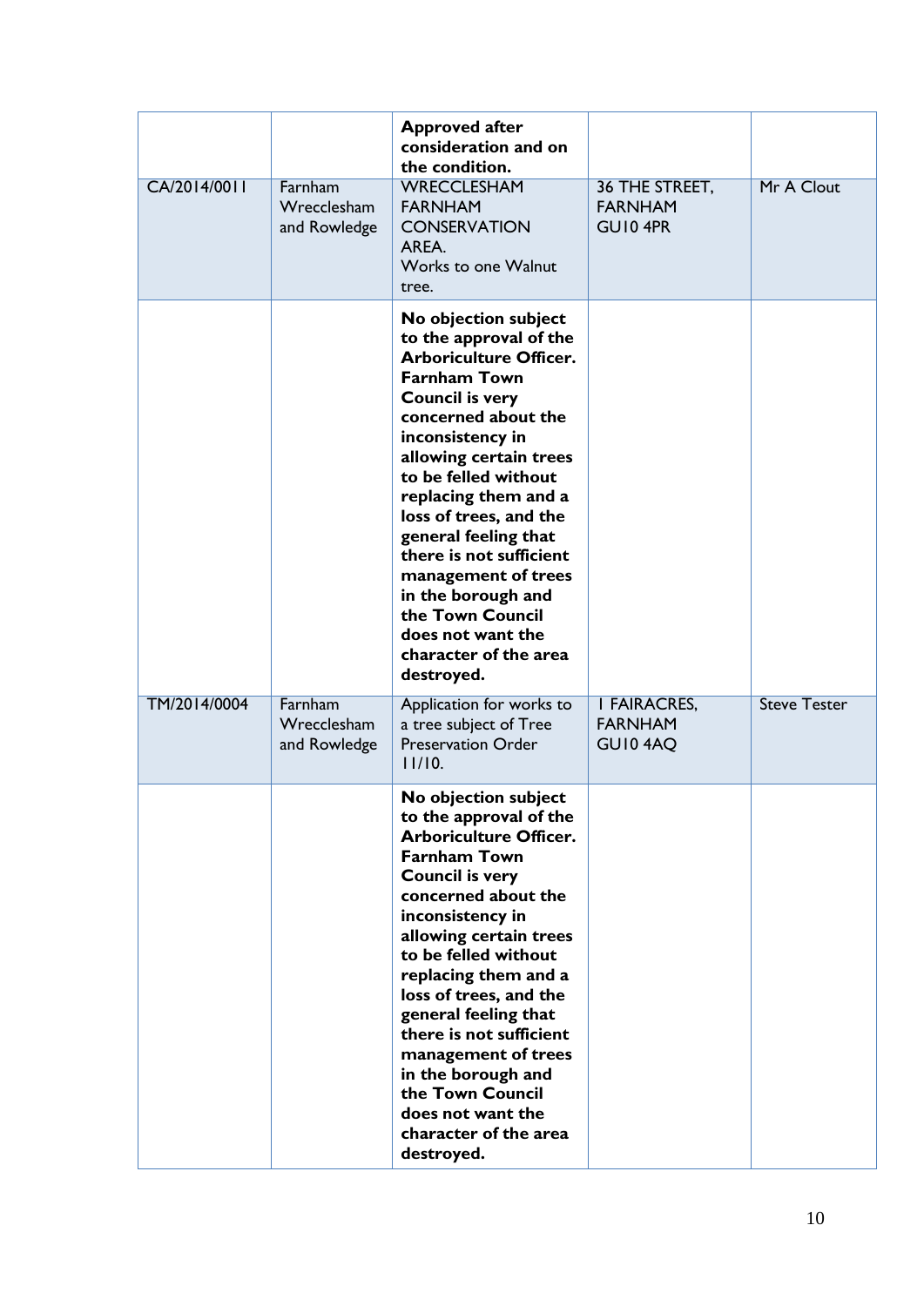| | | **Approved after consideration and on the condition.** | | |
|---|---|---|---|---|
| CA/2014/0011 | Farnham Wrecclesham and Rowledge | WRECCLESHAM FARNHAM CONSERVATION AREA. Works to one Walnut tree. | 36 THE STREET, FARNHAM GU10 4PR | Mr A Clout |
| | | **No objection subject to the approval of the Arboriculture Officer. Farnham Town Council is very concerned about the inconsistency in allowing certain trees to be felled without replacing them and a loss of trees, and the general feeling that there is not sufficient management of trees in the borough and the Town Council does not want the character of the area destroyed.** | | |
| TM/2014/0004 | Farnham Wrecclesham and Rowledge | Application for works to a tree subject of Tree Preservation Order 11/10. | 1 FAIRACRES, FARNHAM GU10 4AQ | Steve Tester |
| | | **No objection subject to the approval of the Arboriculture Officer. Farnham Town Council is very concerned about the inconsistency in allowing certain trees to be felled without replacing them and a loss of trees, and the general feeling that there is not sufficient management of trees in the borough and the Town Council does not want the character of the area destroyed.** | | |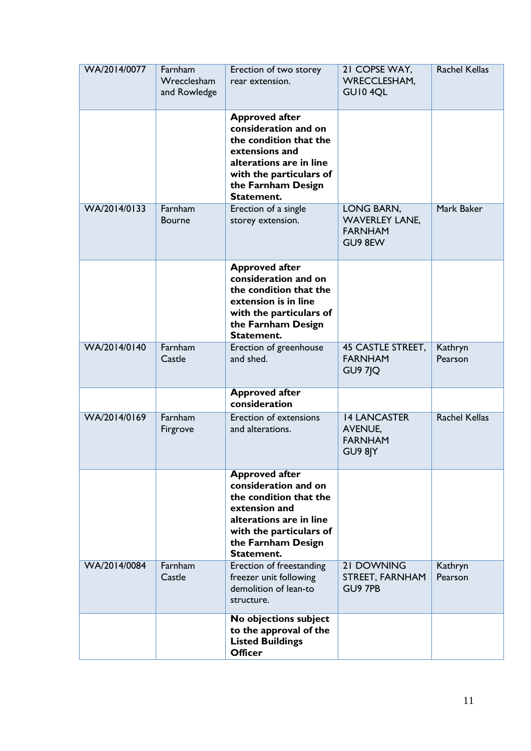| WA/2014/0077 | Farnham Wrecclesham and Rowledge | Erection of two storey rear extension. | 21 COPSE WAY, WRECCLESHAM, GU10 4QL | Rachel Kellas |
|---|---|---|---|---|
| | | **Approved after consideration and on the condition that the extensions and alterations are in line with the particulars of the Farnham Design Statement.** | | |
| WA/2014/0133 | Farnham Bourne | Erection of a single storey extension. | LONG BARN, WAVERLEY LANE, FARNHAM GU9 8EW | Mark Baker |
| | | **Approved after consideration and on the condition that the extension is in line with the particulars of the Farnham Design Statement.** | | |
| WA/2014/0140 | Farnham Castle | Erection of greenhouse and shed. | 45 CASTLE STREET, FARNHAM GU9 7JQ | Kathryn Pearson |
| | | **Approved after consideration** | | |
| WA/2014/0169 | Farnham Firgrove | Erection of extensions and alterations. | 14 LANCASTER AVENUE, FARNHAM GU9 8JY | Rachel Kellas |
| | | **Approved after consideration and on the condition that the extension and alterations are in line with the particulars of the Farnham Design Statement.** | | |
| WA/2014/0084 | Farnham Castle | Erection of freestanding freezer unit following demolition of lean-to structure. | 21 DOWNING STREET, FARNHAM GU9 7PB | Kathryn Pearson |
| | | **No objections subject to the approval of the Listed Buildings Officer** | | |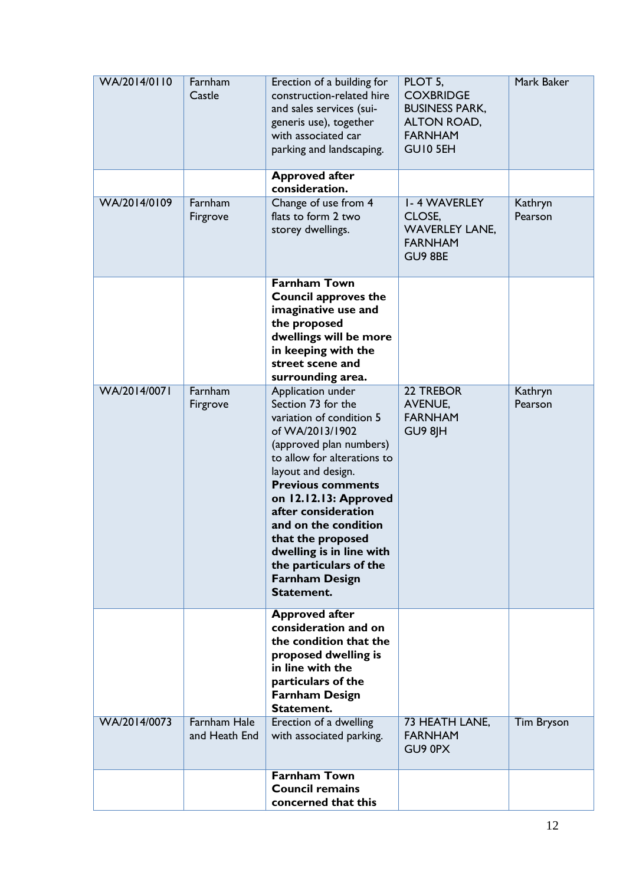| WA/2014/0110 | Farnham Castle | Erection of a building for construction-related hire and sales services (sui-generis use), together with associated car parking and landscaping. | PLOT 5, COXBRIDGE BUSINESS PARK, ALTON ROAD, FARNHAM GU10 5EH | Mark Baker |
|---|---|---|---|---|
| | | **Approved after consideration.** | | |
| WA/2014/0109 | Farnham Firgrove | Change of use from 4 flats to form 2 two storey dwellings. | 1- 4 WAVERLEY CLOSE, WAVERLEY LANE, FARNHAM GU9 8BE | Kathryn Pearson |
| | | **Farnham Town Council approves the imaginative use and the proposed dwellings will be more in keeping with the street scene and surrounding area.** | | |
| WA/2014/0071 | Farnham Firgrove | Application under Section 73 for the variation of condition 5 of WA/2013/1902 (approved plan numbers) to allow for alterations to layout and design. **Previous comments on 12.12.13: Approved after consideration and on the condition that the proposed dwelling is in line with the particulars of the Farnham Design Statement.** | 22 TREBOR AVENUE, FARNHAM GU9 8JH | Kathryn Pearson |
| | | **Approved after consideration and on the condition that the proposed dwelling is in line with the particulars of the Farnham Design Statement.** | | |
| WA/2014/0073 | Farnham Hale and Heath End | Erection of a dwelling with associated parking. | 73 HEATH LANE, FARNHAM GU9 0PX | Tim Bryson |
| | | **Farnham Town Council remains concerned that this** | | |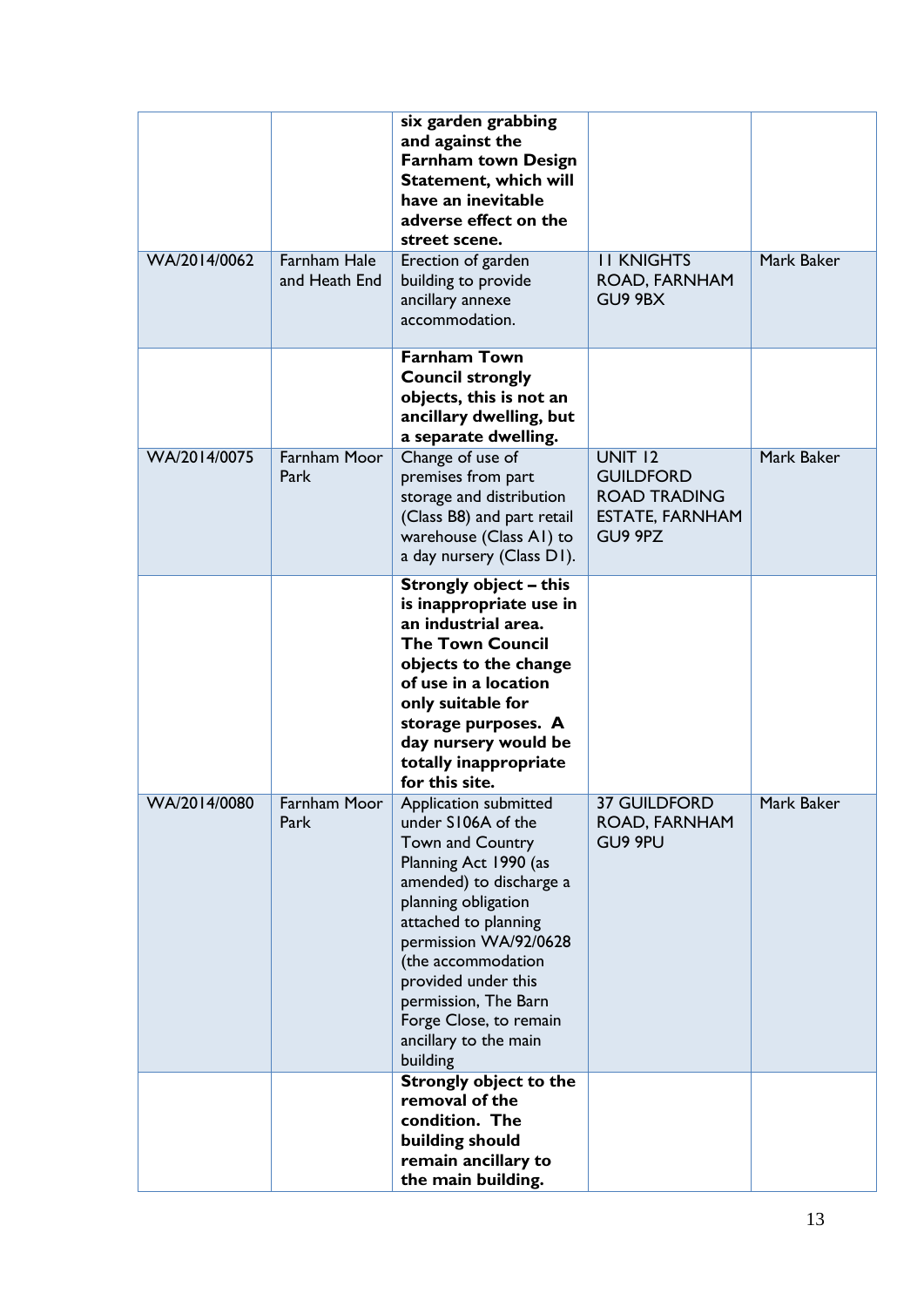| | | **six garden grabbing and against the Farnham town Design Statement, which will have an inevitable adverse effect on the street scene.** | | |
|---|---|---|---|---|
| WA/2014/0062 | Farnham Hale and Heath End | Erection of garden building to provide ancillary annexe accommodation. | 11 KNIGHTS ROAD, FARNHAM GU9 9BX | Mark Baker |
| | | **Farnham Town Council strongly objects, this is not an ancillary dwelling, but a separate dwelling.** | | |
| WA/2014/0075 | Farnham Moor Park | Change of use of premises from part storage and distribution (Class B8) and part retail warehouse (Class A1) to a day nursery (Class D1). | UNIT 12 GUILDFORD ROAD TRADING ESTATE, FARNHAM GU9 9PZ | Mark Baker |
| | | **Strongly object – this is inappropriate use in an industrial area. The Town Council objects to the change of use in a location only suitable for storage purposes. A day nursery would be totally inappropriate for this site.** | | |
| WA/2014/0080 | Farnham Moor Park | Application submitted under S106A of the Town and Country Planning Act 1990 (as amended) to discharge a planning obligation attached to planning permission WA/92/0628 (the accommodation provided under this permission, The Barn Forge Close, to remain ancillary to the main building | 37 GUILDFORD ROAD, FARNHAM GU9 9PU | Mark Baker |
| | | **Strongly object to the removal of the condition. The building should remain ancillary to the main building.** | | |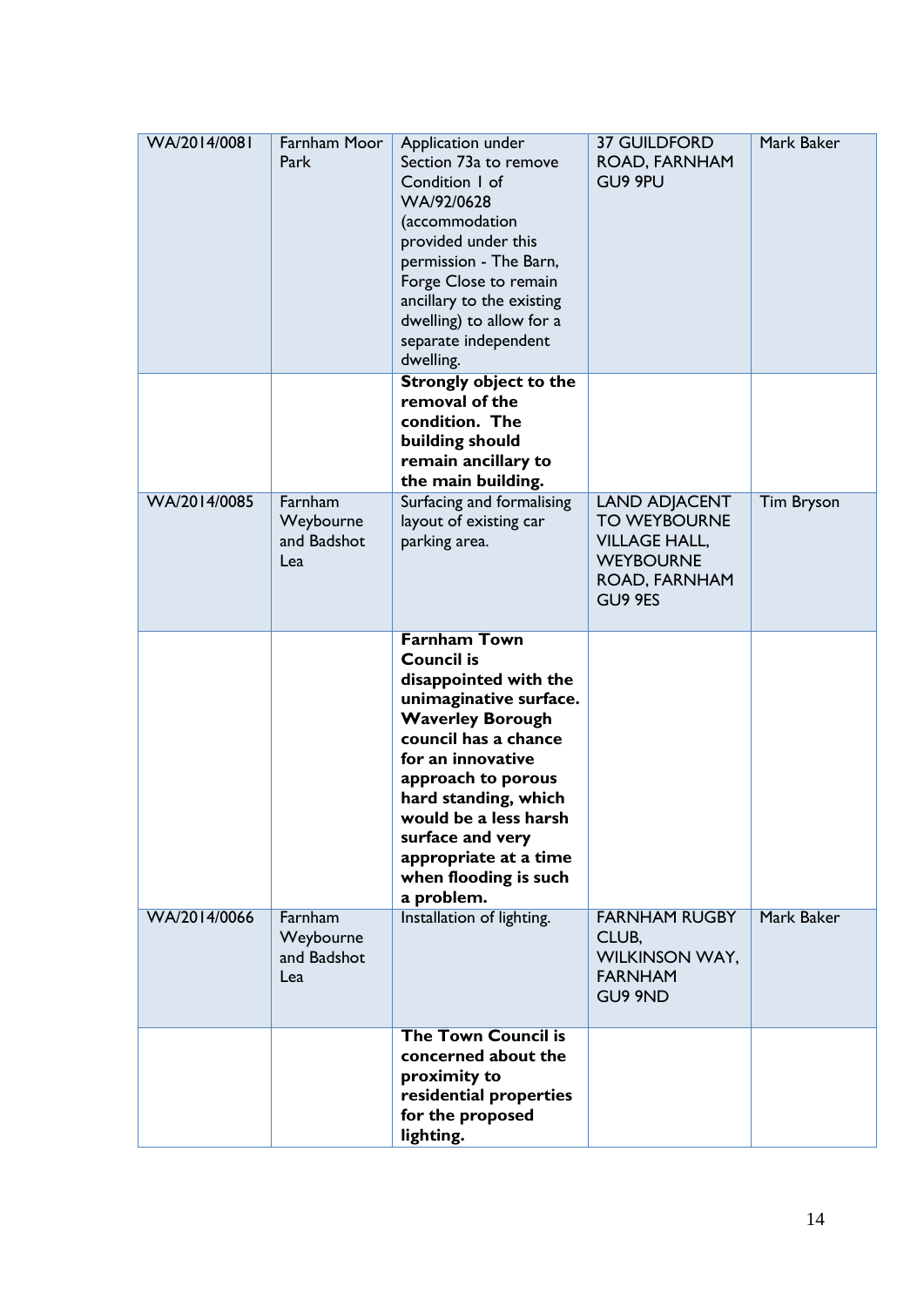| WA/2014/0081 | Farnham Moor Park | Application under Section 73a to remove Condition 1 of WA/92/0628 (accommodation provided under this permission - The Barn, Forge Close to remain ancillary to the existing dwelling) to allow for a separate independent dwelling. | 37 GUILDFORD ROAD, FARNHAM GU9 9PU | Mark Baker |
|---|---|---|---|---|
| | | **Strongly object to the removal of the condition. The building should remain ancillary to the main building.** | | |
| WA/2014/0085 | Farnham Weybourne and Badshot Lea | Surfacing and formalising layout of existing car parking area. | LAND ADJACENT TO WEYBOURNE VILLAGE HALL, WEYBOURNE ROAD, FARNHAM GU9 9ES | Tim Bryson |
| | | **Farnham Town Council is disappointed with the unimaginative surface. Waverley Borough council has a chance for an innovative approach to porous hard standing, which would be a less harsh surface and very appropriate at a time when flooding is such a problem.** | | |
| WA/2014/0066 | Farnham Weybourne and Badshot Lea | Installation of lighting. | FARNHAM RUGBY CLUB, WILKINSON WAY, FARNHAM GU9 9ND | Mark Baker |
| | | **The Town Council is concerned about the proximity to residential properties for the proposed lighting.** | | |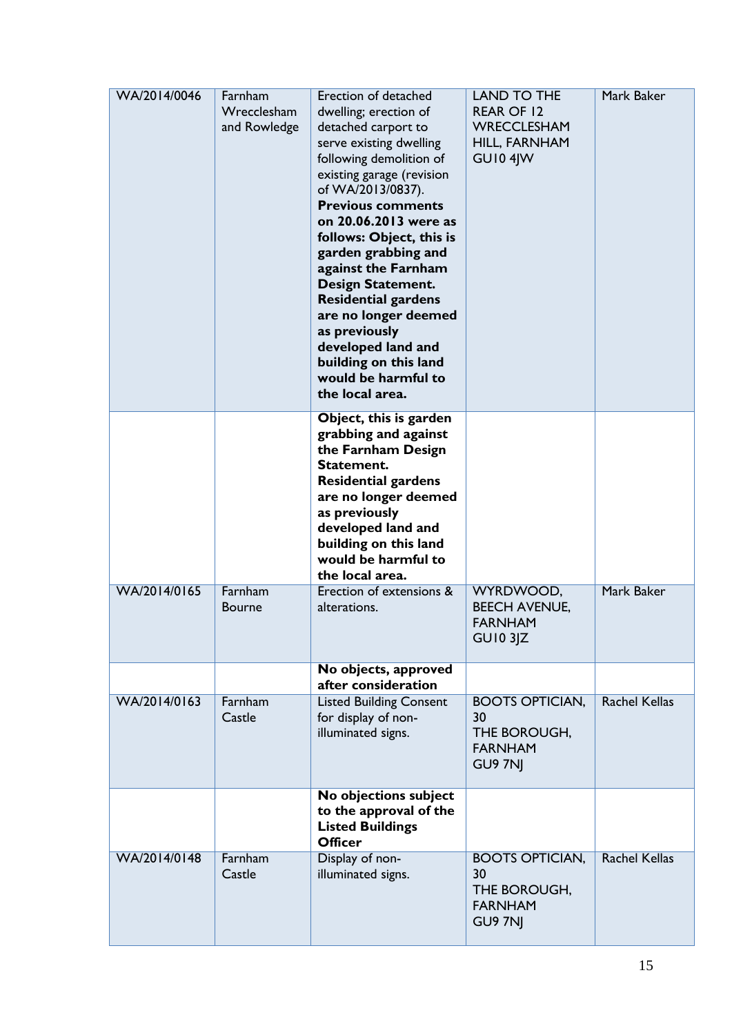| WA/2014/0046 | Farnham Wrecclesham and Rowledge | Erection of detached dwelling; erection of detached carport to serve existing dwelling following demolition of existing garage (revision of WA/2013/0837). **Previous comments on 20.06.2013 were as follows: Object, this is garden grabbing and against the Farnham Design Statement. Residential gardens are no longer deemed as previously developed land and building on this land would be harmful to the local area.** | LAND TO THE REAR OF 12 WRECCLESHAM HILL, FARNHAM GU10 4JW | Mark Baker |
|---|---|---|---|---|
| | | **Object, this is garden grabbing and against the Farnham Design Statement. Residential gardens are no longer deemed as previously developed land and building on this land would be harmful to the local area.** | | |
| WA/2014/0165 | Farnham Bourne | Erection of extensions & alterations. | WYRDWOOD, BEECH AVENUE, FARNHAM GU10 3JZ | Mark Baker |
| | | **No objects, approved after consideration** | | |
| WA/2014/0163 | Farnham Castle | Listed Building Consent for display of non-illuminated signs. | BOOTS OPTICIAN, 30 THE BOROUGH, FARNHAM GU9 7NJ | Rachel Kellas |
| | | **No objections subject to the approval of the Listed Buildings Officer** | | |
| WA/2014/0148 | Farnham Castle | Display of non-illuminated signs. | BOOTS OPTICIAN, 30 THE BOROUGH, FARNHAM GU9 7NJ | Rachel Kellas |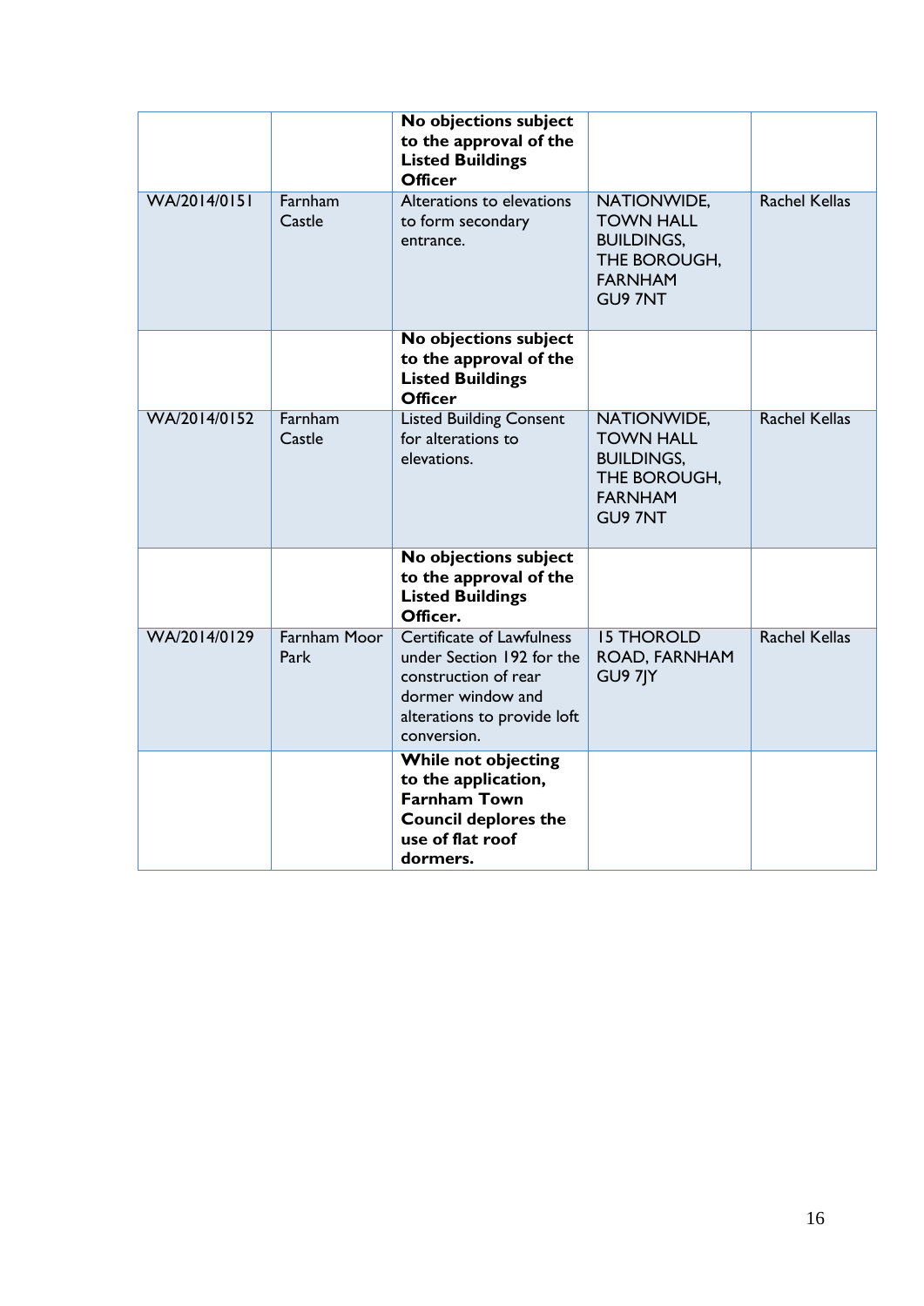| | | | | |
|---|---|---|---|---|
| | | **No objections subject to the approval of the Listed Buildings Officer** | | |
| WA/2014/0151 | Farnham Castle | Alterations to elevations to form secondary entrance. | NATIONWIDE, TOWN HALL BUILDINGS, THE BOROUGH, FARNHAM GU9 7NT | Rachel Kellas |
| | | **No objections subject to the approval of the Listed Buildings Officer** | | |
| WA/2014/0152 | Farnham Castle | Listed Building Consent for alterations to elevations. | NATIONWIDE, TOWN HALL BUILDINGS, THE BOROUGH, FARNHAM GU9 7NT | Rachel Kellas |
| | | **No objections subject to the approval of the Listed Buildings Officer.** | | |
| WA/2014/0129 | Farnham Moor Park | Certificate of Lawfulness under Section 192 for the construction of rear dormer window and alterations to provide loft conversion. | 15 THOROLD ROAD, FARNHAM GU9 7JY | Rachel Kellas |
| | | **While not objecting to the application, Farnham Town Council deplores the use of flat roof dormers.** | | |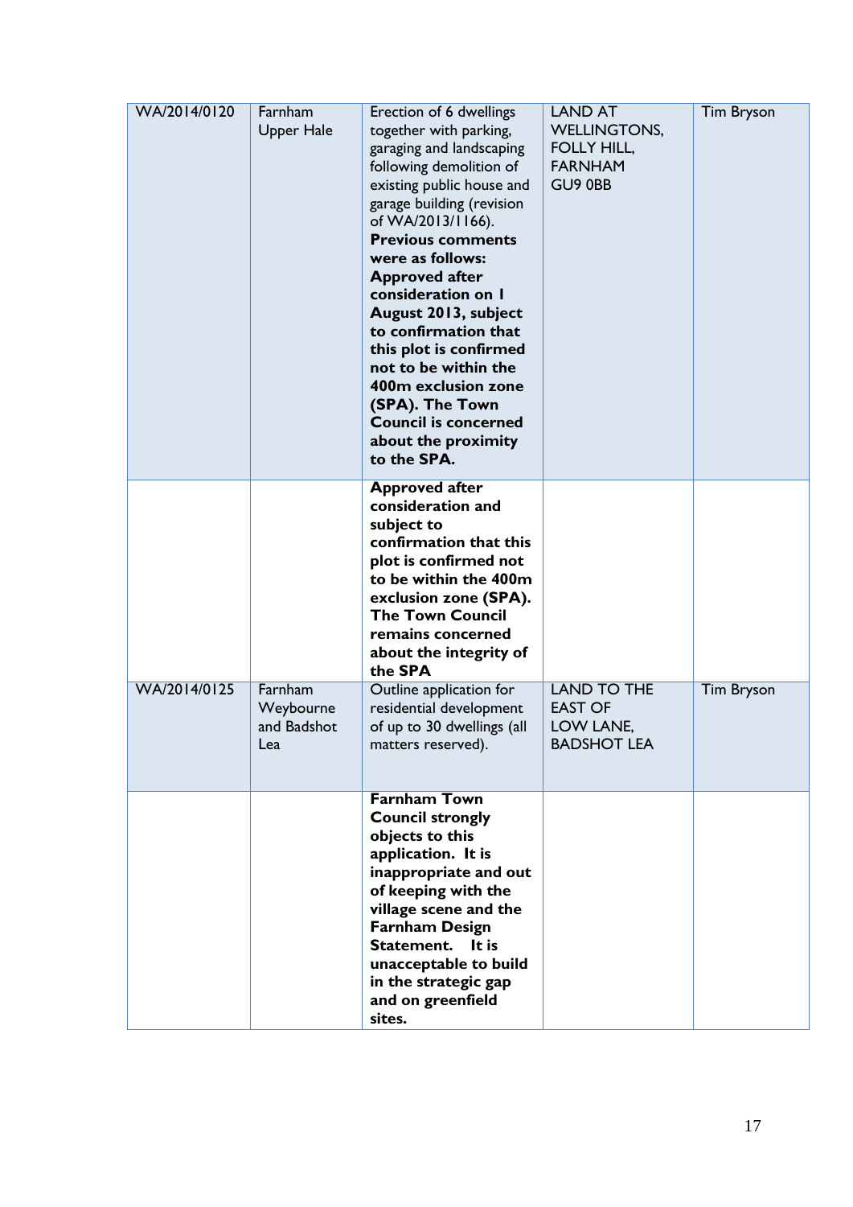| | | | | |
|---|---|---|---|---|
| WA/2014/0120 | Farnham Upper Hale | Erection of 6 dwellings together with parking, garaging and landscaping following demolition of existing public house and garage building (revision of WA/2013/1166). **Previous comments were as follows: Approved after consideration on 1 August 2013, subject to confirmation that this plot is confirmed not to be within the 400m exclusion zone (SPA). The Town Council is concerned about the proximity to the SPA.** | LAND AT WELLINGTONS, FOLLY HILL, FARNHAM GU9 0BB | Tim Bryson |
| | | **Approved after consideration and subject to confirmation that this plot is confirmed not to be within the 400m exclusion zone (SPA). The Town Council remains concerned about the integrity of the SPA** | | |
| WA/2014/0125 | Farnham Weybourne and Badshot Lea | Outline application for residential development of up to 30 dwellings (all matters reserved). | LAND TO THE EAST OF LOW LANE, BADSHOT LEA | Tim Bryson |
| | | **Farnham Town Council strongly objects to this application. It is inappropriate and out of keeping with the village scene and the Farnham Design Statement. It is unacceptable to build in the strategic gap and on greenfield sites.** | | |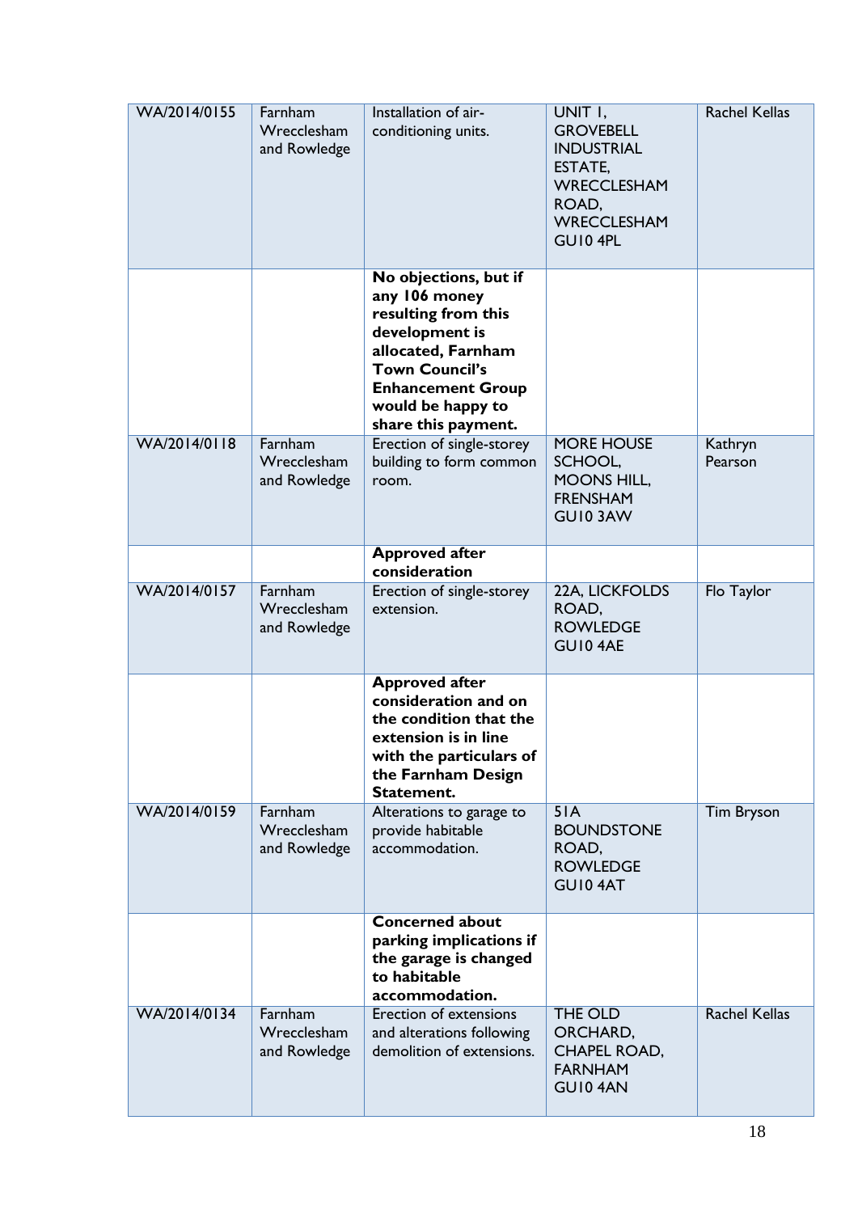| | | | | |
|---|---|---|---|---|
| WA/2014/0155 | Farnham Wrecclesham and Rowledge | Installation of air-conditioning units. | UNIT 1, GROVEBELL INDUSTRIAL ESTATE, WRECCLESHAM ROAD, WRECCLESHAM GU10 4PL | Rachel Kellas |
| | | **No objections, but if any 106 money resulting from this development is allocated, Farnham Town Council's Enhancement Group would be happy to share this payment.** | | |
| WA/2014/0118 | Farnham Wrecclesham and Rowledge | Erection of single-storey building to form common room. | MORE HOUSE SCHOOL, MOONS HILL, FRENSHAM GU10 3AW | Kathryn Pearson |
| | | **Approved after consideration** | | |
| WA/2014/0157 | Farnham Wrecclesham and Rowledge | Erection of single-storey extension. | 22A, LICKFOLDS ROAD, ROWLEDGE GU10 4AE | Flo Taylor |
| | | **Approved after consideration and on the condition that the extension is in line with the particulars of the Farnham Design Statement.** | | |
| WA/2014/0159 | Farnham Wrecclesham and Rowledge | Alterations to garage to provide habitable accommodation. | 51A BOUNDSTONE ROAD, ROWLEDGE GU10 4AT | Tim Bryson |
| | | **Concerned about parking implications if the garage is changed to habitable accommodation.** | | |
| WA/2014/0134 | Farnham Wrecclesham and Rowledge | Erection of extensions and alterations following demolition of extensions. | THE OLD ORCHARD, CHAPEL ROAD, FARNHAM GU10 4AN | Rachel Kellas |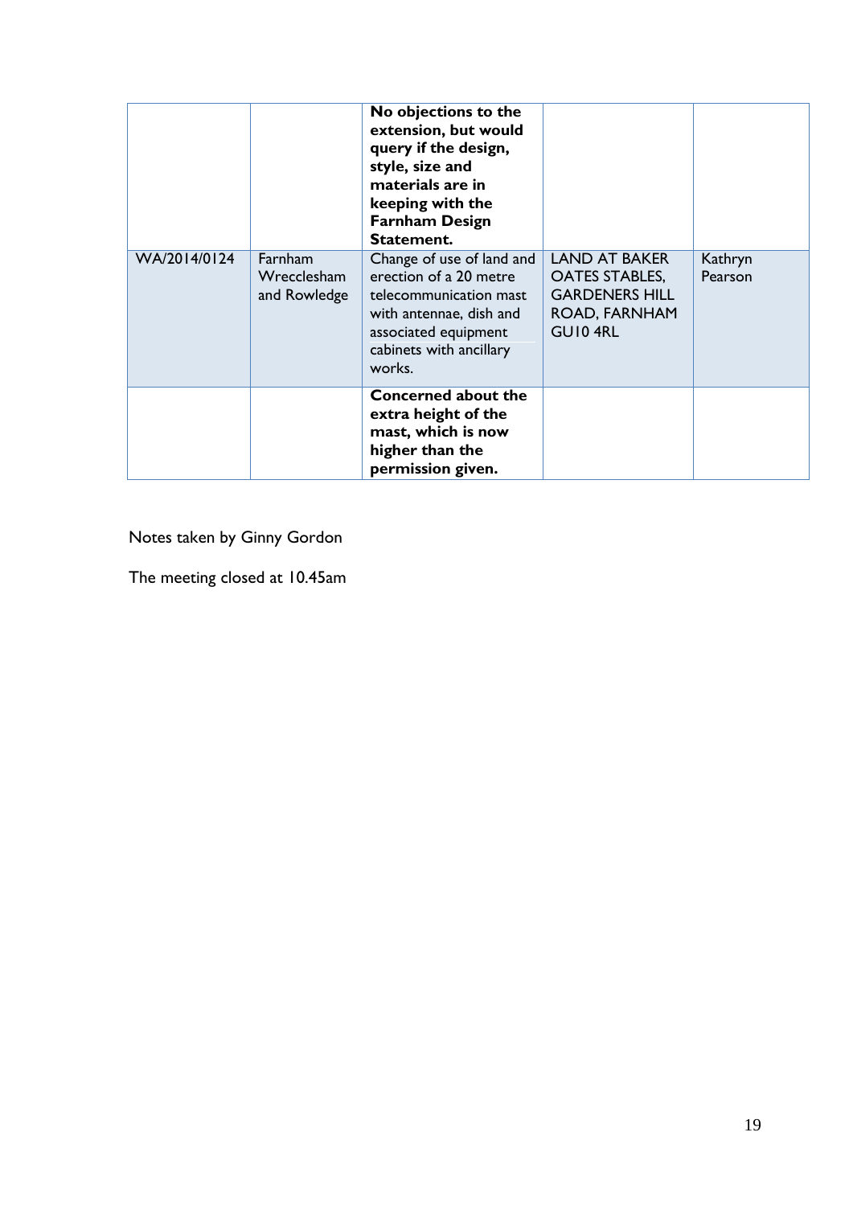| | | | | |
|---|---|---|---|---|
| | | **No objections to the extension, but would query if the design, style, size and materials are in keeping with the Farnham Design Statement.** | | |
| WA/2014/0124 | Farnham Wrecclesham and Rowledge | Change of use of land and erection of a 20 metre telecommunication mast with antennae, dish and associated equipment cabinets with ancillary works. | LAND AT BAKER OATES STABLES, GARDENERS HILL ROAD, FARNHAM GU10 4RL | Kathryn Pearson |
| | | **Concerned about the extra height of the mast, which is now higher than the permission given.** | | |

Notes taken by Ginny Gordon

The meeting closed at 10.45am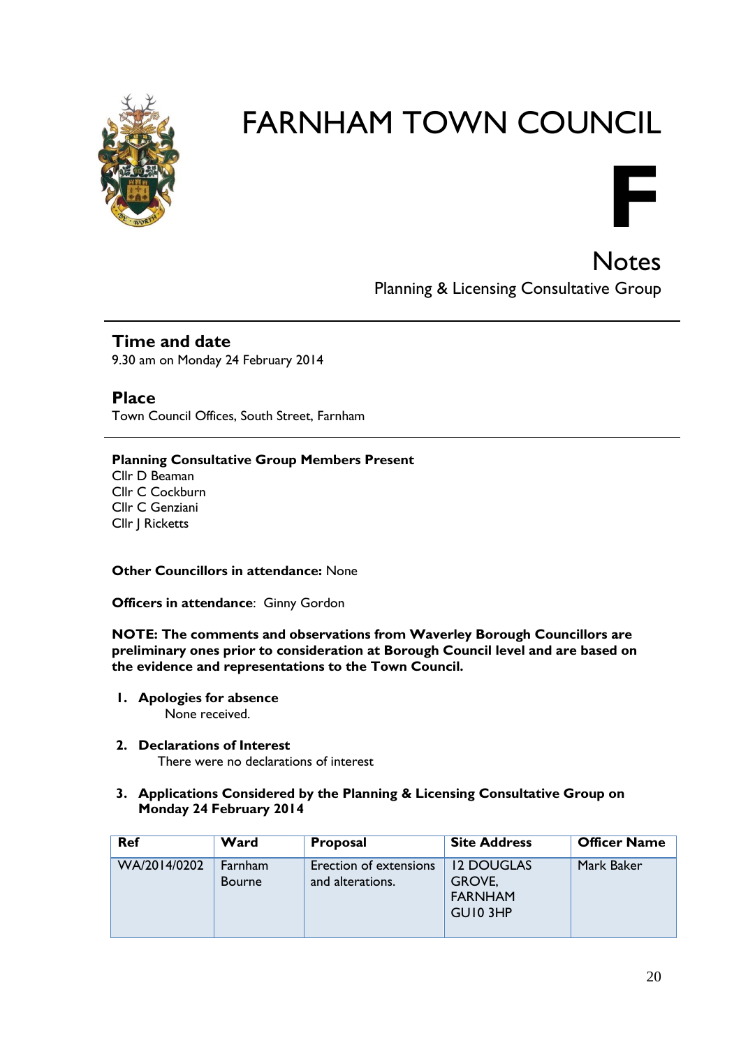# FARNHAM TOWN COUNCIL

**F**

## Notes

Planning & Licensing Consultative Group

---

### Time and date

9.30 am on Monday 24 February 2014

### Place

Town Council Offices, South Street, Farnham

---

**Planning Consultative Group Members Present**

Cllr D Beaman
Cllr C Cockburn
Cllr C Genziani
Cllr J Ricketts

**Other Councillors in attendance:** None

**Officers in attendance**: Ginny Gordon

**NOTE: The comments and observations from Waverley Borough Councillors are preliminary ones prior to consideration at Borough Council level and are based on the evidence and representations to the Town Council.**

1. **Apologies for absence**
   None received.

2. **Declarations of Interest**
   There were no declarations of interest

3. **Applications Considered by the Planning & Licensing Consultative Group on Monday 24 February 2014**

| Ref | Ward | Proposal | Site Address | Officer Name |
|---|---|---|---|---|
| WA/2014/0202 | Farnham Bourne | Erection of extensions and alterations. | 12 DOUGLAS GROVE, FARNHAM GU10 3HP | Mark Baker |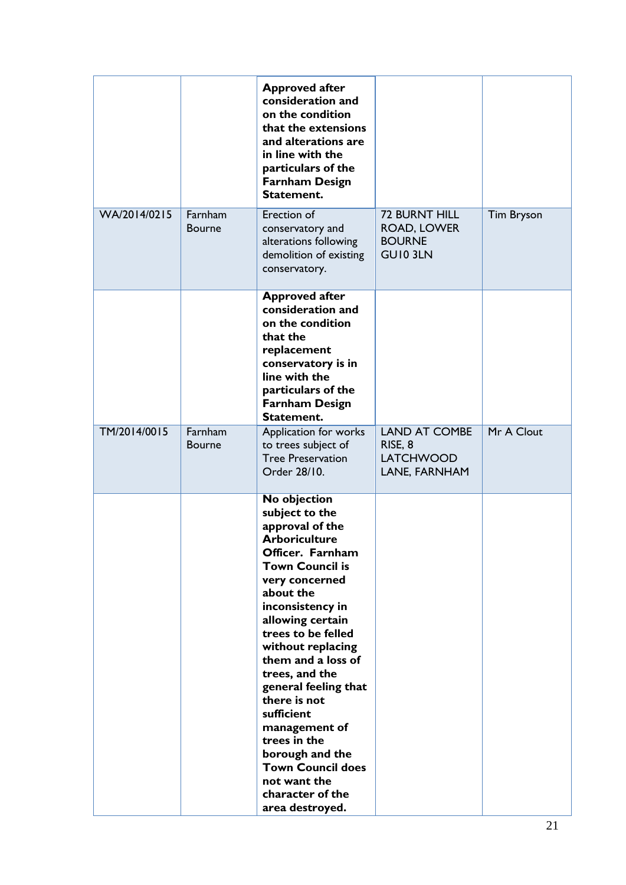| | | | | |
|---|---|---|---|---|
| | | **Approved after consideration and on the condition that the extensions and alterations are in line with the particulars of the Farnham Design Statement.** | | |
| WA/2014/0215 | Farnham Bourne | Erection of conservatory and alterations following demolition of existing conservatory. | 72 BURNT HILL ROAD, LOWER BOURNE GU10 3LN | Tim Bryson |
| | | **Approved after consideration and on the condition that the replacement conservatory is in line with the particulars of the Farnham Design Statement.** | | |
| TM/2014/0015 | Farnham Bourne | Application for works to trees subject of Tree Preservation Order 28/10. | LAND AT COMBE RISE, 8 LATCHWOOD LANE, FARNHAM | Mr A Clout |
| | | **No objection subject to the approval of the Arboriculture Officer. Farnham Town Council is very concerned about the inconsistency in allowing certain trees to be felled without replacing them and a loss of trees, and the general feeling that there is not sufficient management of trees in the borough and the Town Council does not want the character of the area destroyed.** | | |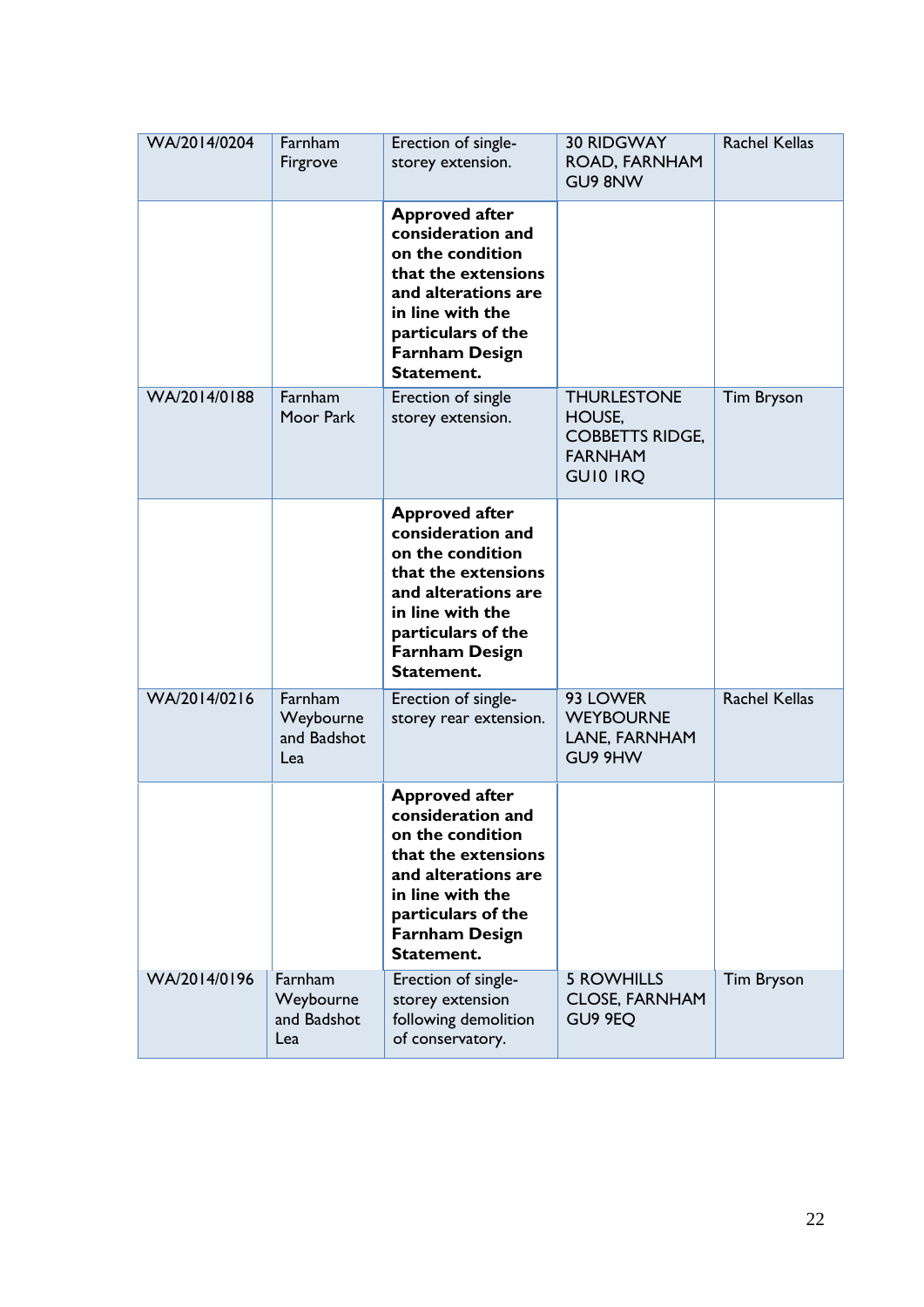| WA/2014/0204 | Farnham Firgrove | Erection of single-storey extension. | 30 RIDGWAY ROAD, FARNHAM GU9 8NW | Rachel Kellas |
|---|---|---|---|---|
| | | **Approved after consideration and on the condition that the extensions and alterations are in line with the particulars of the Farnham Design Statement.** | | |
| WA/2014/0188 | Farnham Moor Park | Erection of single storey extension. | THURLESTONE HOUSE, COBBETTS RIDGE, FARNHAM GU10 1RQ | Tim Bryson |
| | | **Approved after consideration and on the condition that the extensions and alterations are in line with the particulars of the Farnham Design Statement.** | | |
| WA/2014/0216 | Farnham Weybourne and Badshot Lea | Erection of single-storey rear extension. | 93 LOWER WEYBOURNE LANE, FARNHAM GU9 9HW | Rachel Kellas |
| | | **Approved after consideration and on the condition that the extensions and alterations are in line with the particulars of the Farnham Design Statement.** | | |
| WA/2014/0196 | Farnham Weybourne and Badshot Lea | Erection of single-storey extension following demolition of conservatory. | 5 ROWHILLS CLOSE, FARNHAM GU9 9EQ | Tim Bryson |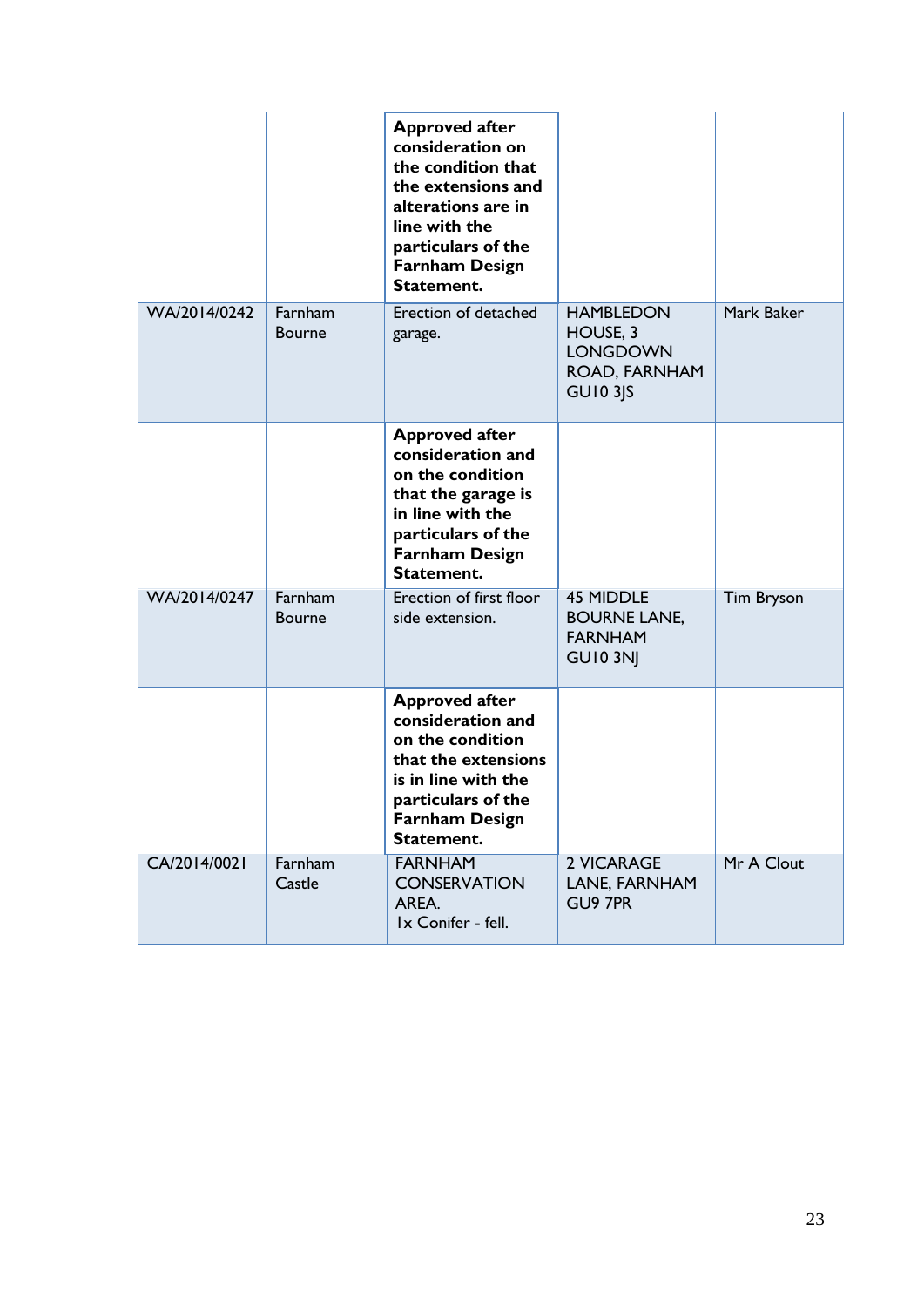| | | | | |
|---|---|---|---|---|
| | | **Approved after consideration on the condition that the extensions and alterations are in line with the particulars of the Farnham Design Statement.** | | |
| WA/2014/0242 | Farnham Bourne | Erection of detached garage. | HAMBLEDON HOUSE, 3 LONGDOWN ROAD, FARNHAM GU10 3JS | Mark Baker |
| | | **Approved after consideration and on the condition that the garage is in line with the particulars of the Farnham Design Statement.** | | |
| WA/2014/0247 | Farnham Bourne | Erection of first floor side extension. | 45 MIDDLE BOURNE LANE, FARNHAM GU10 3NJ | Tim Bryson |
| | | **Approved after consideration and on the condition that the extensions is in line with the particulars of the Farnham Design Statement.** | | |
| CA/2014/0021 | Farnham Castle | FARNHAM CONSERVATION AREA. 1x Conifer - fell. | 2 VICARAGE LANE, FARNHAM GU9 7PR | Mr A Clout |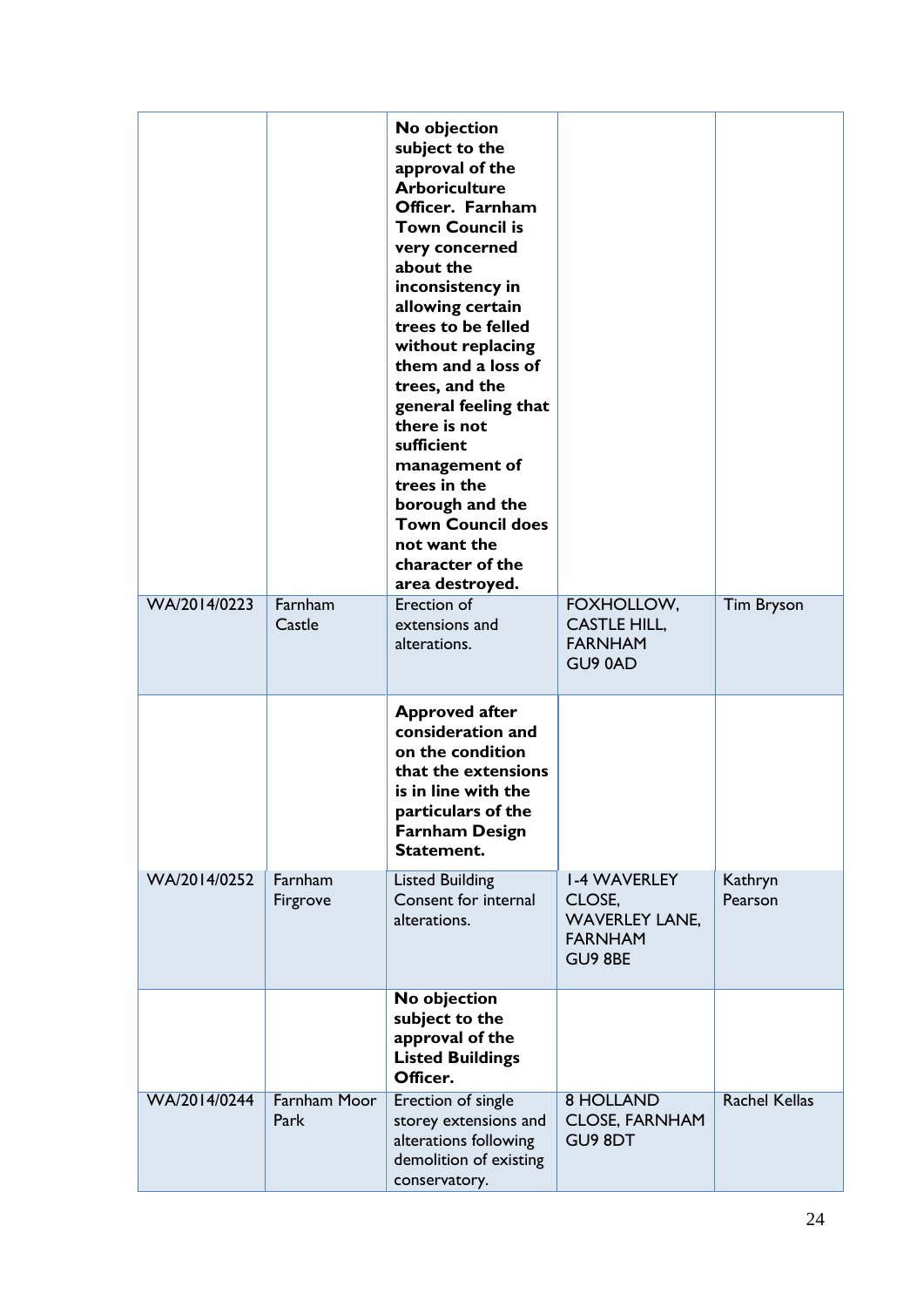| | | | | |
|---|---|---|---|---|
| | | **No objection subject to the approval of the Arboriculture Officer. Farnham Town Council is very concerned about the inconsistency in allowing certain trees to be felled without replacing them and a loss of trees, and the general feeling that there is not sufficient management of trees in the borough and the Town Council does not want the character of the area destroyed.** | | |
| WA/2014/0223 | Farnham Castle | Erection of extensions and alterations. | FOXHOLLOW, CASTLE HILL, FARNHAM GU9 0AD | Tim Bryson |
| | | **Approved after consideration and on the condition that the extensions is in line with the particulars of the Farnham Design Statement.** | | |
| WA/2014/0252 | Farnham Firgrove | Listed Building Consent for internal alterations. | 1-4 WAVERLEY CLOSE, WAVERLEY LANE, FARNHAM GU9 8BE | Kathryn Pearson |
| | | **No objection subject to the approval of the Listed Buildings Officer.** | | |
| WA/2014/0244 | Farnham Moor Park | Erection of single storey extensions and alterations following demolition of existing conservatory. | 8 HOLLAND CLOSE, FARNHAM GU9 8DT | Rachel Kellas |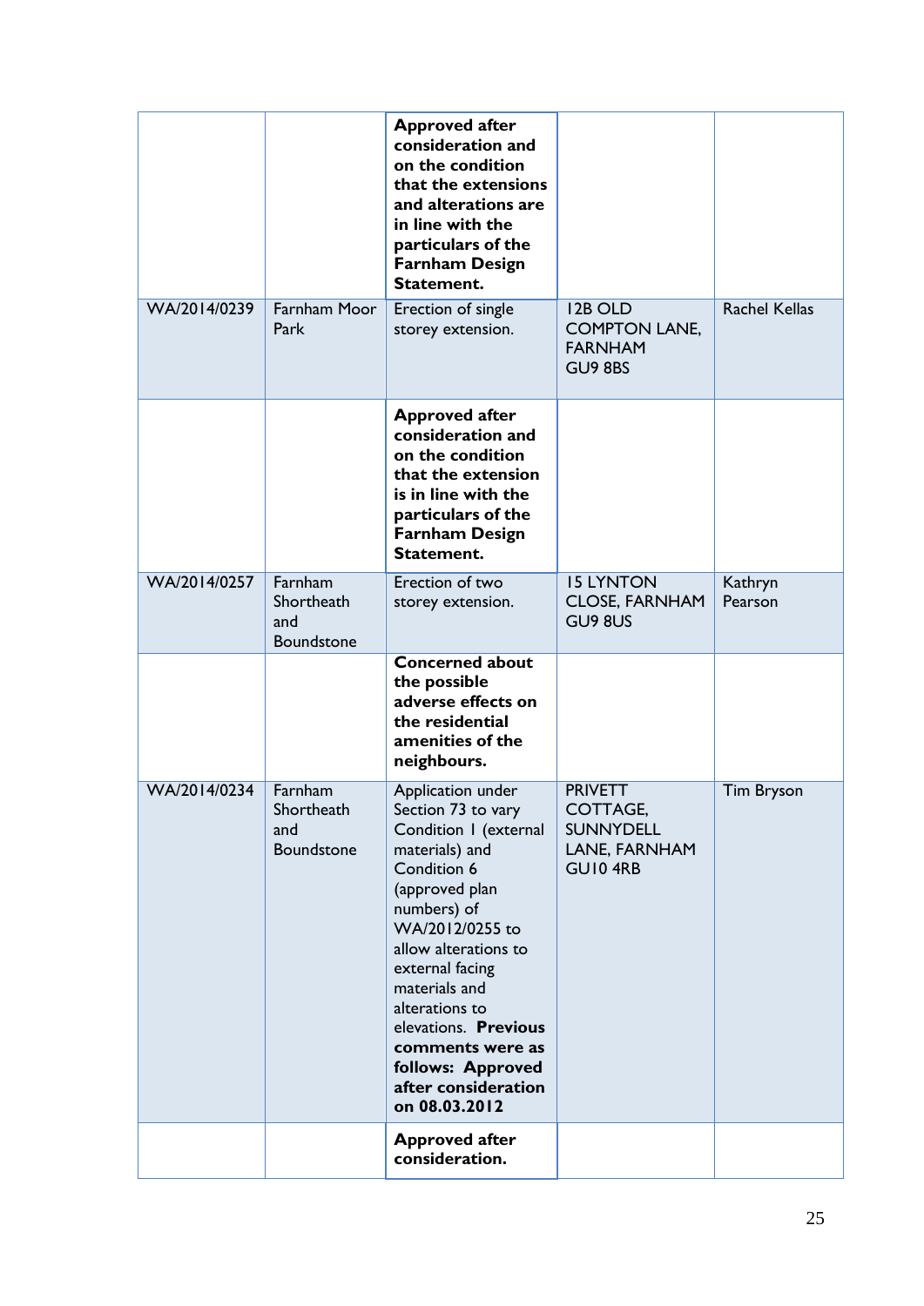| | | **Approved after consideration and on the condition that the extensions and alterations are in line with the particulars of the Farnham Design Statement.** | | |
|---|---|---|---|---|
| WA/2014/0239 | Farnham Moor Park | Erection of single storey extension. | 12B OLD COMPTON LANE, FARNHAM GU9 8BS | Rachel Kellas |
| | | **Approved after consideration and on the condition that the extension is in line with the particulars of the Farnham Design Statement.** | | |
| WA/2014/0257 | Farnham Shortheath and Boundstone | Erection of two storey extension. | 15 LYNTON CLOSE, FARNHAM GU9 8US | Kathryn Pearson |
| | | **Concerned about the possible adverse effects on the residential amenities of the neighbours.** | | |
| WA/2014/0234 | Farnham Shortheath and Boundstone | Application under Section 73 to vary Condition 1 (external materials) and Condition 6 (approved plan numbers) of WA/2012/0255 to allow alterations to external facing materials and alterations to elevations. **Previous comments were as follows: Approved after consideration on 08.03.2012** | PRIVETT COTTAGE, SUNNYDELL LANE, FARNHAM GU10 4RB | Tim Bryson |
| | | **Approved after consideration.** | | |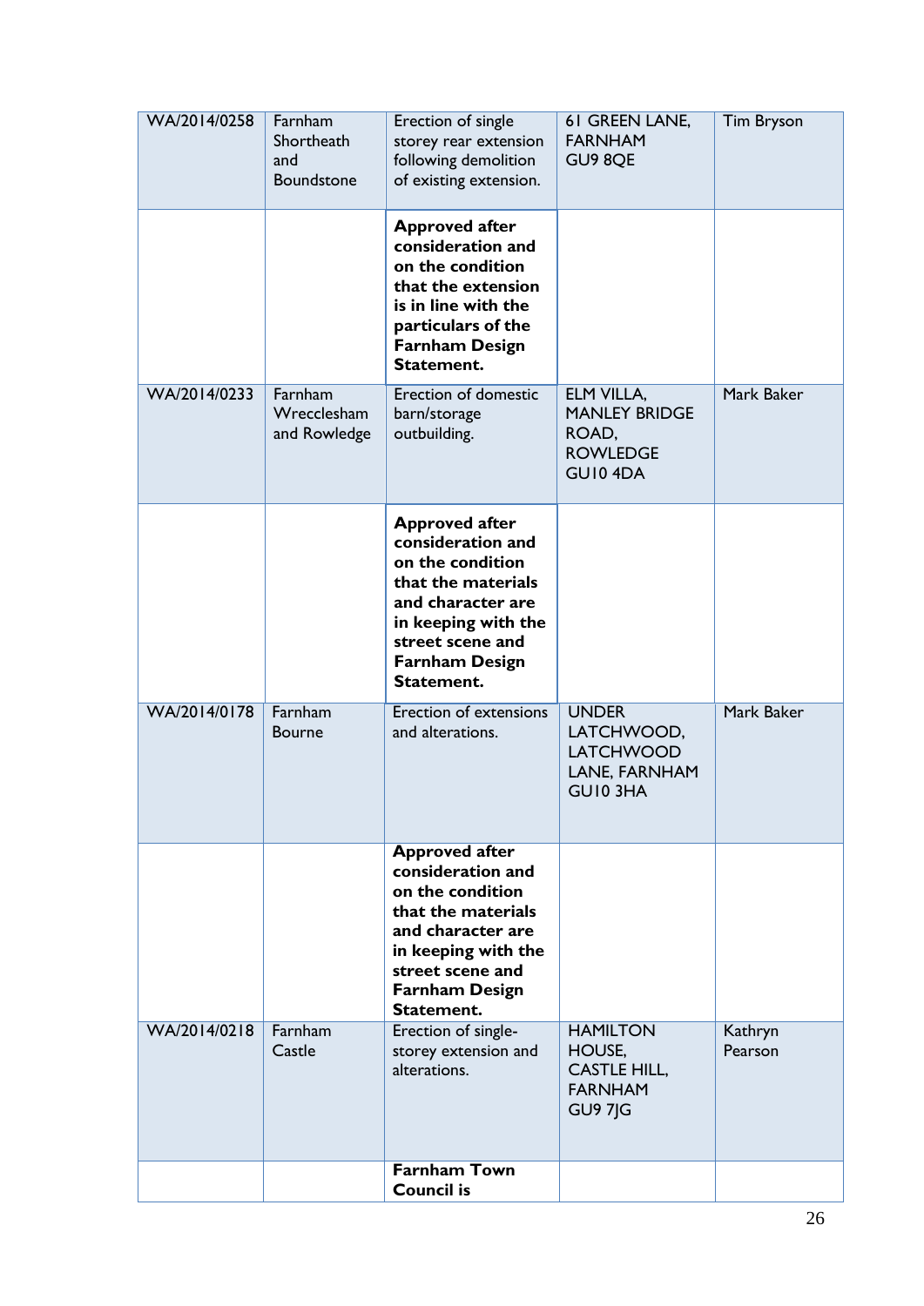| WA/2014/0258 | Farnham Shortheath and Boundstone | Erection of single storey rear extension following demolition of existing extension. | 61 GREEN LANE, FARNHAM GU9 8QE | Tim Bryson |
|---|---|---|---|---|
| | | **Approved after consideration and on the condition that the extension is in line with the particulars of the Farnham Design Statement.** | | |
| WA/2014/0233 | Farnham Wrecclesham and Rowledge | Erection of domestic barn/storage outbuilding. | ELM VILLA, MANLEY BRIDGE ROAD, ROWLEDGE GU10 4DA | Mark Baker |
| | | **Approved after consideration and on the condition that the materials and character are in keeping with the street scene and Farnham Design Statement.** | | |
| WA/2014/0178 | Farnham Bourne | Erection of extensions and alterations. | UNDER LATCHWOOD, LATCHWOOD LANE, FARNHAM GU10 3HA | Mark Baker |
| | | **Approved after consideration and on the condition that the materials and character are in keeping with the street scene and Farnham Design Statement.** | | |
| WA/2014/0218 | Farnham Castle | Erection of single-storey extension and alterations. | HAMILTON HOUSE, CASTLE HILL, FARNHAM GU9 7JG | Kathryn Pearson |
| | | **Farnham Town Council is** | | |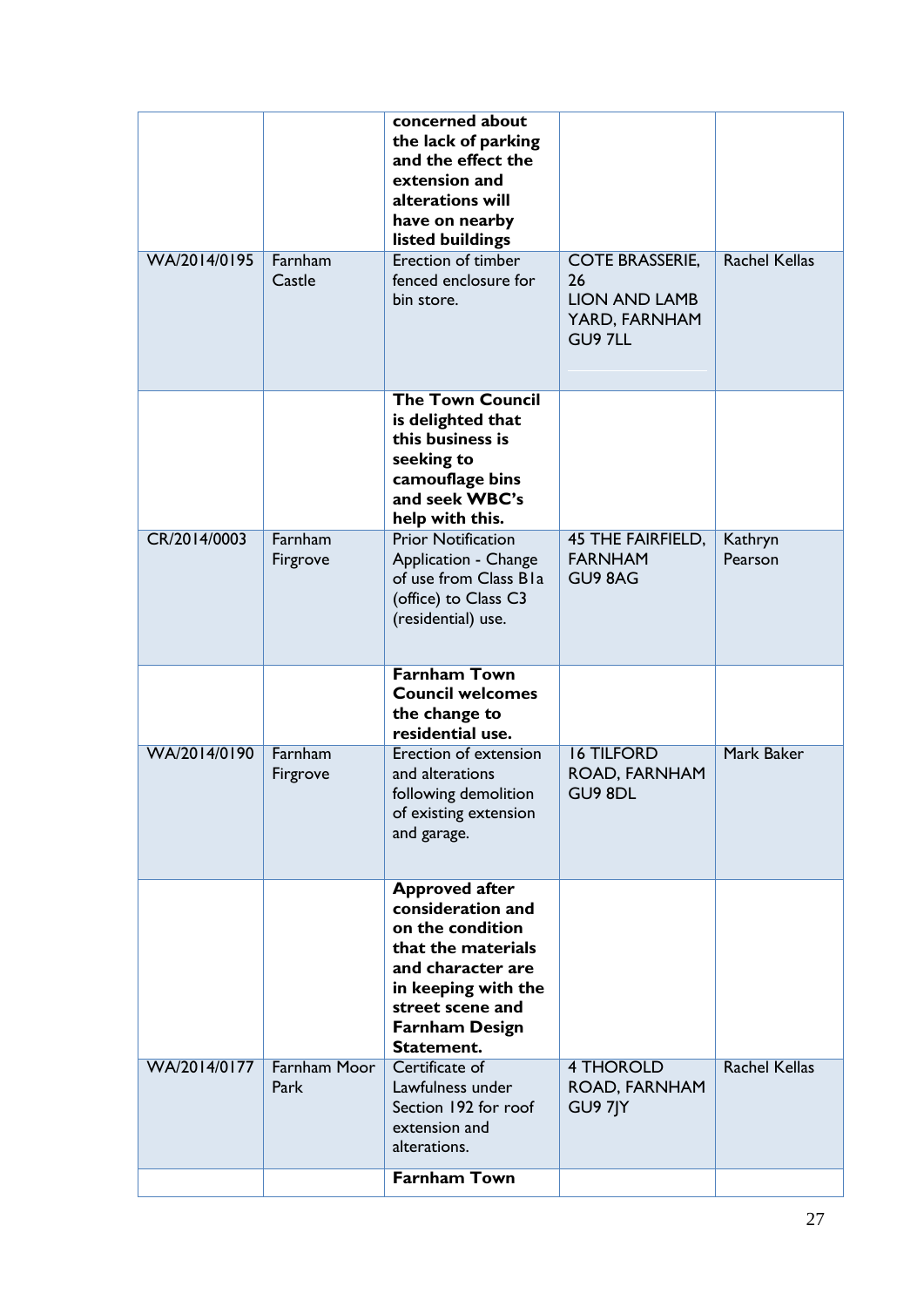| | | | | |
|---|---|---|---|---|
| | | **concerned about the lack of parking and the effect the extension and alterations will have on nearby listed buildings** | | |
| WA/2014/0195 | Farnham Castle | Erection of timber fenced enclosure for bin store. | COTE BRASSERIE, 26 LION AND LAMB YARD, FARNHAM GU9 7LL | Rachel Kellas |
| | | **The Town Council is delighted that this business is seeking to camouflage bins and seek WBC's help with this.** | | |
| CR/2014/0003 | Farnham Firgrove | Prior Notification Application - Change of use from Class B1a (office) to Class C3 (residential) use. | 45 THE FAIRFIELD, FARNHAM GU9 8AG | Kathryn Pearson |
| | | **Farnham Town Council welcomes the change to residential use.** | | |
| WA/2014/0190 | Farnham Firgrove | Erection of extension and alterations following demolition of existing extension and garage. | 16 TILFORD ROAD, FARNHAM GU9 8DL | Mark Baker |
| | | **Approved after consideration and on the condition that the materials and character are in keeping with the street scene and Farnham Design Statement.** | | |
| WA/2014/0177 | Farnham Moor Park | Certificate of Lawfulness under Section 192 for roof extension and alterations. | 4 THOROLD ROAD, FARNHAM GU9 7JY | Rachel Kellas |
| | | **Farnham Town** | | |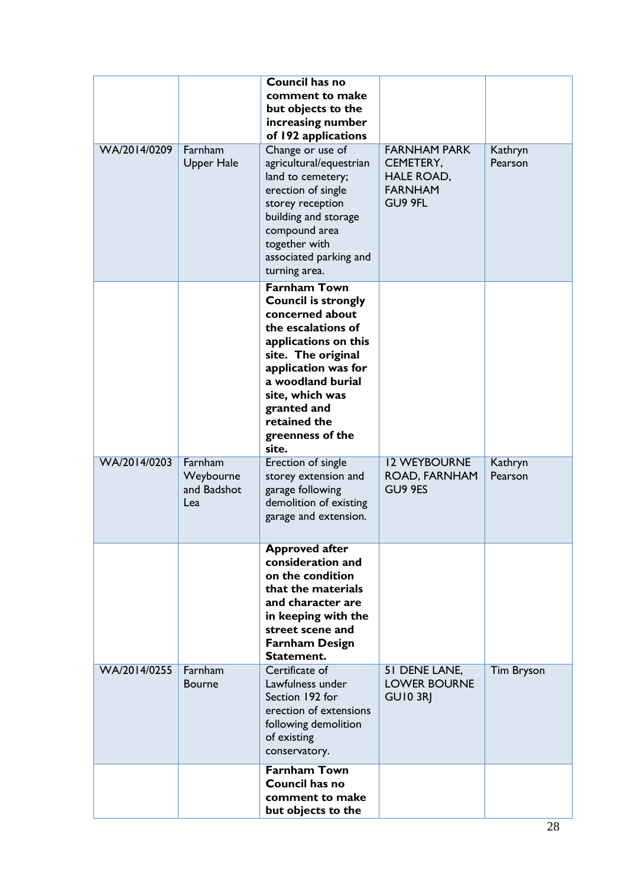| | | | | |
|---|---|---|---|---|
| | | **Council has no comment to make but objects to the increasing number of 192 applications** | | |
| WA/2014/0209 | Farnham Upper Hale | Change or use of agricultural/equestrian land to cemetery; erection of single storey reception building and storage compound area together with associated parking and turning area. | FARNHAM PARK CEMETERY, HALE ROAD, FARNHAM GU9 9FL | Kathryn Pearson |
| | | **Farnham Town Council is strongly concerned about the escalations of applications on this site. The original application was for a woodland burial site, which was granted and retained the greenness of the site.** | | |
| WA/2014/0203 | Farnham Weybourne and Badshot Lea | Erection of single storey extension and garage following demolition of existing garage and extension. | 12 WEYBOURNE ROAD, FARNHAM GU9 9ES | Kathryn Pearson |
| | | **Approved after consideration and on the condition that the materials and character are in keeping with the street scene and Farnham Design Statement.** | | |
| WA/2014/0255 | Farnham Bourne | Certificate of Lawfulness under Section 192 for erection of extensions following demolition of existing conservatory. | 51 DENE LANE, LOWER BOURNE GU10 3RJ | Tim Bryson |
| | | **Farnham Town Council has no comment to make but objects to the** | | |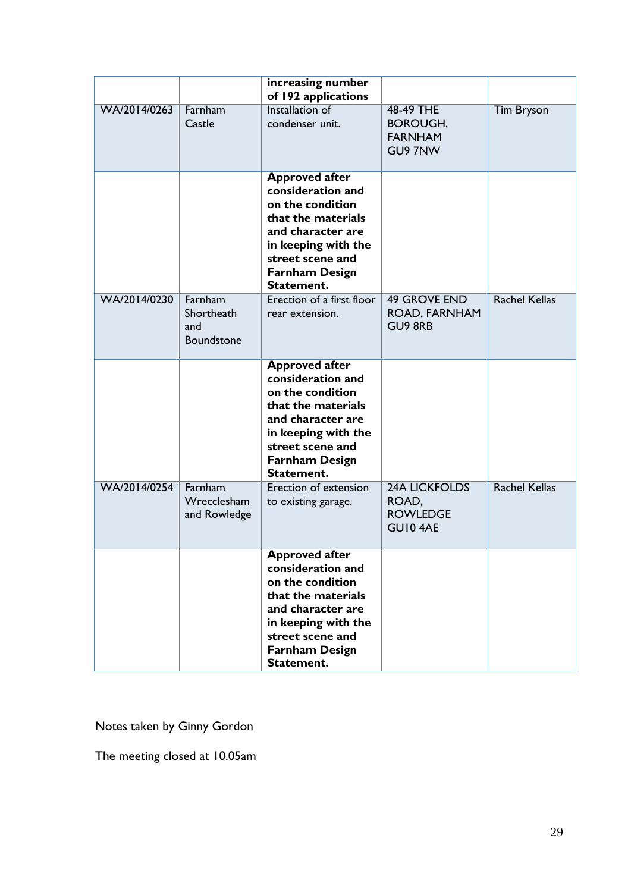|  |  | **increasing number of 192 applications** |  |  |
|---|---|---|---|---|
| WA/2014/0263 | Farnham Castle | Installation of condenser unit. | 48-49 THE BOROUGH, FARNHAM GU9 7NW | Tim Bryson |
|  |  | **Approved after consideration and on the condition that the materials and character are in keeping with the street scene and Farnham Design Statement.** |  |  |
| WA/2014/0230 | Farnham Shortheath and Boundstone | Erection of a first floor rear extension. | 49 GROVE END ROAD, FARNHAM GU9 8RB | Rachel Kellas |
|  |  | **Approved after consideration and on the condition that the materials and character are in keeping with the street scene and Farnham Design Statement.** |  |  |
| WA/2014/0254 | Farnham Wrecclesham and Rowledge | Erection of extension to existing garage. | 24A LICKFOLDS ROAD, ROWLEDGE GU10 4AE | Rachel Kellas |
|  |  | **Approved after consideration and on the condition that the materials and character are in keeping with the street scene and Farnham Design Statement.** |  |  |

Notes taken by Ginny Gordon

The meeting closed at 10.05am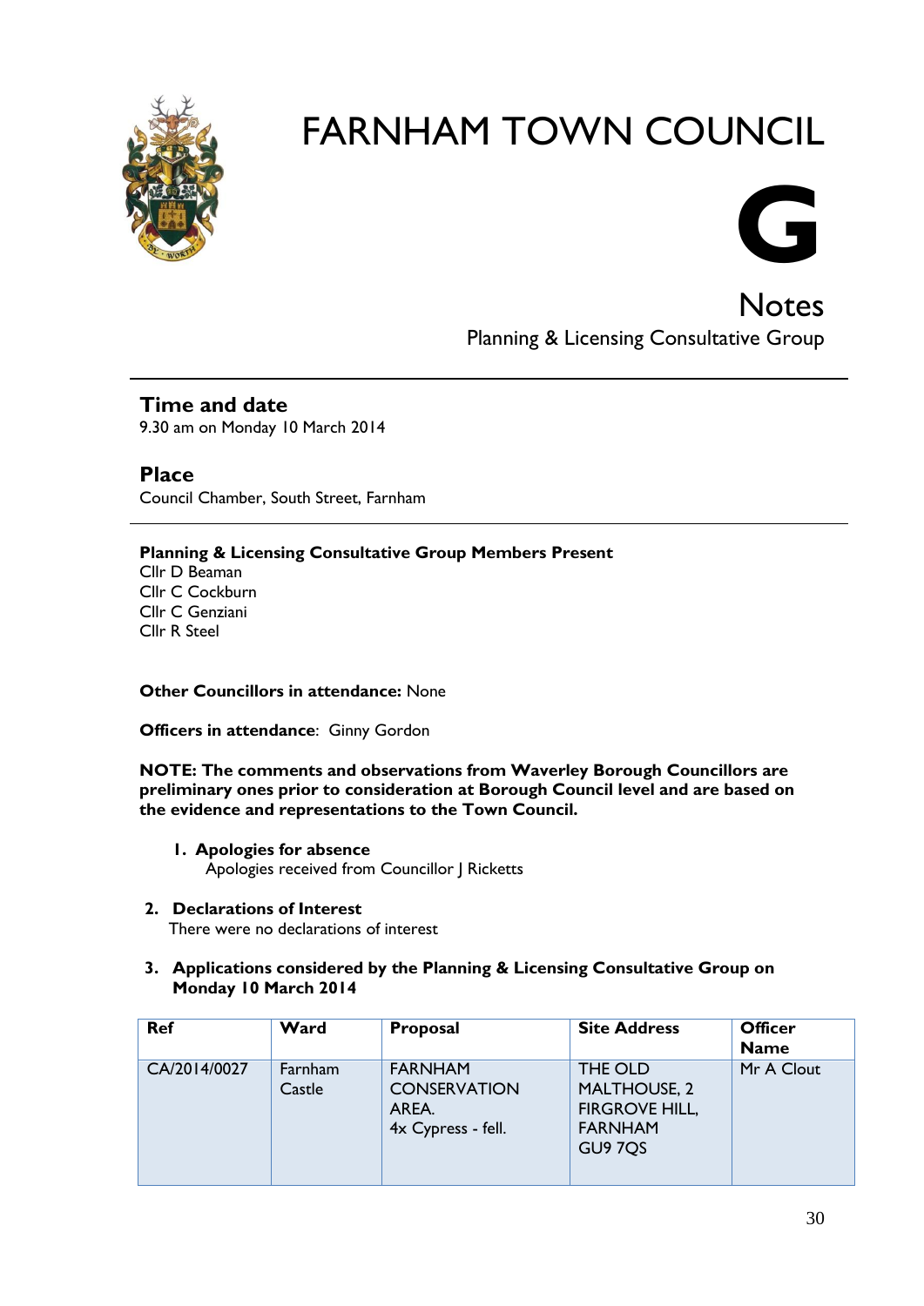# FARNHAM TOWN COUNCIL

# G

## Notes

Planning & Licensing Consultative Group

### Time and date

9.30 am on Monday 10 March 2014

### Place

Council Chamber, South Street, Farnham

**Planning & Licensing Consultative Group Members Present**

Cllr D Beaman
Cllr C Cockburn
Cllr C Genziani
Cllr R Steel

**Other Councillors in attendance:** None

**Officers in attendance**: Ginny Gordon

**NOTE: The comments and observations from Waverley Borough Councillors are preliminary ones prior to consideration at Borough Council level and are based on the evidence and representations to the Town Council.**

1. **Apologies for absence**
   Apologies received from Councillor J Ricketts

2. **Declarations of Interest**
   There were no declarations of interest

3. **Applications considered by the Planning & Licensing Consultative Group on Monday 10 March 2014**

| Ref | Ward | Proposal | Site Address | Officer Name |
|---|---|---|---|---|
| CA/2014/0027 | Farnham Castle | FARNHAM CONSERVATION AREA. 4x Cypress - fell. | THE OLD MALTHOUSE, 2 FIRGROVE HILL, FARNHAM GU9 7QS | Mr A Clout |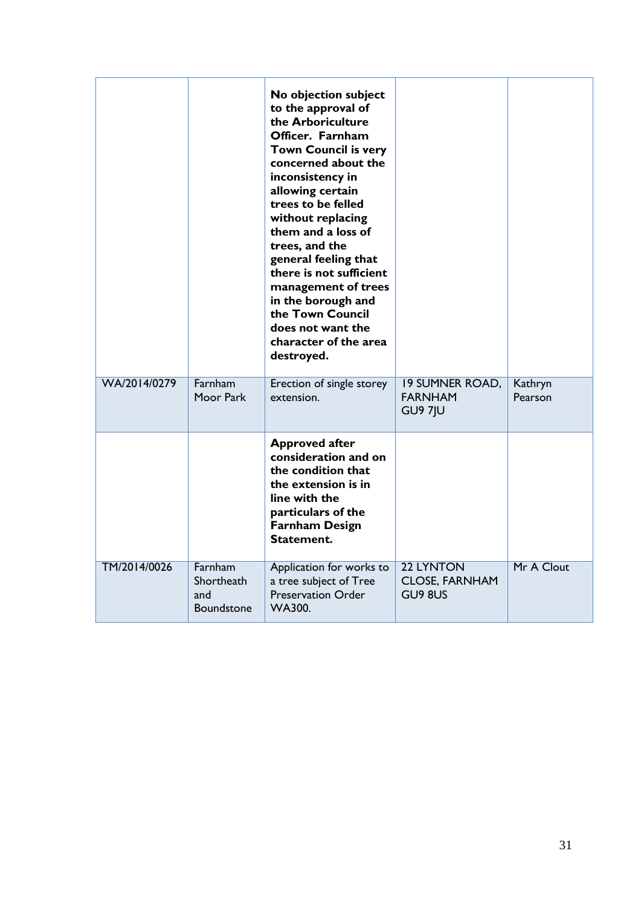| | | | | |
|---|---|---|---|---|
| | | **No objection subject to the approval of the Arboriculture Officer. Farnham Town Council is very concerned about the inconsistency in allowing certain trees to be felled without replacing them and a loss of trees, and the general feeling that there is not sufficient management of trees in the borough and the Town Council does not want the character of the area destroyed.** | | |
| WA/2014/0279 | Farnham Moor Park | Erection of single storey extension. | 19 SUMNER ROAD, FARNHAM GU9 7JU | Kathryn Pearson |
| | | **Approved after consideration and on the condition that the extension is in line with the particulars of the Farnham Design Statement.** | | |
| TM/2014/0026 | Farnham Shortheath and Boundstone | Application for works to a tree subject of Tree Preservation Order WA300. | 22 LYNTON CLOSE, FARNHAM GU9 8US | Mr A Clout |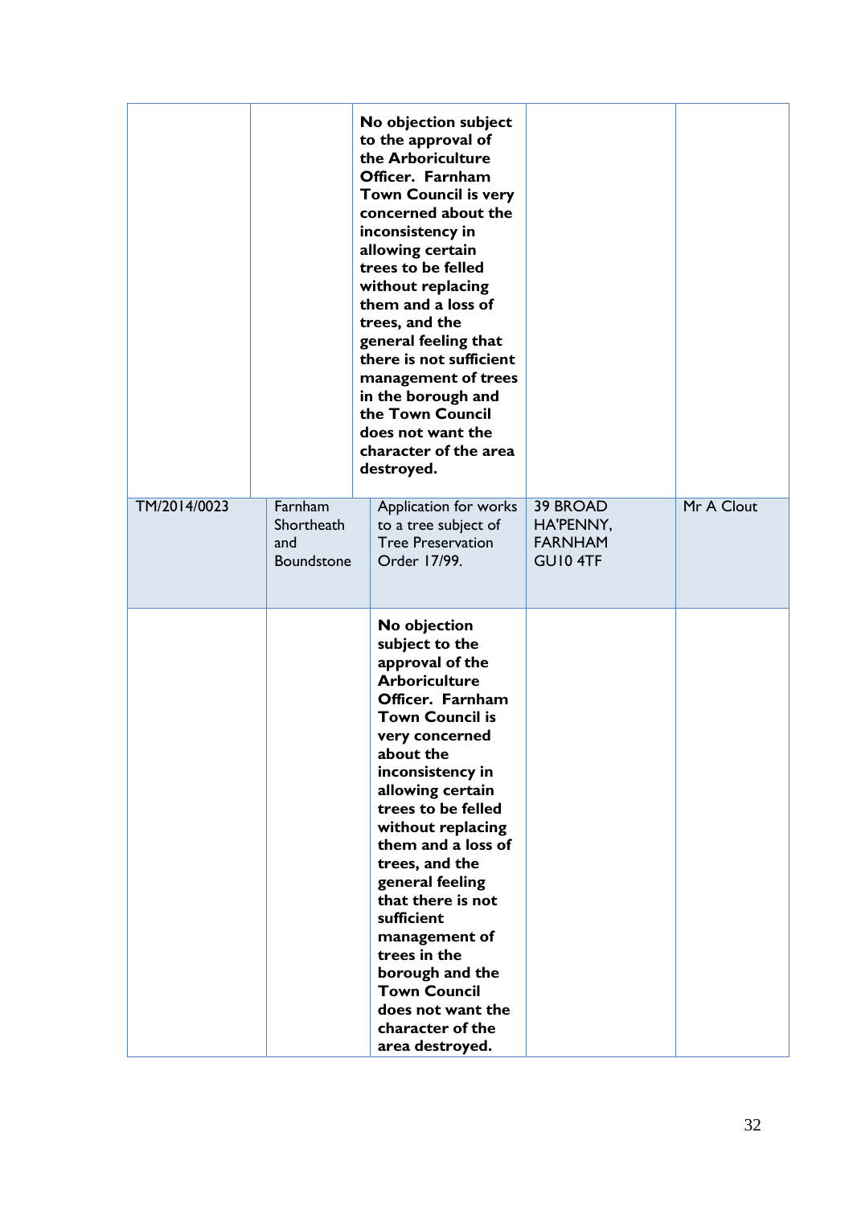| | | | | |
|---|---|---|---|---|
| | | **No objection subject to the approval of the Arboriculture Officer. Farnham Town Council is very concerned about the inconsistency in allowing certain trees to be felled without replacing them and a loss of trees, and the general feeling that there is not sufficient management of trees in the borough and the Town Council does not want the character of the area destroyed.** | | |
| TM/2014/0023 | Farnham Shortheath and Boundstone | Application for works to a tree subject of Tree Preservation Order 17/99. | 39 BROAD HA'PENNY, FARNHAM GU10 4TF | Mr A Clout |
| | | **No objection subject to the approval of the Arboriculture Officer. Farnham Town Council is very concerned about the inconsistency in allowing certain trees to be felled without replacing them and a loss of trees, and the general feeling that there is not sufficient management of trees in the borough and the Town Council does not want the character of the area destroyed.** | | |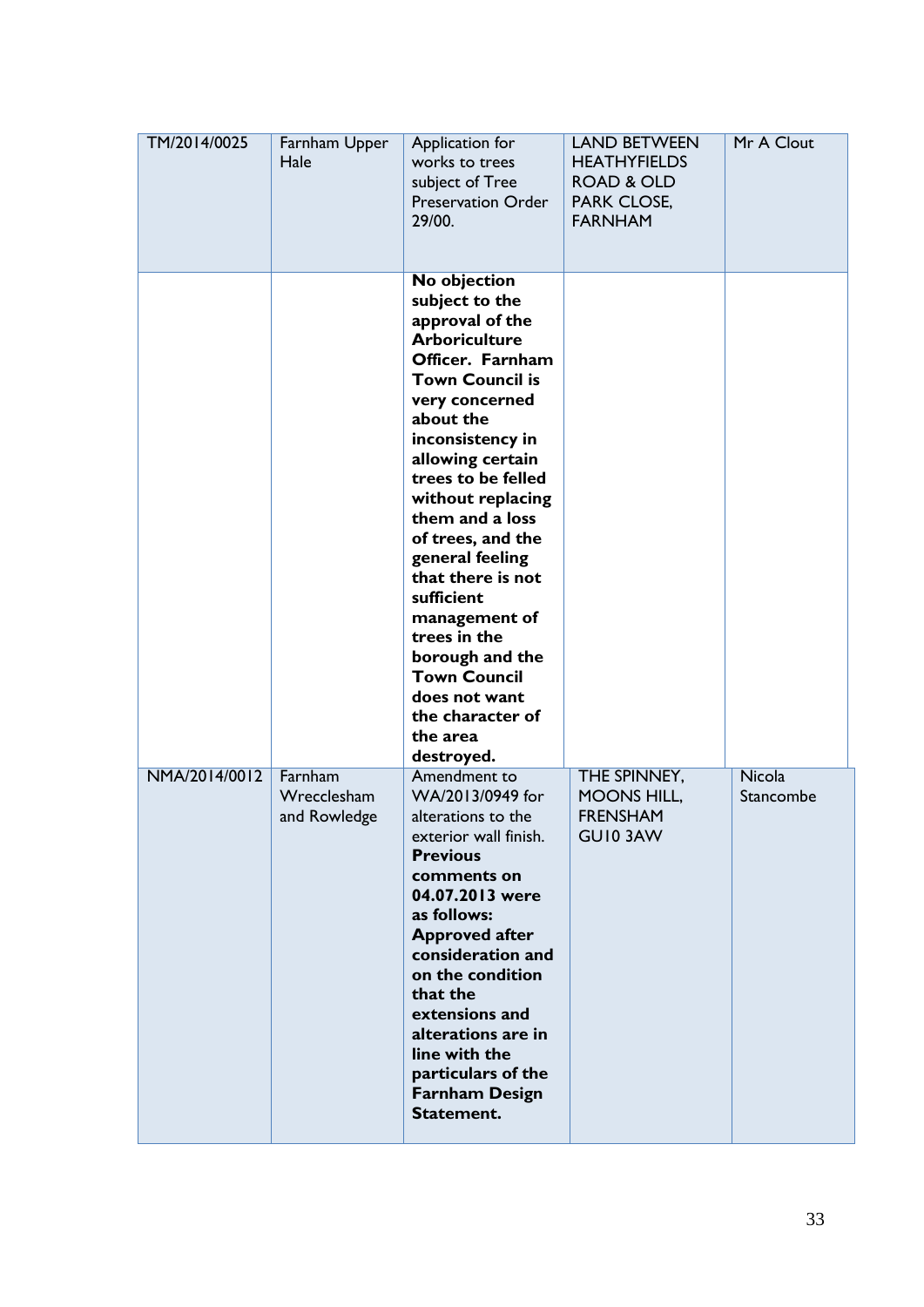| | | | | |
|---|---|---|---|---|
| TM/2014/0025 | Farnham Upper Hale | Application for works to trees subject of Tree Preservation Order 29/00. | LAND BETWEEN HEATHYFIELDS ROAD & OLD PARK CLOSE, FARNHAM | Mr A Clout |
| | | **No objection subject to the approval of the Arboriculture Officer. Farnham Town Council is very concerned about the inconsistency in allowing certain trees to be felled without replacing them and a loss of trees, and the general feeling that there is not sufficient management of trees in the borough and the Town Council does not want the character of the area destroyed.** | | |
| NMA/2014/0012 | Farnham Wrecclesham and Rowledge | Amendment to WA/2013/0949 for alterations to the exterior wall finish. **Previous comments on 04.07.2013 were as follows: Approved after consideration and on the condition that the extensions and alterations are in line with the particulars of the Farnham Design Statement.** | THE SPINNEY, MOONS HILL, FRENSHAM GU10 3AW | Nicola Stancombe |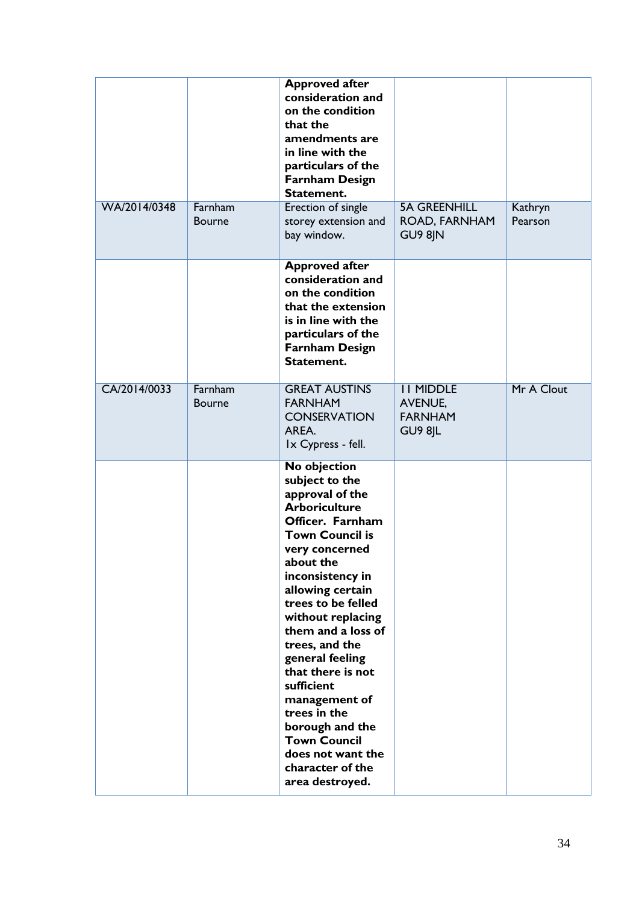| | | | | |
|---|---|---|---|---|
| | | **Approved after consideration and on the condition that the amendments are in line with the particulars of the Farnham Design Statement.** | | |
| WA/2014/0348 | Farnham Bourne | Erection of single storey extension and bay window. | 5A GREENHILL ROAD, FARNHAM GU9 8JN | Kathryn Pearson |
| | | **Approved after consideration and on the condition that the extension is in line with the particulars of the Farnham Design Statement.** | | |
| CA/2014/0033 | Farnham Bourne | GREAT AUSTINS FARNHAM CONSERVATION AREA. 1x Cypress - fell. | 11 MIDDLE AVENUE, FARNHAM GU9 8JL | Mr A Clout |
| | | **No objection subject to the approval of the Arboriculture Officer. Farnham Town Council is very concerned about the inconsistency in allowing certain trees to be felled without replacing them and a loss of trees, and the general feeling that there is not sufficient management of trees in the borough and the Town Council does not want the character of the area destroyed.** | | |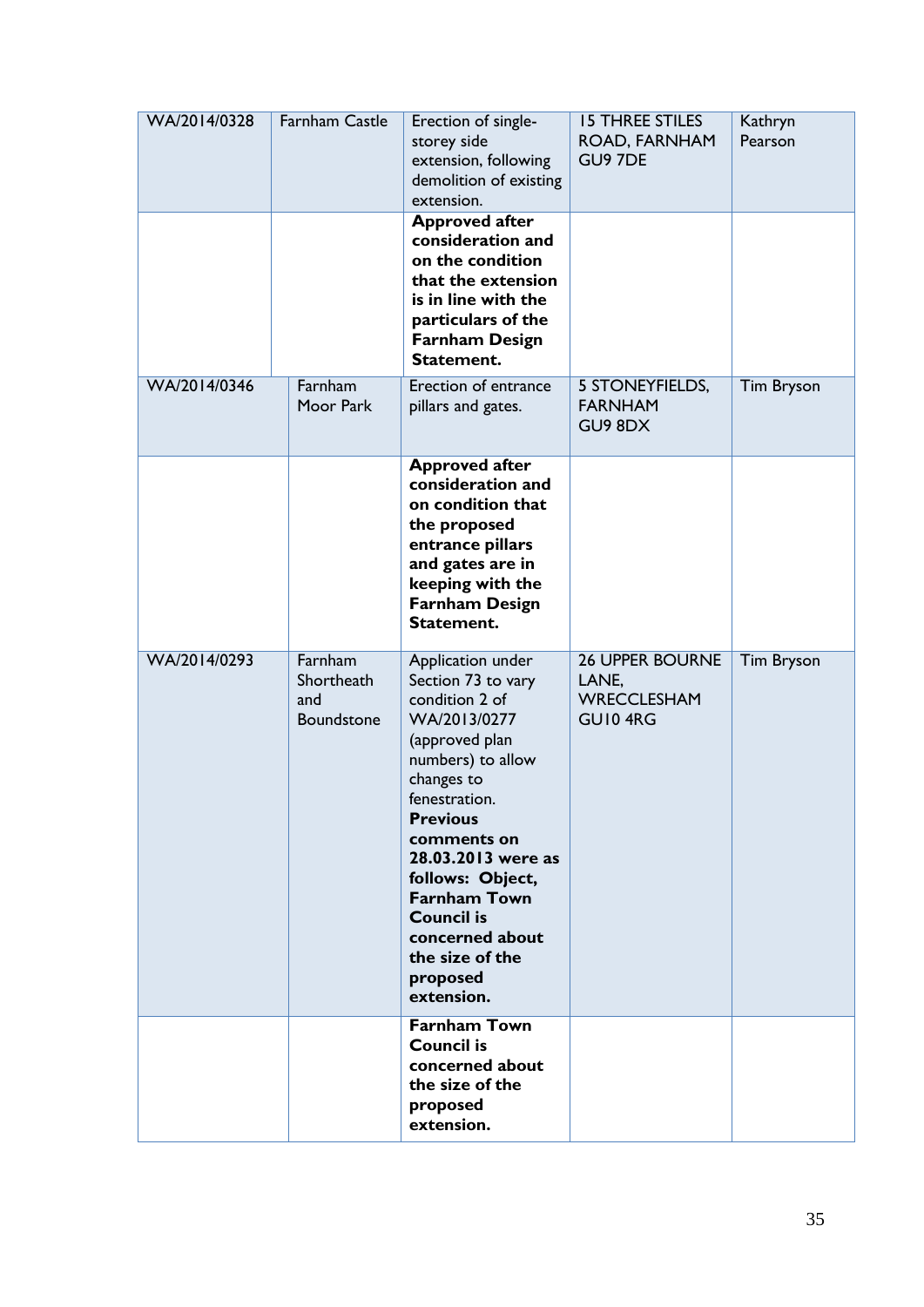| WA/2014/0328 | Farnham Castle | Erection of single-storey side extension, following demolition of existing extension. | 15 THREE STILES ROAD, FARNHAM GU9 7DE | Kathryn Pearson |
|---|---|---|---|---|
| | | **Approved after consideration and on the condition that the extension is in line with the particulars of the Farnham Design Statement.** | | |
| WA/2014/0346 | Farnham Moor Park | Erection of entrance pillars and gates. | 5 STONEYFIELDS, FARNHAM GU9 8DX | Tim Bryson |
| | | **Approved after consideration and on condition that the proposed entrance pillars and gates are in keeping with the Farnham Design Statement.** | | |
| WA/2014/0293 | Farnham Shortheath and Boundstone | Application under Section 73 to vary condition 2 of WA/2013/0277 (approved plan numbers) to allow changes to fenestration. **Previous comments on 28.03.2013 were as follows: Object, Farnham Town Council is concerned about the size of the proposed extension.** | 26 UPPER BOURNE LANE, WRECCLESHAM GU10 4RG | Tim Bryson |
| | | **Farnham Town Council is concerned about the size of the proposed extension.** | | |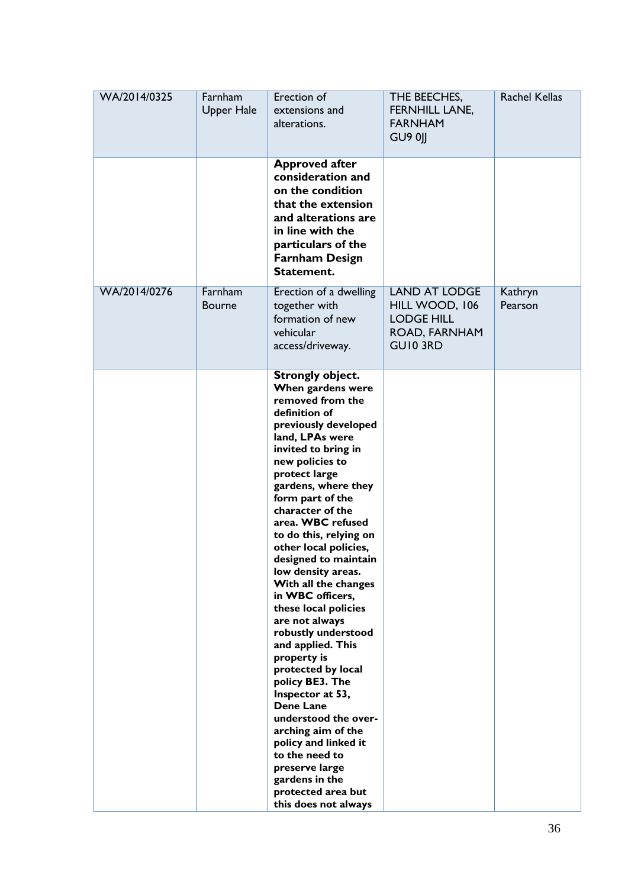| WA/2014/0325 | Farnham Upper Hale | Erection of extensions and alterations. | THE BEECHES, FERNHILL LANE, FARNHAM GU9 0JJ | Rachel Kellas |
|---|---|---|---|---|
| | | **Approved after consideration and on the condition that the extension and alterations are in line with the particulars of the Farnham Design Statement.** | | |
| WA/2014/0276 | Farnham Bourne | Erection of a dwelling together with formation of new vehicular access/driveway. | LAND AT LODGE HILL WOOD, 106 LODGE HILL ROAD, FARNHAM GU10 3RD | Kathryn Pearson |
| | | **Strongly object. When gardens were removed from the definition of previously developed land, LPAs were invited to bring in new policies to protect large gardens, where they form part of the character of the area. WBC refused to do this, relying on other local policies, designed to maintain low density areas. With all the changes in WBC officers, these local policies are not always robustly understood and applied. This property is protected by local policy BE3. The Inspector at 53, Dene Lane understood the over-arching aim of the policy and linked it to the need to preserve large gardens in the protected area but this does not always** | | |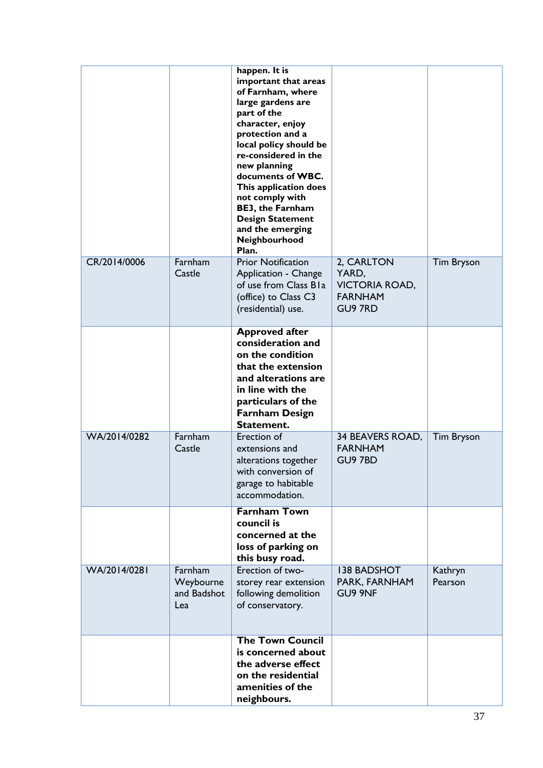| | | | | |
|---|---|---|---|---|
| | | **happen. It is important that areas of Farnham, where large gardens are part of the character, enjoy protection and a local policy should be re-considered in the new planning documents of WBC. This application does not comply with BE3, the Farnham Design Statement and the emerging Neighbourhood Plan.** | | |
| CR/2014/0006 | Farnham Castle | Prior Notification Application - Change of use from Class B1a (office) to Class C3 (residential) use. | 2, CARLTON YARD, VICTORIA ROAD, FARNHAM GU9 7RD | Tim Bryson |
| | | **Approved after consideration and on the condition that the extension and alterations are in line with the particulars of the Farnham Design Statement.** | | |
| WA/2014/0282 | Farnham Castle | Erection of extensions and alterations together with conversion of garage to habitable accommodation. | 34 BEAVERS ROAD, FARNHAM GU9 7BD | Tim Bryson |
| | | **Farnham Town council is concerned at the loss of parking on this busy road.** | | |
| WA/2014/0281 | Farnham Weybourne and Badshot Lea | Erection of two-storey rear extension following demolition of conservatory. | 138 BADSHOT PARK, FARNHAM GU9 9NF | Kathryn Pearson |
| | | **The Town Council is concerned about the adverse effect on the residential amenities of the neighbours.** | | |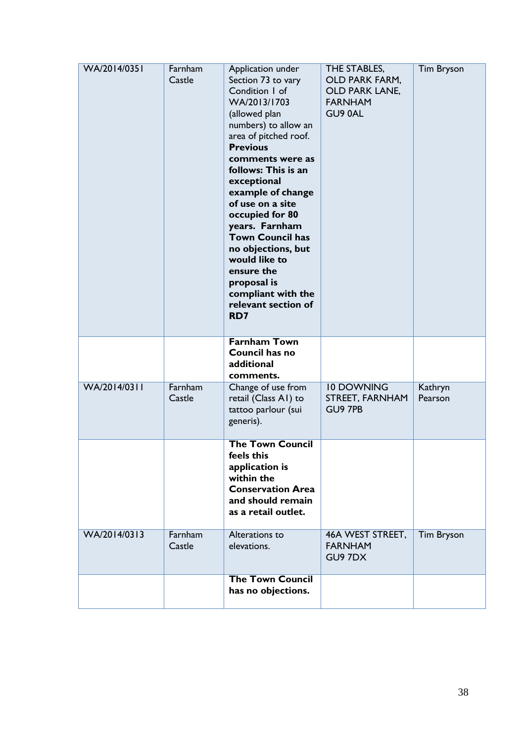| WA/2014/0351 | Farnham Castle | Application under Section 73 to vary Condition 1 of WA/2013/1703 (allowed plan numbers) to allow an area of pitched roof. **Previous comments were as follows: This is an exceptional example of change of use on a site occupied for 80 years. Farnham Town Council has no objections, but would like to ensure the proposal is compliant with the relevant section of RD7** | THE STABLES, OLD PARK FARM, OLD PARK LANE, FARNHAM GU9 0AL | Tim Bryson |
|---|---|---|---|---|
| | | **Farnham Town Council has no additional comments.** | | |
| WA/2014/0311 | Farnham Castle | Change of use from retail (Class A1) to tattoo parlour (sui generis). | 10 DOWNING STREET, FARNHAM GU9 7PB | Kathryn Pearson |
| | | **The Town Council feels this application is within the Conservation Area and should remain as a retail outlet.** | | |
| WA/2014/0313 | Farnham Castle | Alterations to elevations. | 46A WEST STREET, FARNHAM GU9 7DX | Tim Bryson |
| | | **The Town Council has no objections.** | | |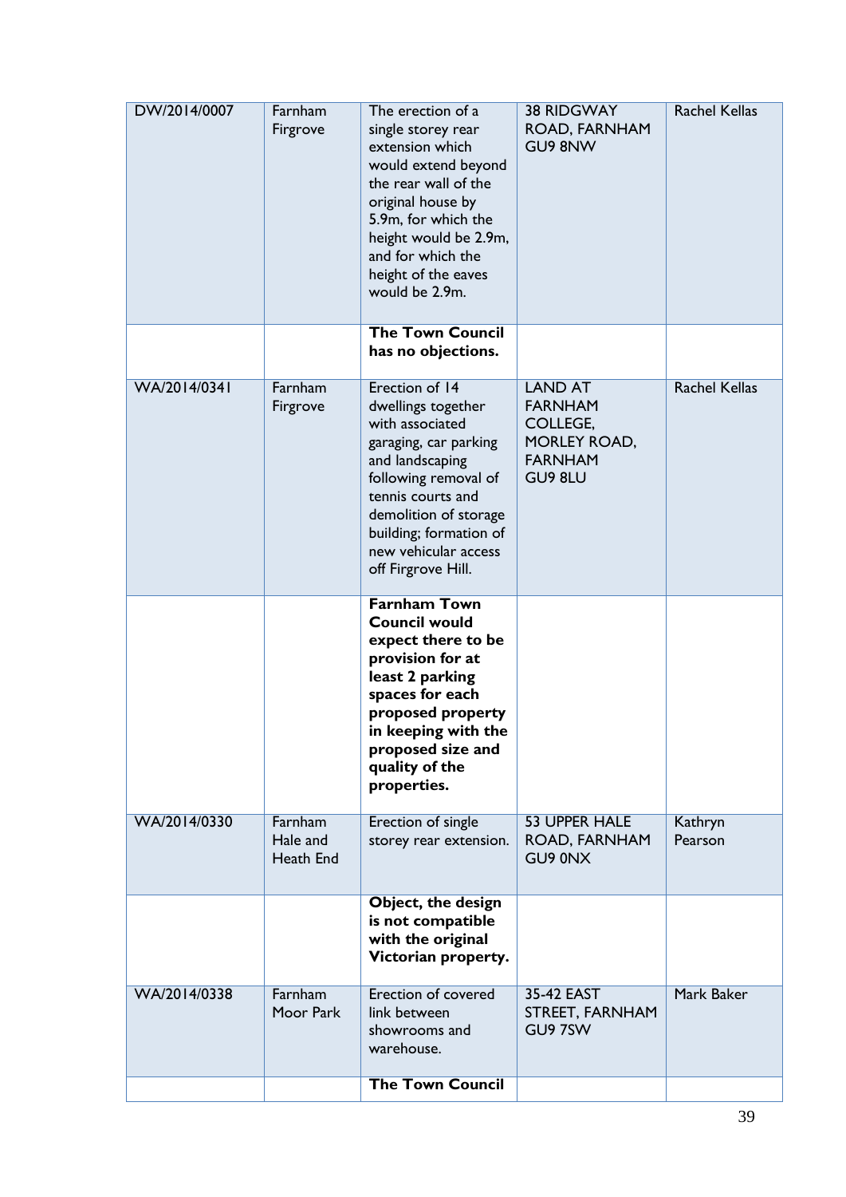| DW/2014/0007 | Farnham Firgrove | The erection of a single storey rear extension which would extend beyond the rear wall of the original house by 5.9m, for which the height would be 2.9m, and for which the height of the eaves would be 2.9m. | 38 RIDGWAY ROAD, FARNHAM GU9 8NW | Rachel Kellas |
|---|---|---|---|---|
| | | **The Town Council has no objections.** | | |
| WA/2014/0341 | Farnham Firgrove | Erection of 14 dwellings together with associated garaging, car parking and landscaping following removal of tennis courts and demolition of storage building; formation of new vehicular access off Firgrove Hill. | LAND AT FARNHAM COLLEGE, MORLEY ROAD, FARNHAM GU9 8LU | Rachel Kellas |
| | | **Farnham Town Council would expect there to be provision for at least 2 parking spaces for each proposed property in keeping with the proposed size and quality of the properties.** | | |
| WA/2014/0330 | Farnham Hale and Heath End | Erection of single storey rear extension. | 53 UPPER HALE ROAD, FARNHAM GU9 0NX | Kathryn Pearson |
| | | **Object, the design is not compatible with the original Victorian property.** | | |
| WA/2014/0338 | Farnham Moor Park | Erection of covered link between showrooms and warehouse. | 35-42 EAST STREET, FARNHAM GU9 7SW | Mark Baker |
| | | **The Town Council** | | |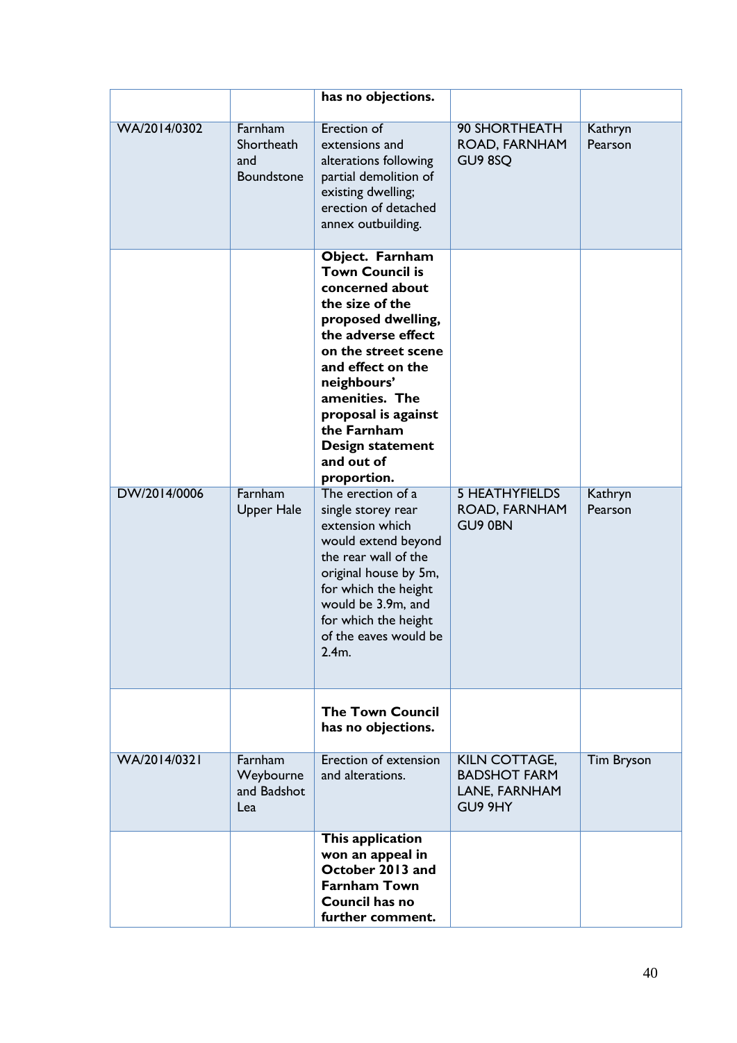| | | **has no objections.** | | |
|---|---|---|---|---|
| WA/2014/0302 | Farnham Shortheath and Boundstone | Erection of extensions and alterations following partial demolition of existing dwelling; erection of detached annex outbuilding. | 90 SHORTHEATH ROAD, FARNHAM GU9 8SQ | Kathryn Pearson |
| | | **Object. Farnham Town Council is concerned about the size of the proposed dwelling, the adverse effect on the street scene and effect on the neighbours' amenities. The proposal is against the Farnham Design statement and out of proportion.** | | |
| DW/2014/0006 | Farnham Upper Hale | The erection of a single storey rear extension which would extend beyond the rear wall of the original house by 5m, for which the height would be 3.9m, and for which the height of the eaves would be 2.4m. | 5 HEATHYFIELDS ROAD, FARNHAM GU9 0BN | Kathryn Pearson |
| | | **The Town Council has no objections.** | | |
| WA/2014/0321 | Farnham Weybourne and Badshot Lea | Erection of extension and alterations. | KILN COTTAGE, BADSHOT FARM LANE, FARNHAM GU9 9HY | Tim Bryson |
| | | **This application won an appeal in October 2013 and Farnham Town Council has no further comment.** | | |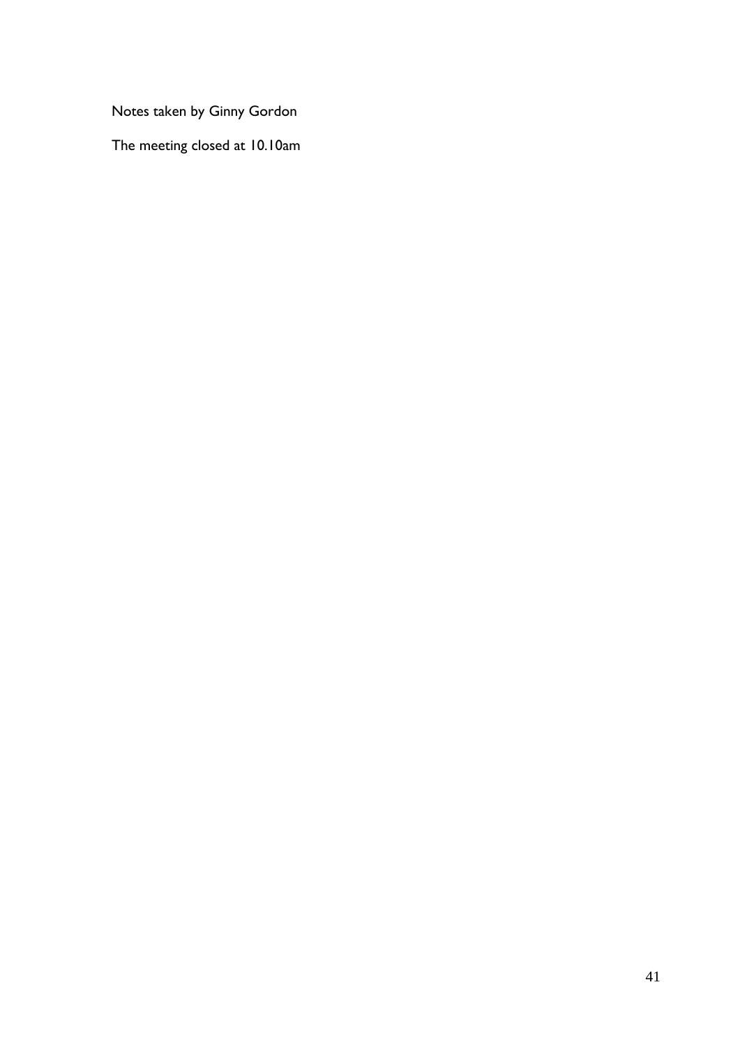Notes taken by Ginny Gordon

The meeting closed at 10.10am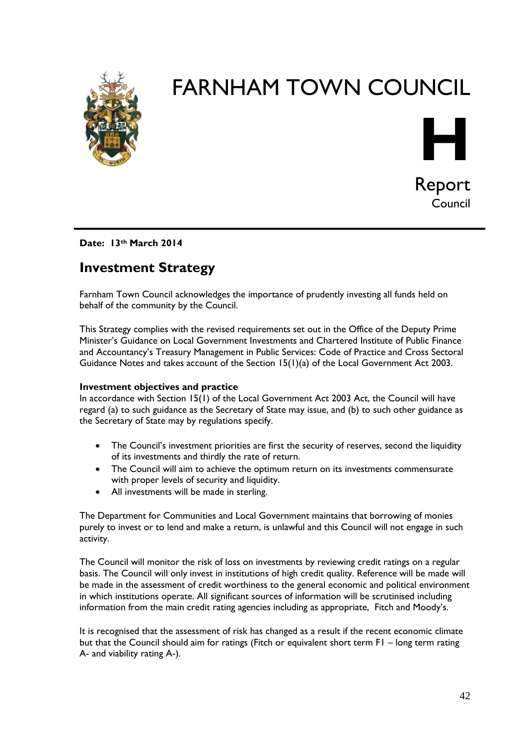# FARNHAM TOWN COUNCIL

**H**

Report
Council

**Date: 13th March 2014**

## Investment Strategy

Farnham Town Council acknowledges the importance of prudently investing all funds held on behalf of the community by the Council.

This Strategy complies with the revised requirements set out in the Office of the Deputy Prime Minister's Guidance on Local Government Investments and Chartered Institute of Public Finance and Accountancy's Treasury Management in Public Services: Code of Practice and Cross Sectoral Guidance Notes and takes account of the Section 15(1)(a) of the Local Government Act 2003.

**Investment objectives and practice**
In accordance with Section 15(1) of the Local Government Act 2003 Act, the Council will have regard (a) to such guidance as the Secretary of State may issue, and (b) to such other guidance as the Secretary of State may by regulations specify.

- The Council's investment priorities are first the security of reserves, second the liquidity of its investments and thirdly the rate of return.
- The Council will aim to achieve the optimum return on its investments commensurate with proper levels of security and liquidity.
- All investments will be made in sterling.

The Department for Communities and Local Government maintains that borrowing of monies purely to invest or to lend and make a return, is unlawful and this Council will not engage in such activity.

The Council will monitor the risk of loss on investments by reviewing credit ratings on a regular basis. The Council will only invest in institutions of high credit quality. Reference will be made in the assessment of credit worthiness to the general economic and political environment in which institutions operate. All significant sources of information will be scrutinised including information from the main credit rating agencies including as appropriate, Fitch and Moody's.

It is recognised that the assessment of risk has changed as a result if the recent economic climate but that the Council should aim for ratings (Fitch or equivalent short term F1 – long term rating A- and viability rating A-).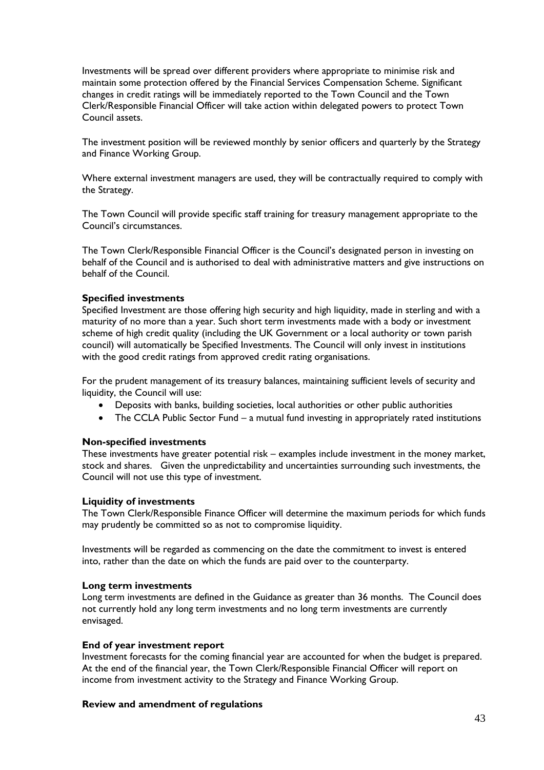Investments will be spread over different providers where appropriate to minimise risk and maintain some protection offered by the Financial Services Compensation Scheme. Significant changes in credit ratings will be immediately reported to the Town Council and the Town Clerk/Responsible Financial Officer will take action within delegated powers to protect Town Council assets.

The investment position will be reviewed monthly by senior officers and quarterly by the Strategy and Finance Working Group.

Where external investment managers are used, they will be contractually required to comply with the Strategy.

The Town Council will provide specific staff training for treasury management appropriate to the Council's circumstances.

The Town Clerk/Responsible Financial Officer is the Council's designated person in investing on behalf of the Council and is authorised to deal with administrative matters and give instructions on behalf of the Council.

**Specified investments**

Specified Investment are those offering high security and high liquidity, made in sterling and with a maturity of no more than a year. Such short term investments made with a body or investment scheme of high credit quality (including the UK Government or a local authority or town parish council) will automatically be Specified Investments. The Council will only invest in institutions with the good credit ratings from approved credit rating organisations.

For the prudent management of its treasury balances, maintaining sufficient levels of security and liquidity, the Council will use:

- Deposits with banks, building societies, local authorities or other public authorities
- The CCLA Public Sector Fund – a mutual fund investing in appropriately rated institutions

**Non-specified investments**

These investments have greater potential risk – examples include investment in the money market, stock and shares. Given the unpredictability and uncertainties surrounding such investments, the Council will not use this type of investment.

**Liquidity of investments**

The Town Clerk/Responsible Finance Officer will determine the maximum periods for which funds may prudently be committed so as not to compromise liquidity.

Investments will be regarded as commencing on the date the commitment to invest is entered into, rather than the date on which the funds are paid over to the counterparty.

**Long term investments**

Long term investments are defined in the Guidance as greater than 36 months. The Council does not currently hold any long term investments and no long term investments are currently envisaged.

**End of year investment report**

Investment forecasts for the coming financial year are accounted for when the budget is prepared. At the end of the financial year, the Town Clerk/Responsible Financial Officer will report on income from investment activity to the Strategy and Finance Working Group.

**Review and amendment of regulations**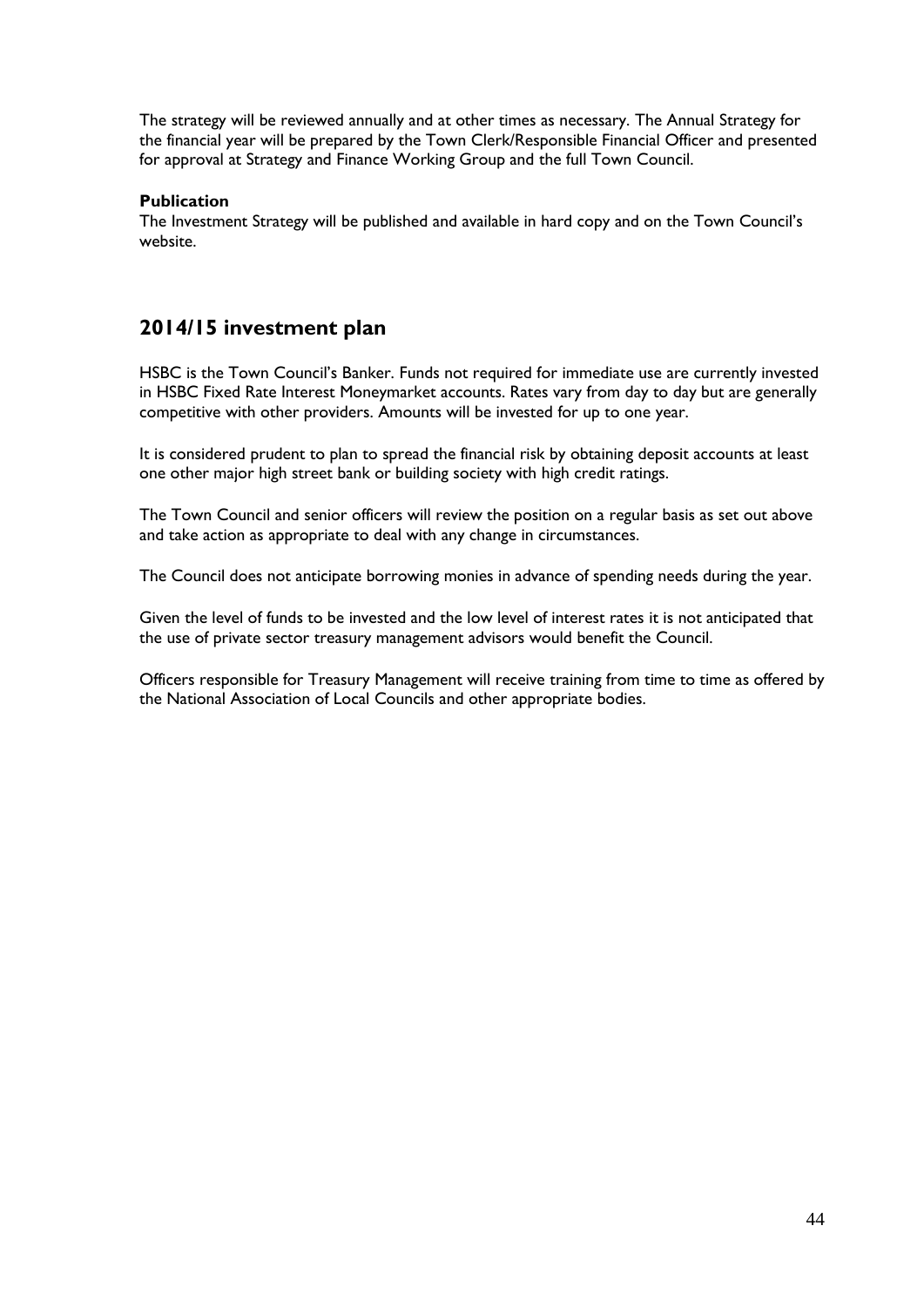The strategy will be reviewed annually and at other times as necessary. The Annual Strategy for the financial year will be prepared by the Town Clerk/Responsible Financial Officer and presented for approval at Strategy and Finance Working Group and the full Town Council.

**Publication**
The Investment Strategy will be published and available in hard copy and on the Town Council's website.

## 2014/15 investment plan

HSBC is the Town Council's Banker. Funds not required for immediate use are currently invested in HSBC Fixed Rate Interest Moneymarket accounts. Rates vary from day to day but are generally competitive with other providers. Amounts will be invested for up to one year.

It is considered prudent to plan to spread the financial risk by obtaining deposit accounts at least one other major high street bank or building society with high credit ratings.

The Town Council and senior officers will review the position on a regular basis as set out above and take action as appropriate to deal with any change in circumstances.

The Council does not anticipate borrowing monies in advance of spending needs during the year.

Given the level of funds to be invested and the low level of interest rates it is not anticipated that the use of private sector treasury management advisors would benefit the Council.

Officers responsible for Treasury Management will receive training from time to time as offered by the National Association of Local Councils and other appropriate bodies.